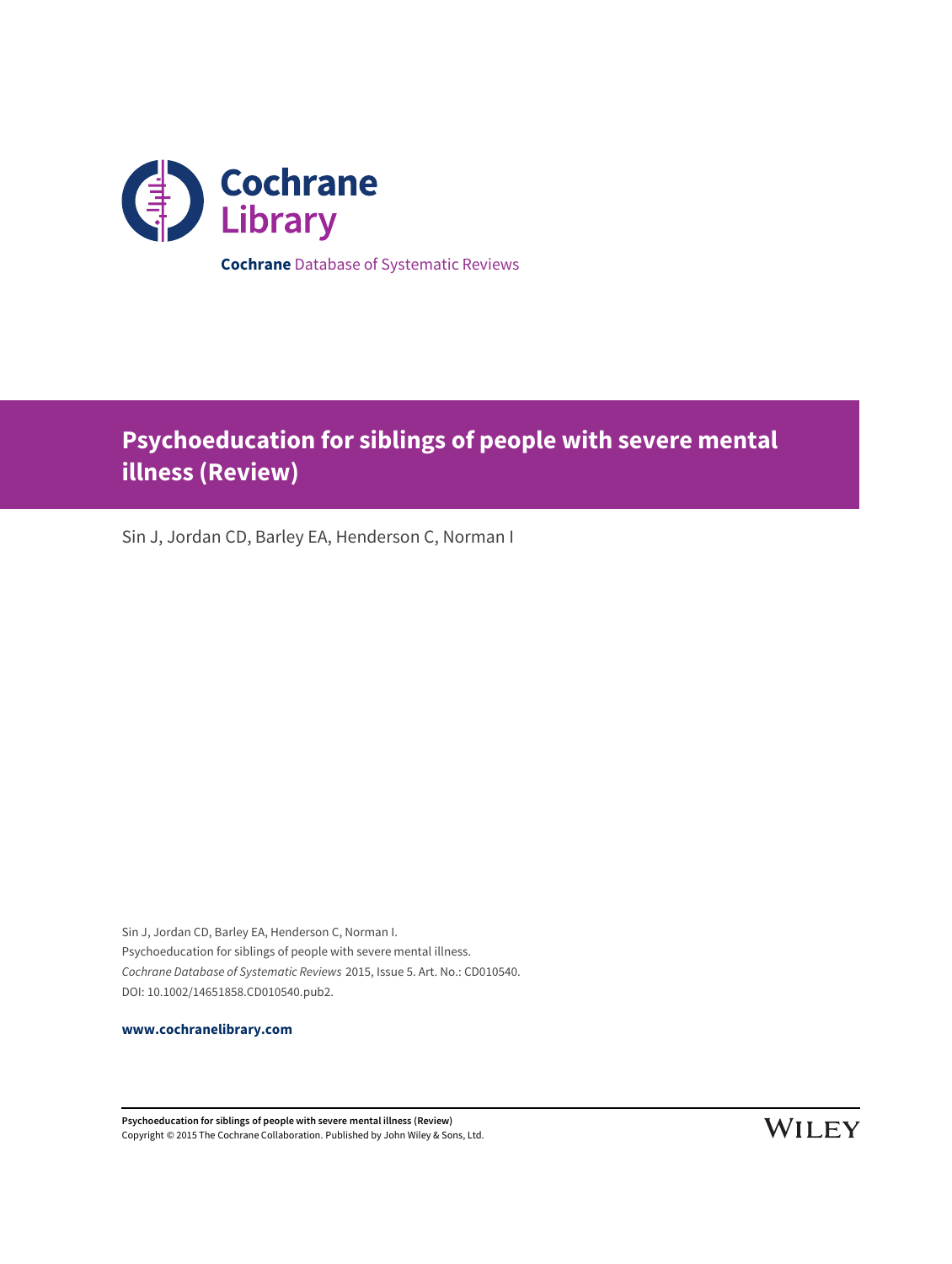Cochrane Library

**Cochrane** Database of Systematic Reviews

# Psychoeducation for siblings of people with severe mental illness (Review)

Sin J, Jordan CD, Barley EA, Henderson C, Norman I

Sin J, Jordan CD, Barley EA, Henderson C, Norman I.
Psychoeducation for siblings of people with severe mental illness.
*Cochrane Database of Systematic Reviews* 2015, Issue 5. Art. No.: CD010540.
DOI: 10.1002/14651858.CD010540.pub2.

**www.cochranelibrary.com**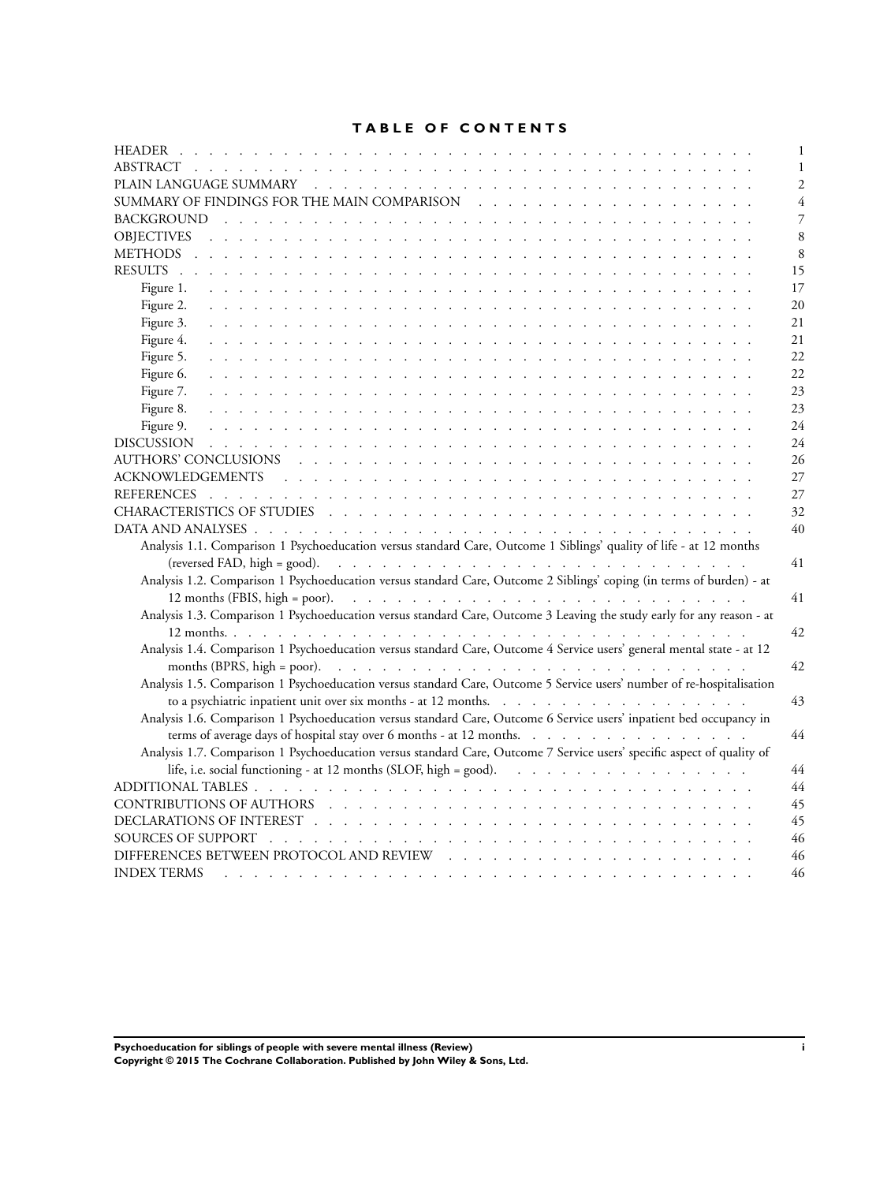# TABLE OF CONTENTS

| | |
|---|---|
| HEADER | 1 |
| ABSTRACT | 1 |
| PLAIN LANGUAGE SUMMARY | 2 |
| SUMMARY OF FINDINGS FOR THE MAIN COMPARISON | 4 |
| BACKGROUND | 7 |
| OBJECTIVES | 8 |
| METHODS | 8 |
| RESULTS | 15 |
| Figure 1. | 17 |
| Figure 2. | 20 |
| Figure 3. | 21 |
| Figure 4. | 21 |
| Figure 5. | 22 |
| Figure 6. | 22 |
| Figure 7. | 23 |
| Figure 8. | 23 |
| Figure 9. | 24 |
| DISCUSSION | 24 |
| AUTHORS' CONCLUSIONS | 26 |
| ACKNOWLEDGEMENTS | 27 |
| REFERENCES | 27 |
| CHARACTERISTICS OF STUDIES | 32 |
| DATA AND ANALYSES | 40 |
| Analysis 1.1. Comparison 1 Psychoeducation versus standard Care, Outcome 1 Siblings' quality of life - at 12 months (reversed FAD, high = good). | 41 |
| Analysis 1.2. Comparison 1 Psychoeducation versus standard Care, Outcome 2 Siblings' coping (in terms of burden) - at 12 months (FBIS, high = poor). | 41 |
| Analysis 1.3. Comparison 1 Psychoeducation versus standard Care, Outcome 3 Leaving the study early for any reason - at 12 months. | 42 |
| Analysis 1.4. Comparison 1 Psychoeducation versus standard Care, Outcome 4 Service users' general mental state - at 12 months (BPRS, high = poor). | 42 |
| Analysis 1.5. Comparison 1 Psychoeducation versus standard Care, Outcome 5 Service users' number of re-hospitalisation to a psychiatric inpatient unit over six months - at 12 months. | 43 |
| Analysis 1.6. Comparison 1 Psychoeducation versus standard Care, Outcome 6 Service users' inpatient bed occupancy in terms of average days of hospital stay over 6 months - at 12 months. | 44 |
| Analysis 1.7. Comparison 1 Psychoeducation versus standard Care, Outcome 7 Service users' specific aspect of quality of life, i.e. social functioning - at 12 months (SLOF, high = good). | 44 |
| ADDITIONAL TABLES | 44 |
| CONTRIBUTIONS OF AUTHORS | 45 |
| DECLARATIONS OF INTEREST | 45 |
| SOURCES OF SUPPORT | 46 |
| DIFFERENCES BETWEEN PROTOCOL AND REVIEW | 46 |
| INDEX TERMS | 46 |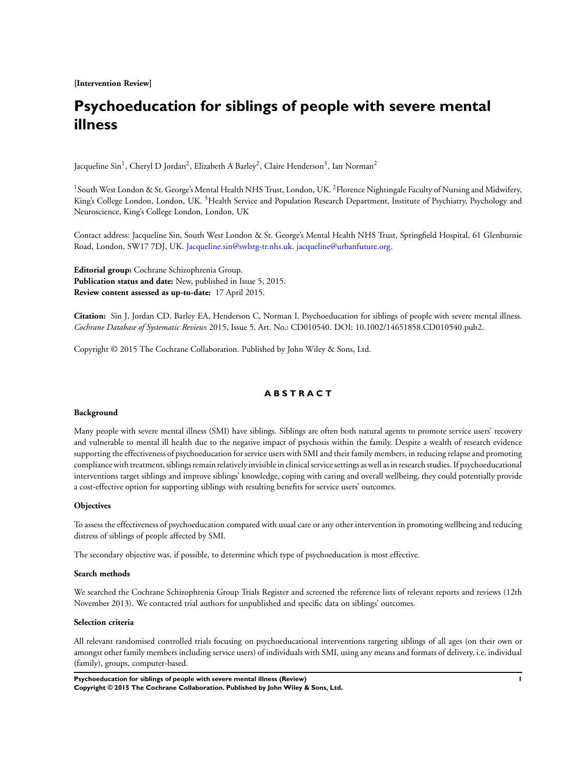**[Intervention Review]**

# Psychoeducation for siblings of people with severe mental illness

Jacqueline Sin[1], Cheryl D Jordan[2], Elizabeth A Barley[2], Claire Henderson[3], Ian Norman[2]

[1]South West London & St. George's Mental Health NHS Trust, London, UK. [2]Florence Nightingale Faculty of Nursing and Midwifery, King's College London, London, UK. [3]Health Service and Population Research Department, Institute of Psychiatry, Psychology and Neuroscience, King's College London, London, UK

Contact address: Jacqueline Sin, South West London & St. George's Mental Health NHS Trust, Springfield Hospital, 61 Glenburnie Road, London, SW17 7DJ, UK. Jacqueline.sin@swlstg-tr.nhs.uk. jacqueline@urbanfuture.org.

**Editorial group:** Cochrane Schizophrenia Group.
**Publication status and date:** New, published in Issue 5, 2015.
**Review content assessed as up-to-date:** 17 April 2015.

**Citation:** Sin J, Jordan CD, Barley EA, Henderson C, Norman I. Psychoeducation for siblings of people with severe mental illness. *Cochrane Database of Systematic Reviews* 2015, Issue 5. Art. No.: CD010540. DOI: 10.1002/14651858.CD010540.pub2.

Copyright © 2015 The Cochrane Collaboration. Published by John Wiley & Sons, Ltd.

## ABSTRACT

### Background

Many people with severe mental illness (SMI) have siblings. Siblings are often both natural agents to promote service users' recovery and vulnerable to mental ill health due to the negative impact of psychosis within the family. Despite a wealth of research evidence supporting the effectiveness of psychoeducation for service users with SMI and their family members, in reducing relapse and promoting compliance with treatment, siblings remain relatively invisible in clinical service settings as well as in research studies. If psychoeducational interventions target siblings and improve siblings' knowledge, coping with caring and overall wellbeing, they could potentially provide a cost-effective option for supporting siblings with resulting benefits for service users' outcomes.

### Objectives

To assess the effectiveness of psychoeducation compared with usual care or any other intervention in promoting wellbeing and reducing distress of siblings of people affected by SMI.

The secondary objective was, if possible, to determine which type of psychoeducation is most effective.

### Search methods

We searched the Cochrane Schizophrenia Group Trials Register and screened the reference lists of relevant reports and reviews (12th November 2013). We contacted trial authors for unpublished and specific data on siblings' outcomes.

### Selection criteria

All relevant randomised controlled trials focusing on psychoeducational interventions targeting siblings of all ages (on their own or amongst other family members including service users) of individuals with SMI, using any means and formats of delivery, i.e. individual (family), groups, computer-based.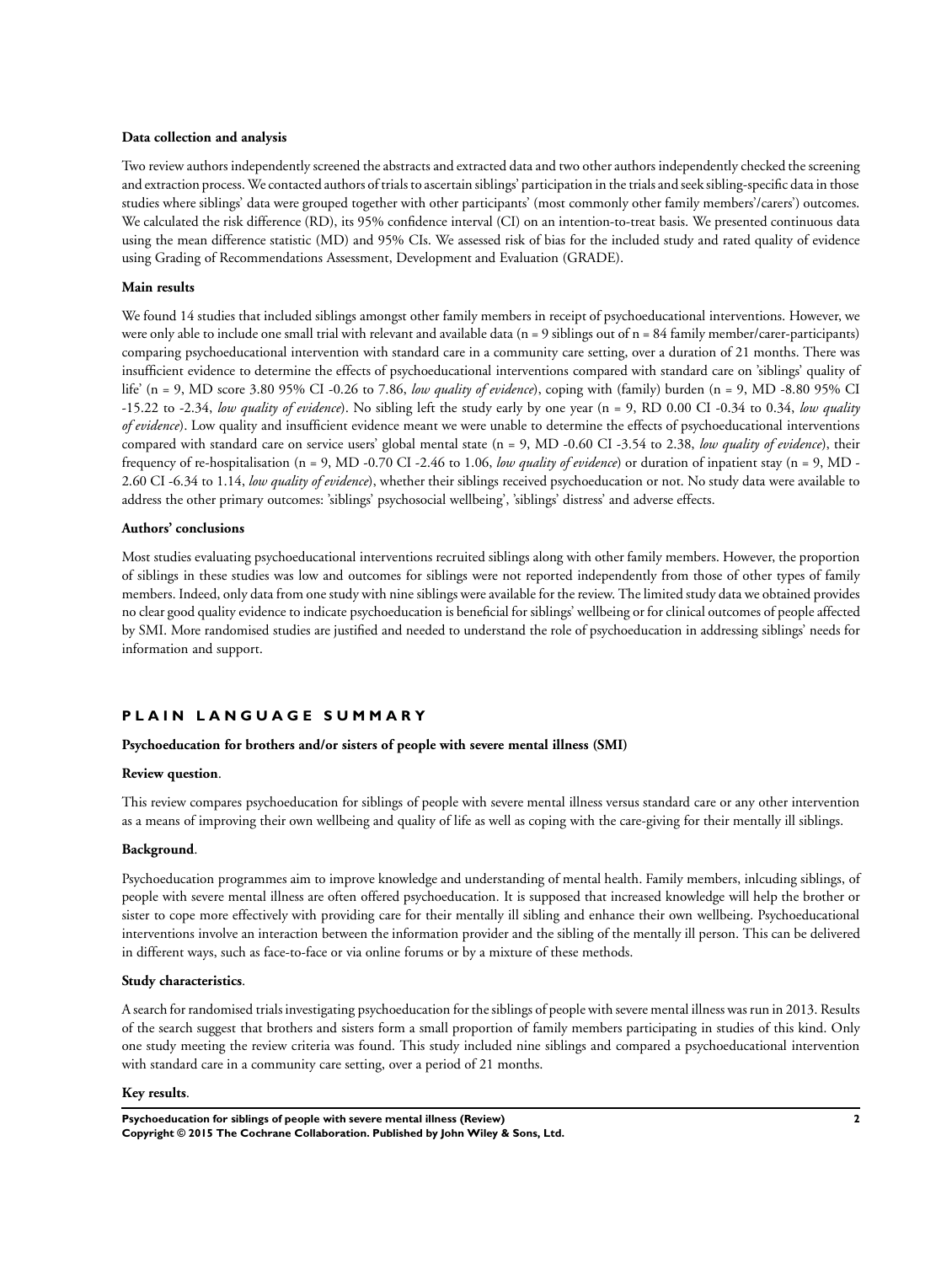#### Data collection and analysis

Two review authors independently screened the abstracts and extracted data and two other authors independently checked the screening and extraction process. We contacted authors of trials to ascertain siblings' participation in the trials and seek sibling-specific data in those studies where siblings' data were grouped together with other participants' (most commonly other family members'/carers') outcomes. We calculated the risk difference (RD), its 95% confidence interval (CI) on an intention-to-treat basis. We presented continuous data using the mean difference statistic (MD) and 95% CIs. We assessed risk of bias for the included study and rated quality of evidence using Grading of Recommendations Assessment, Development and Evaluation (GRADE).

#### Main results

We found 14 studies that included siblings amongst other family members in receipt of psychoeducational interventions. However, we were only able to include one small trial with relevant and available data (n = 9 siblings out of n = 84 family member/carer-participants) comparing psychoeducational intervention with standard care in a community care setting, over a duration of 21 months. There was insufficient evidence to determine the effects of psychoeducational interventions compared with standard care on 'siblings' quality of life' (n = 9, MD score 3.80 95% CI -0.26 to 7.86, *low quality of evidence*), coping with (family) burden (n = 9, MD -8.80 95% CI -15.22 to -2.34, *low quality of evidence*). No sibling left the study early by one year (n = 9, RD 0.00 CI -0.34 to 0.34, *low quality of evidence*). Low quality and insufficient evidence meant we were unable to determine the effects of psychoeducational interventions compared with standard care on service users' global mental state (n = 9, MD -0.60 CI -3.54 to 2.38, *low quality of evidence*), their frequency of re-hospitalisation (n = 9, MD -0.70 CI -2.46 to 1.06, *low quality of evidence*) or duration of inpatient stay (n = 9, MD -2.60 CI -6.34 to 1.14, *low quality of evidence*), whether their siblings received psychoeducation or not. No study data were available to address the other primary outcomes: 'siblings' psychosocial wellbeing', 'siblings' distress' and adverse effects.

#### Authors' conclusions

Most studies evaluating psychoeducational interventions recruited siblings along with other family members. However, the proportion of siblings in these studies was low and outcomes for siblings were not reported independently from those of other types of family members. Indeed, only data from one study with nine siblings were available for the review. The limited study data we obtained provides no clear good quality evidence to indicate psychoeducation is beneficial for siblings' wellbeing or for clinical outcomes of people affected by SMI. More randomised studies are justified and needed to understand the role of psychoeducation in addressing siblings' needs for information and support.

## PLAIN LANGUAGE SUMMARY

#### Psychoeducation for brothers and/or sisters of people with severe mental illness (SMI)

#### Review question.

This review compares psychoeducation for siblings of people with severe mental illness versus standard care or any other intervention as a means of improving their own wellbeing and quality of life as well as coping with the care-giving for their mentally ill siblings.

#### Background.

Psychoeducation programmes aim to improve knowledge and understanding of mental health. Family members, inlcuding siblings, of people with severe mental illness are often offered psychoeducation. It is supposed that increased knowledge will help the brother or sister to cope more effectively with providing care for their mentally ill sibling and enhance their own wellbeing. Psychoeducational interventions involve an interaction between the information provider and the sibling of the mentally ill person. This can be delivered in different ways, such as face-to-face or via online forums or by a mixture of these methods.

#### Study characteristics.

A search for randomised trials investigating psychoeducation for the siblings of people with severe mental illness was run in 2013. Results of the search suggest that brothers and sisters form a small proportion of family members participating in studies of this kind. Only one study meeting the review criteria was found. This study included nine siblings and compared a psychoeducational intervention with standard care in a community care setting, over a period of 21 months.

#### Key results.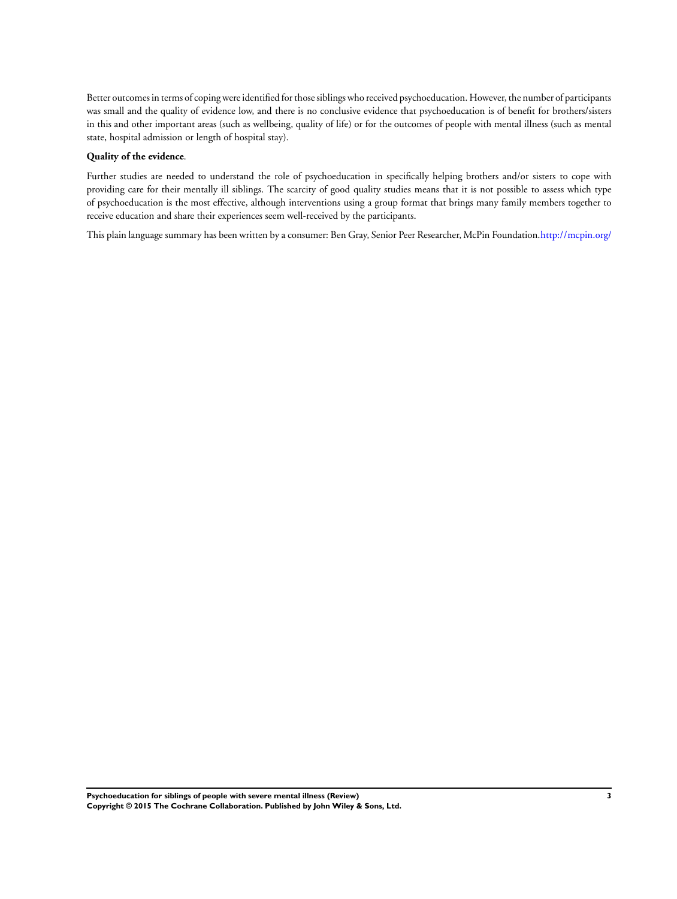Better outcomes in terms of coping were identified for those siblings who received psychoeducation. However, the number of participants was small and the quality of evidence low, and there is no conclusive evidence that psychoeducation is of benefit for brothers/sisters in this and other important areas (such as wellbeing, quality of life) or for the outcomes of people with mental illness (such as mental state, hospital admission or length of hospital stay).

**Quality of the evidence**.

Further studies are needed to understand the role of psychoeducation in specifically helping brothers and/or sisters to cope with providing care for their mentally ill siblings. The scarcity of good quality studies means that it is not possible to assess which type of psychoeducation is the most effective, although interventions using a group format that brings many family members together to receive education and share their experiences seem well-received by the participants.

This plain language summary has been written by a consumer: Ben Gray, Senior Peer Researcher, McPin Foundation.http://mcpin.org/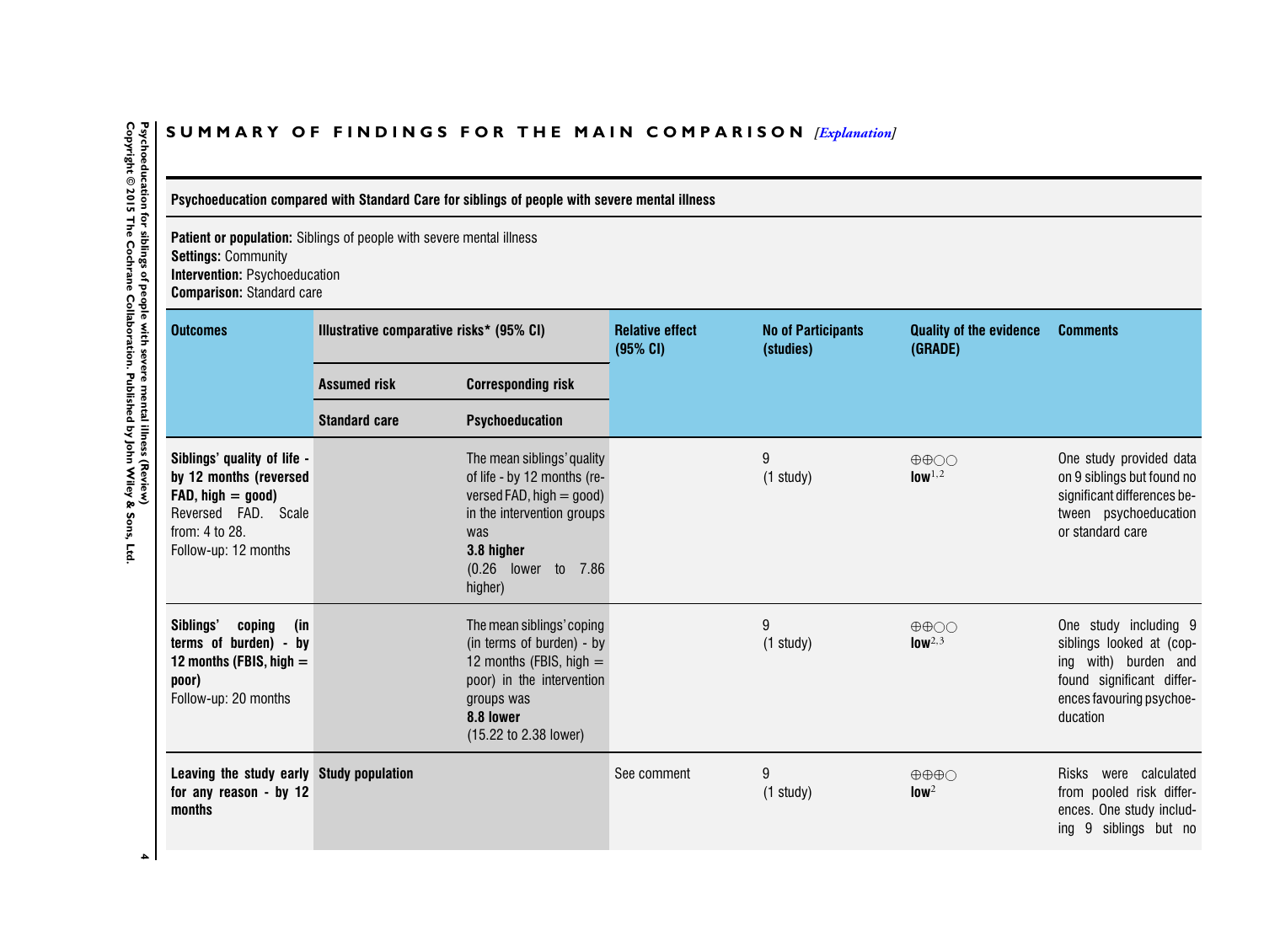## SUMMARY OF FINDINGS FOR THE MAIN COMPARISON *[Explanation]*

| Psychoeducation compared with Standard Care for siblings of people with severe mental illness | | | | | | |
|---|---|---|---|---|---|---|
| **Patient or population:** Siblings of people with severe mental illness<br>**Settings:** Community<br>**Intervention:** Psychoeducation<br>**Comparison:** Standard care | | | | | | |
| **Outcomes** | **Illustrative comparative risks* (95% CI)** | | **Relative effect (95% CI)** | **No of Participants (studies)** | **Quality of the evidence (GRADE)** | **Comments** |
| | **Assumed risk** | **Corresponding risk** | | | | |
| | **Standard care** | **Psychoeducation** | | | | |
| **Siblings' quality of life - by 12 months (reversed FAD, high = good)**<br>Reversed FAD. Scale from: 4 to 28.<br>Follow-up: 12 months | | The mean siblings' quality of life - by 12 months (reversed FAD, high = good) in the intervention groups was<br>**3.8 higher**<br>(0.26 lower to 7.86 higher) | | 9<br>(1 study) | ⊕⊕○○<br>**low**[1,2] | One study provided data on 9 siblings but found no significant differences between psychoeducation or standard care |
| **Siblings' coping (in terms of burden) - by 12 months (FBIS, high = poor)**<br>Follow-up: 20 months | | The mean siblings' coping (in terms of burden) - by 12 months (FBIS, high = poor) in the intervention groups was<br>**8.8 lower**<br>(15.22 to 2.38 lower) | | 9<br>(1 study) | ⊕⊕○○<br>**low**[2,3] | One study including 9 siblings looked at (coping with) burden and found significant differences favouring psychoeducation |
| **Leaving the study early for any reason - by 12 months** | **Study population** | | See comment | 9<br>(1 study) | ⊕⊕⊕○<br>**low**[2] | Risks were calculated from pooled risk differences. One study including 9 siblings but no |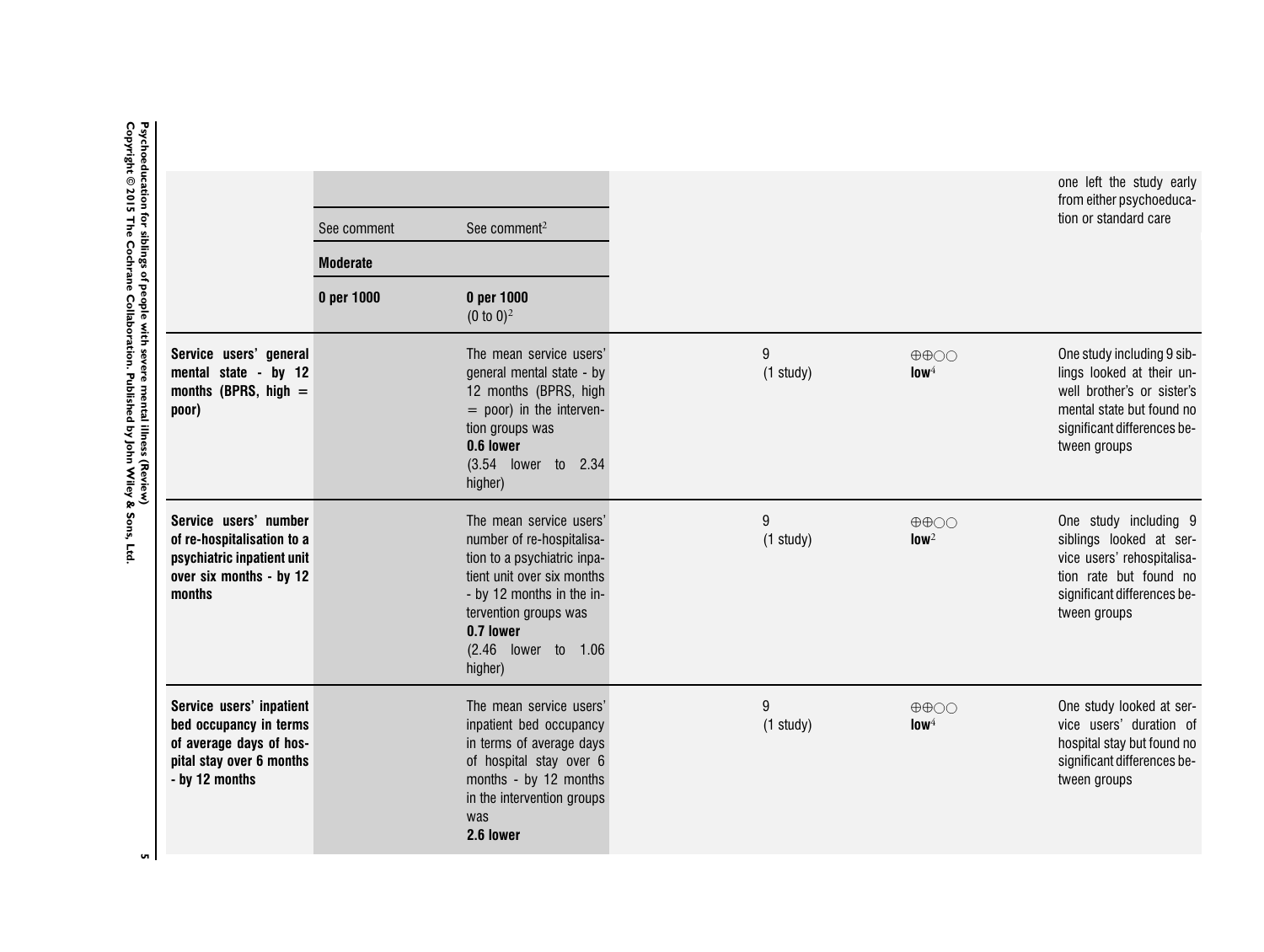| | | | | | |
|---|---|---|---|---|---|
| | | | | | one left the study early from either psychoeducation or standard care |
| | See comment | See comment[2] | | | |
| | **Moderate** | | | | |
| | **0 per 1000** | **0 per 1000** (0 to 0)[2] | | | |
| **Service users' general mental state - by 12 months (BPRS, high = poor)** | | The mean service users' general mental state - by 12 months (BPRS, high = poor) in the intervention groups was **0.6 lower** (3.54 lower to 2.34 higher) | 9 (1 study) | ⊕⊕○○ **low**[4] | One study including 9 siblings looked at their unwell brother's or sister's mental state but found no significant differences between groups |
| **Service users' number of re-hospitalisation to a psychiatric inpatient unit over six months - by 12 months** | | The mean service users' number of re-hospitalisation to a psychiatric inpatient unit over six months - by 12 months in the intervention groups was **0.7 lower** (2.46 lower to 1.06 higher) | 9 (1 study) | ⊕⊕○○ **low**[2] | One study including 9 siblings looked at service users' rehospitalisation rate but found no significant differences between groups |
| **Service users' inpatient bed occupancy in terms of average days of hospital stay over 6 months - by 12 months** | | The mean service users' inpatient bed occupancy in terms of average days of hospital stay over 6 months - by 12 months in the intervention groups was **2.6 lower** | 9 (1 study) | ⊕⊕○○ **low**[4] | One study looked at service users' duration of hospital stay but found no significant differences between groups |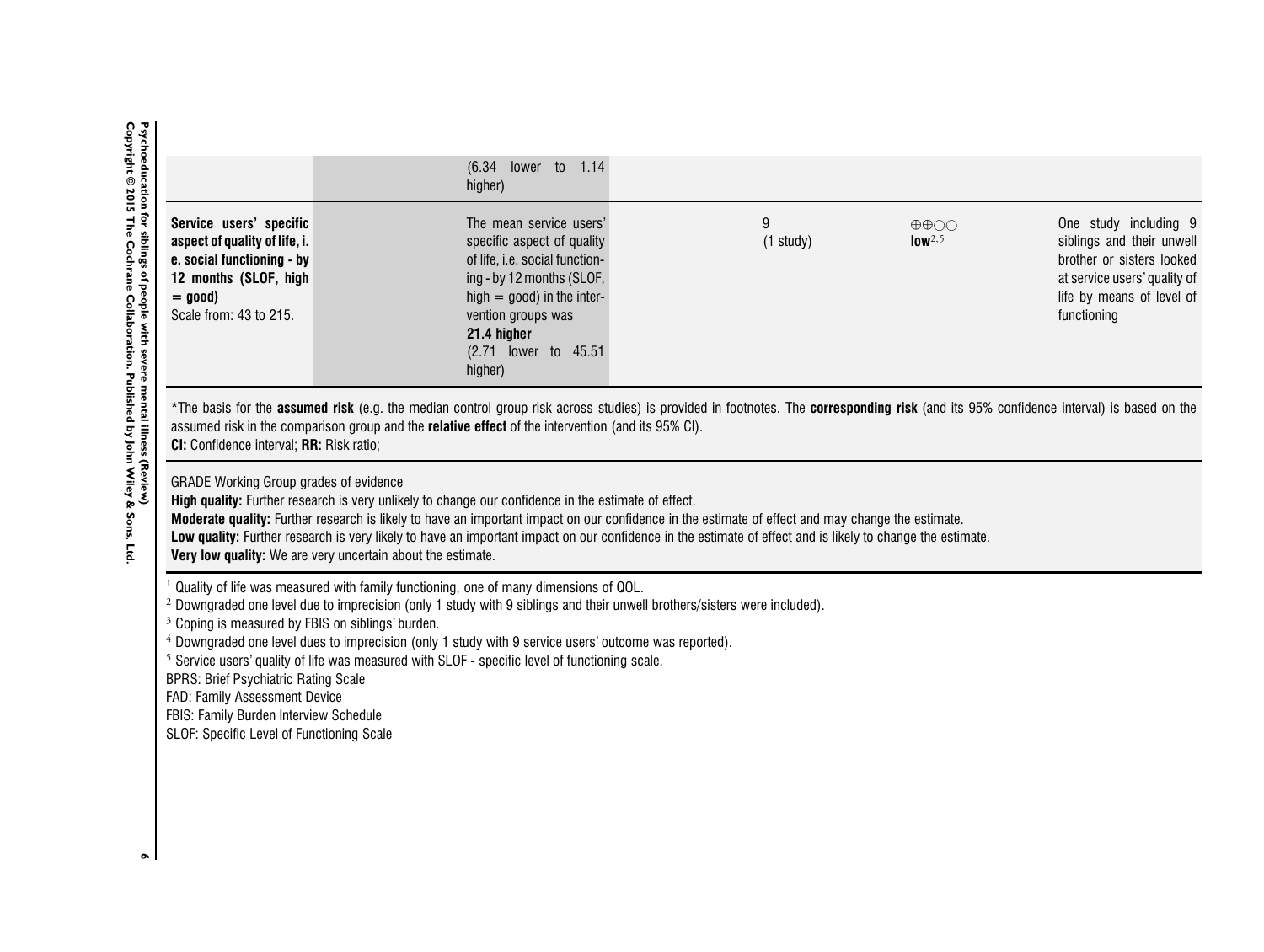| | | | | | |
|---|---|---|---|---|---|
| | | (6.34 lower to 1.14 higher) | | | |
| **Service users' specific aspect of quality of life, i.e. social functioning - by 12 months (SLOF, high = good)** Scale from: 43 to 215. | | The mean service users' specific aspect of quality of life, i.e. social functioning - by 12 months (SLOF, high = good) in the intervention groups was **21.4 higher** (2.71 lower to 45.51 higher) | 9 (1 study) | ⊕⊕○○ **low**[2,5] | One study including 9 siblings and their unwell brother or sisters looked at service users' quality of life by means of level of functioning |

*The basis for the **assumed risk** (e.g. the median control group risk across studies) is provided in footnotes. The **corresponding risk** (and its 95% confidence interval) is based on the assumed risk in the comparison group and the **relative effect** of the intervention (and its 95% CI).
**CI:** Confidence interval; **RR:** Risk ratio;

GRADE Working Group grades of evidence
**High quality:** Further research is very unlikely to change our confidence in the estimate of effect.
**Moderate quality:** Further research is likely to have an important impact on our confidence in the estimate of effect and may change the estimate.
**Low quality:** Further research is very likely to have an important impact on our confidence in the estimate of effect and is likely to change the estimate.
**Very low quality:** We are very uncertain about the estimate.

[1] Quality of life was measured with family functioning, one of many dimensions of QOL.
[2] Downgraded one level due to imprecision (only 1 study with 9 siblings and their unwell brothers/sisters were included).
[3] Coping is measured by FBIS on siblings' burden.
[4] Downgraded one level dues to imprecision (only 1 study with 9 service users' outcome was reported).
[5] Service users' quality of life was measured with SLOF - specific level of functioning scale.
BPRS: Brief Psychiatric Rating Scale
FAD: Family Assessment Device
FBIS: Family Burden Interview Schedule
SLOF: Specific Level of Functioning Scale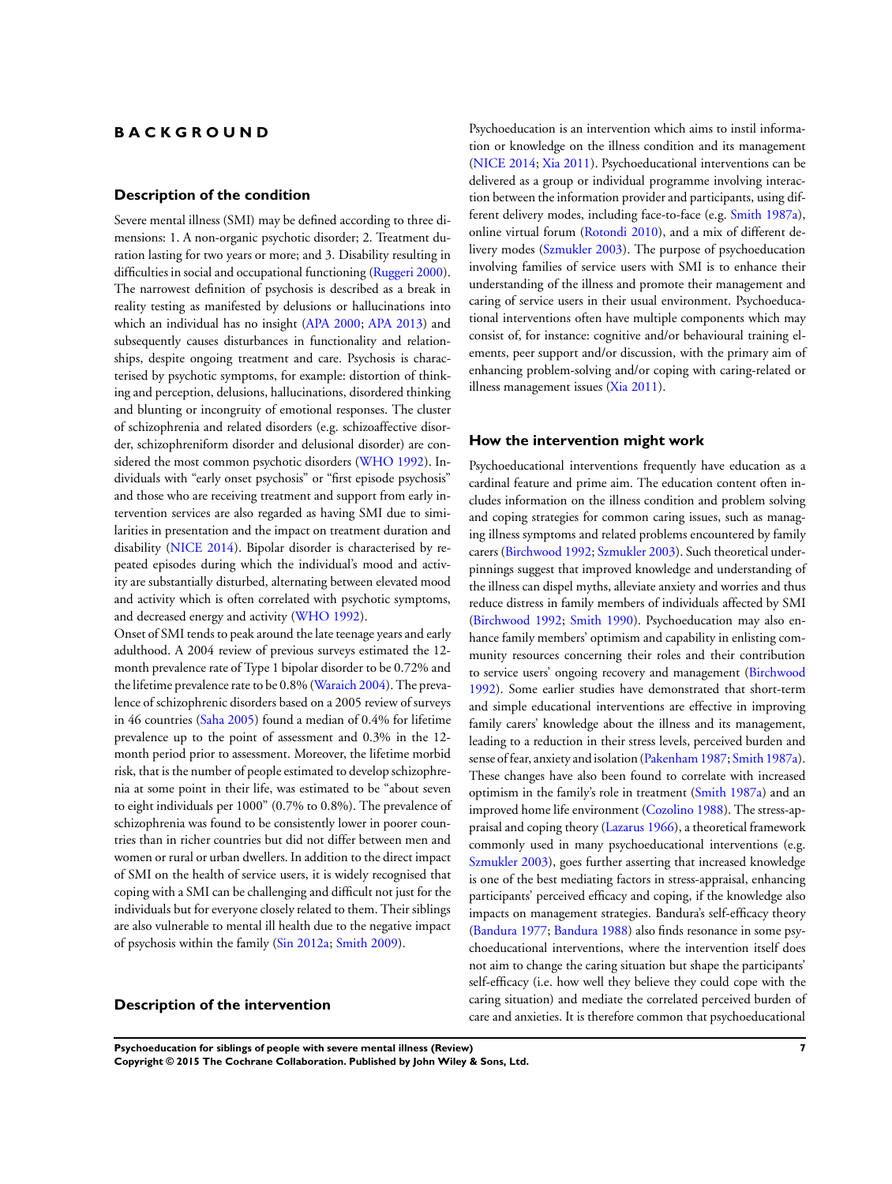# BACKGROUND

## Description of the condition

Severe mental illness (SMI) may be defined according to three dimensions: 1. A non-organic psychotic disorder; 2. Treatment duration lasting for two years or more; and 3. Disability resulting in difficulties in social and occupational functioning (Ruggeri 2000). The narrowest definition of psychosis is described as a break in reality testing as manifested by delusions or hallucinations into which an individual has no insight (APA 2000; APA 2013) and subsequently causes disturbances in functionality and relationships, despite ongoing treatment and care. Psychosis is characterised by psychotic symptoms, for example: distortion of thinking and perception, delusions, hallucinations, disordered thinking and blunting or incongruity of emotional responses. The cluster of schizophrenia and related disorders (e.g. schizoaffective disorder, schizophreniform disorder and delusional disorder) are considered the most common psychotic disorders (WHO 1992). Individuals with "early onset psychosis" or "first episode psychosis" and those who are receiving treatment and support from early intervention services are also regarded as having SMI due to similarities in presentation and the impact on treatment duration and disability (NICE 2014). Bipolar disorder is characterised by repeated episodes during which the individual's mood and activity are substantially disturbed, alternating between elevated mood and activity which is often correlated with psychotic symptoms, and decreased energy and activity (WHO 1992).

Onset of SMI tends to peak around the late teenage years and early adulthood. A 2004 review of previous surveys estimated the 12-month prevalence rate of Type 1 bipolar disorder to be 0.72% and the lifetime prevalence rate to be 0.8% (Waraich 2004). The prevalence of schizophrenic disorders based on a 2005 review of surveys in 46 countries (Saha 2005) found a median of 0.4% for lifetime prevalence up to the point of assessment and 0.3% in the 12-month period prior to assessment. Moreover, the lifetime morbid risk, that is the number of people estimated to develop schizophrenia at some point in their life, was estimated to be "about seven to eight individuals per 1000" (0.7% to 0.8%). The prevalence of schizophrenia was found to be consistently lower in poorer countries than in richer countries but did not differ between men and women or rural or urban dwellers. In addition to the direct impact of SMI on the health of service users, it is widely recognised that coping with a SMI can be challenging and difficult not just for the individuals but for everyone closely related to them. Their siblings are also vulnerable to mental ill health due to the negative impact of psychosis within the family (Sin 2012a; Smith 2009).

## Description of the intervention

Psychoeducation is an intervention which aims to instil information or knowledge on the illness condition and its management (NICE 2014; Xia 2011). Psychoeducational interventions can be delivered as a group or individual programme involving interaction between the information provider and participants, using different delivery modes, including face-to-face (e.g. Smith 1987a), online virtual forum (Rotondi 2010), and a mix of different delivery modes (Szmukler 2003). The purpose of psychoeducation involving families of service users with SMI is to enhance their understanding of the illness and promote their management and caring of service users in their usual environment. Psychoeducational interventions often have multiple components which may consist of, for instance: cognitive and/or behavioural training elements, peer support and/or discussion, with the primary aim of enhancing problem-solving and/or coping with caring-related or illness management issues (Xia 2011).

## How the intervention might work

Psychoeducational interventions frequently have education as a cardinal feature and prime aim. The education content often includes information on the illness condition and problem solving and coping strategies for common caring issues, such as managing illness symptoms and related problems encountered by family carers (Birchwood 1992; Szmukler 2003). Such theoretical underpinnings suggest that improved knowledge and understanding of the illness can dispel myths, alleviate anxiety and worries and thus reduce distress in family members of individuals affected by SMI (Birchwood 1992; Smith 1990). Psychoeducation may also enhance family members' optimism and capability in enlisting community resources concerning their roles and their contribution to service users' ongoing recovery and management (Birchwood 1992). Some earlier studies have demonstrated that short-term and simple educational interventions are effective in improving family carers' knowledge about the illness and its management, leading to a reduction in their stress levels, perceived burden and sense of fear, anxiety and isolation (Pakenham 1987; Smith 1987a). These changes have also been found to correlate with increased optimism in the family's role in treatment (Smith 1987a) and an improved home life environment (Cozolino 1988). The stress-appraisal and coping theory (Lazarus 1966), a theoretical framework commonly used in many psychoeducational interventions (e.g. Szmukler 2003), goes further asserting that increased knowledge is one of the best mediating factors in stress-appraisal, enhancing participants' perceived efficacy and coping, if the knowledge also impacts on management strategies. Bandura's self-efficacy theory (Bandura 1977; Bandura 1988) also finds resonance in some psychoeducational interventions, where the intervention itself does not aim to change the caring situation but shape the participants' self-efficacy (i.e. how well they believe they could cope with the caring situation) and mediate the correlated perceived burden of care and anxieties. It is therefore common that psychoeducational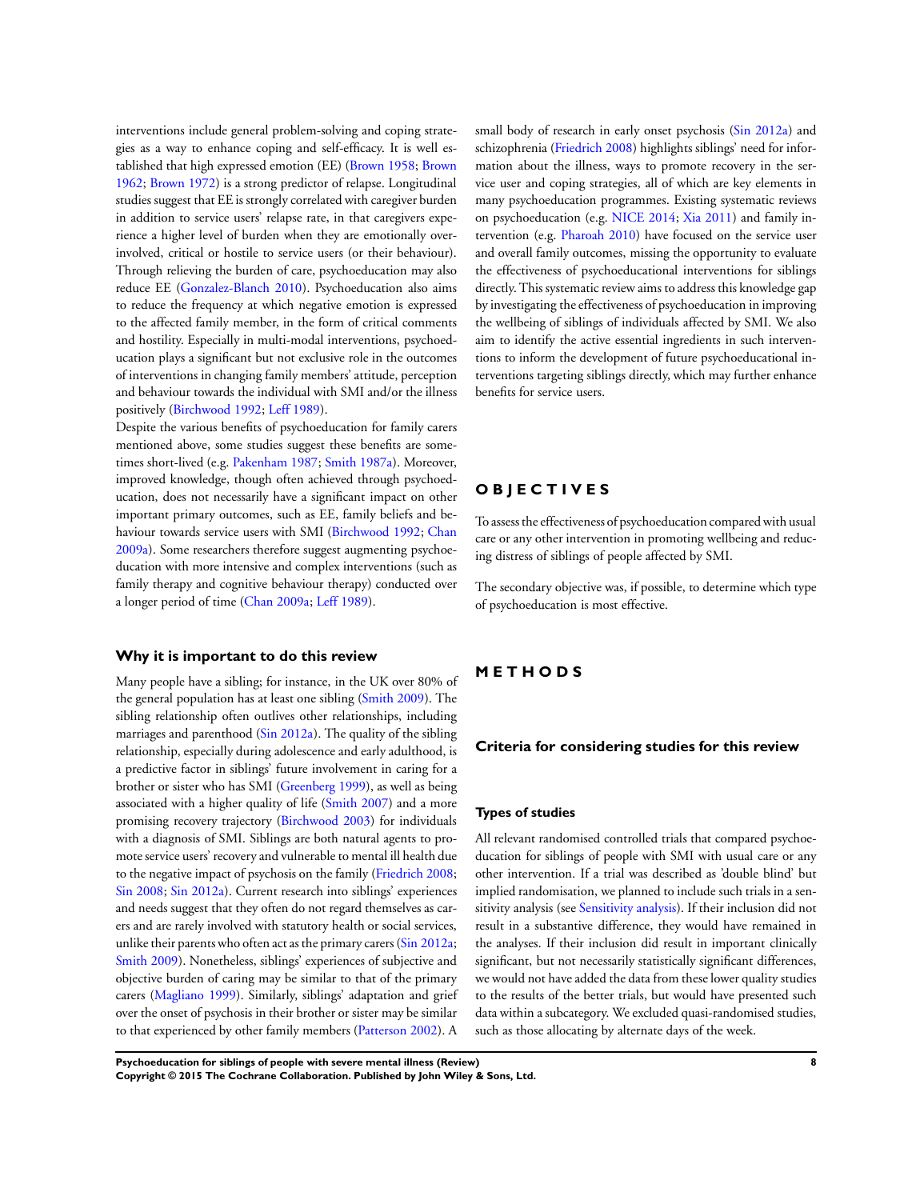interventions include general problem-solving and coping strategies as a way to enhance coping and self-efficacy. It is well established that high expressed emotion (EE) (Brown 1958; Brown 1962; Brown 1972) is a strong predictor of relapse. Longitudinal studies suggest that EE is strongly correlated with caregiver burden in addition to service users' relapse rate, in that caregivers experience a higher level of burden when they are emotionally over-involved, critical or hostile to service users (or their behaviour). Through relieving the burden of care, psychoeducation may also reduce EE (Gonzalez-Blanch 2010). Psychoeducation also aims to reduce the frequency at which negative emotion is expressed to the affected family member, in the form of critical comments and hostility. Especially in multi-modal interventions, psychoeducation plays a significant but not exclusive role in the outcomes of interventions in changing family members' attitude, perception and behaviour towards the individual with SMI and/or the illness positively (Birchwood 1992; Leff 1989).

Despite the various benefits of psychoeducation for family carers mentioned above, some studies suggest these benefits are sometimes short-lived (e.g. Pakenham 1987; Smith 1987a). Moreover, improved knowledge, though often achieved through psychoeducation, does not necessarily have a significant impact on other important primary outcomes, such as EE, family beliefs and behaviour towards service users with SMI (Birchwood 1992; Chan 2009a). Some researchers therefore suggest augmenting psychoeducation with more intensive and complex interventions (such as family therapy and cognitive behaviour therapy) conducted over a longer period of time (Chan 2009a; Leff 1989).

### Why it is important to do this review

Many people have a sibling; for instance, in the UK over 80% of the general population has at least one sibling (Smith 2009). The sibling relationship often outlives other relationships, including marriages and parenthood (Sin 2012a). The quality of the sibling relationship, especially during adolescence and early adulthood, is a predictive factor in siblings' future involvement in caring for a brother or sister who has SMI (Greenberg 1999), as well as being associated with a higher quality of life (Smith 2007) and a more promising recovery trajectory (Birchwood 2003) for individuals with a diagnosis of SMI. Siblings are both natural agents to promote service users' recovery and vulnerable to mental ill health due to the negative impact of psychosis on the family (Friedrich 2008; Sin 2008; Sin 2012a). Current research into siblings' experiences and needs suggest that they often do not regard themselves as carers and are rarely involved with statutory health or social services, unlike their parents who often act as the primary carers (Sin 2012a; Smith 2009). Nonetheless, siblings' experiences of subjective and objective burden of caring may be similar to that of the primary carers (Magliano 1999). Similarly, siblings' adaptation and grief over the onset of psychosis in their brother or sister may be similar to that experienced by other family members (Patterson 2002). A small body of research in early onset psychosis (Sin 2012a) and schizophrenia (Friedrich 2008) highlights siblings' need for information about the illness, ways to promote recovery in the service user and coping strategies, all of which are key elements in many psychoeducation programmes. Existing systematic reviews on psychoeducation (e.g. NICE 2014; Xia 2011) and family intervention (e.g. Pharoah 2010) have focused on the service user and overall family outcomes, missing the opportunity to evaluate the effectiveness of psychoeducational interventions for siblings directly. This systematic review aims to address this knowledge gap by investigating the effectiveness of psychoeducation in improving the wellbeing of siblings of individuals affected by SMI. We also aim to identify the active essential ingredients in such interventions to inform the development of future psychoeducational interventions targeting siblings directly, which may further enhance benefits for service users.

# OBJECTIVES

To assess the effectiveness of psychoeducation compared with usual care or any other intervention in promoting wellbeing and reducing distress of siblings of people affected by SMI.

The secondary objective was, if possible, to determine which type of psychoeducation is most effective.

# METHODS

## Criteria for considering studies for this review

### Types of studies

All relevant randomised controlled trials that compared psychoeducation for siblings of people with SMI with usual care or any other intervention. If a trial was described as 'double blind' but implied randomisation, we planned to include such trials in a sensitivity analysis (see Sensitivity analysis). If their inclusion did not result in a substantive difference, they would have remained in the analyses. If their inclusion did result in important clinically significant, but not necessarily statistically significant differences, we would not have added the data from these lower quality studies to the results of the better trials, but would have presented such data within a subcategory. We excluded quasi-randomised studies, such as those allocating by alternate days of the week.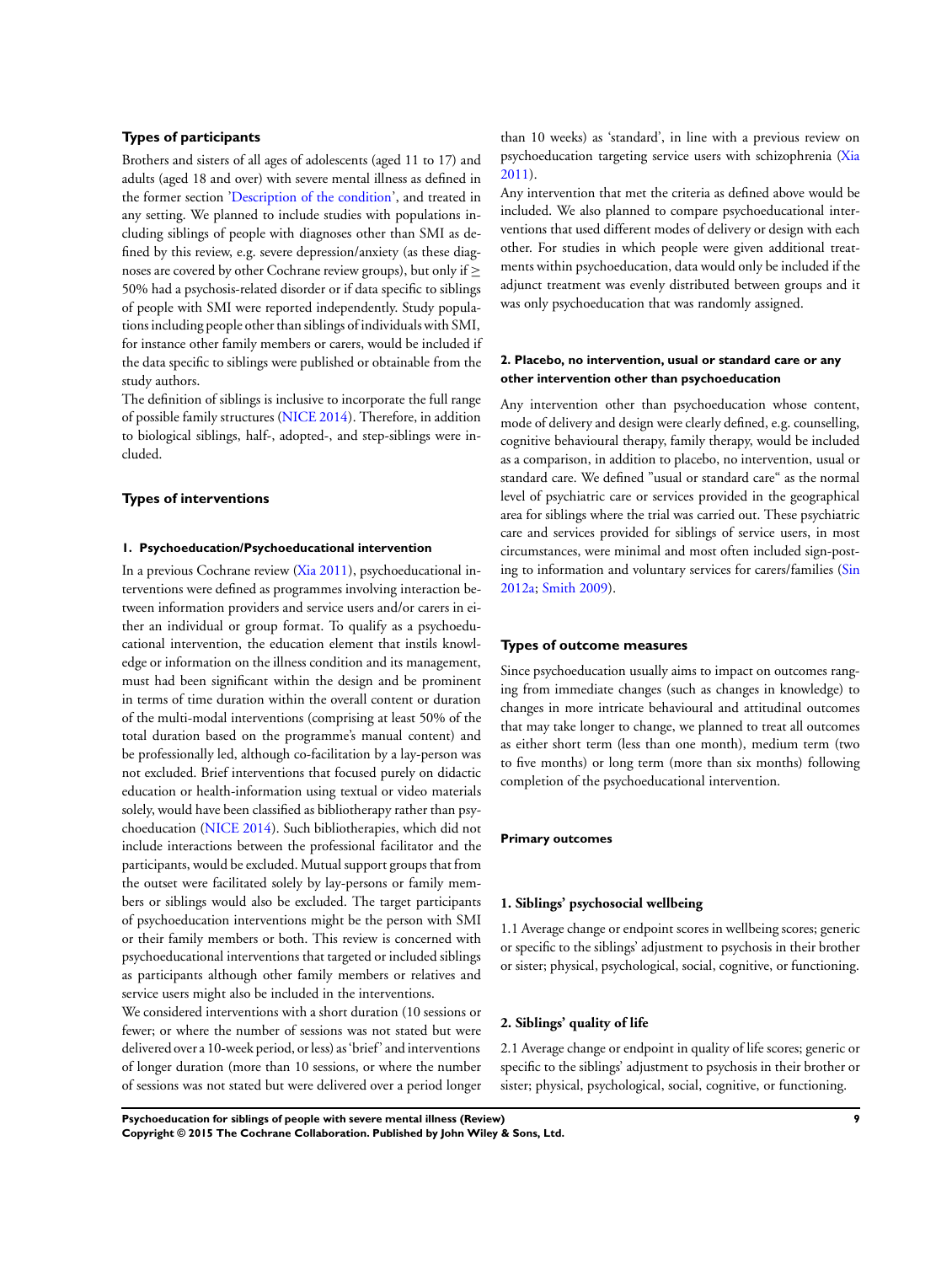### Types of participants

Brothers and sisters of all ages of adolescents (aged 11 to 17) and adults (aged 18 and over) with severe mental illness as defined in the former section 'Description of the condition', and treated in any setting. We planned to include studies with populations including siblings of people with diagnoses other than SMI as defined by this review, e.g. severe depression/anxiety (as these diagnoses are covered by other Cochrane review groups), but only if ≥ 50% had a psychosis-related disorder or if data specific to siblings of people with SMI were reported independently. Study populations including people other than siblings of individuals with SMI, for instance other family members or carers, would be included if the data specific to siblings were published or obtainable from the study authors.

The definition of siblings is inclusive to incorporate the full range of possible family structures (NICE 2014). Therefore, in addition to biological siblings, half-, adopted-, and step-siblings were included.

### Types of interventions

#### 1. Psychoeducation/Psychoeducational intervention

In a previous Cochrane review (Xia 2011), psychoeducational interventions were defined as programmes involving interaction between information providers and service users and/or carers in either an individual or group format. To qualify as a psychoeducational intervention, the education element that instils knowledge or information on the illness condition and its management, must had been significant within the design and be prominent in terms of time duration within the overall content or duration of the multi-modal interventions (comprising at least 50% of the total duration based on the programme's manual content) and be professionally led, although co-facilitation by a lay-person was not excluded. Brief interventions that focused purely on didactic education or health-information using textual or video materials solely, would have been classified as bibliotherapy rather than psychoeducation (NICE 2014). Such bibliotherapies, which did not include interactions between the professional facilitator and the participants, would be excluded. Mutual support groups that from the outset were facilitated solely by lay-persons or family members or siblings would also be excluded. The target participants of psychoeducation interventions might be the person with SMI or their family members or both. This review is concerned with psychoeducational interventions that targeted or included siblings as participants although other family members or relatives and service users might also be included in the interventions.

We considered interventions with a short duration (10 sessions or fewer; or where the number of sessions was not stated but were delivered over a 10-week period, or less) as 'brief' and interventions of longer duration (more than 10 sessions, or where the number of sessions was not stated but were delivered over a period longer than 10 weeks) as 'standard', in line with a previous review on psychoeducation targeting service users with schizophrenia (Xia 2011).

Any intervention that met the criteria as defined above would be included. We also planned to compare psychoeducational interventions that used different modes of delivery or design with each other. For studies in which people were given additional treatments within psychoeducation, data would only be included if the adjunct treatment was evenly distributed between groups and it was only psychoeducation that was randomly assigned.

#### 2. Placebo, no intervention, usual or standard care or any other intervention other than psychoeducation

Any intervention other than psychoeducation whose content, mode of delivery and design were clearly defined, e.g. counselling, cognitive behavioural therapy, family therapy, would be included as a comparison, in addition to placebo, no intervention, usual or standard care. We defined "usual or standard care" as the normal level of psychiatric care or services provided in the geographical area for siblings where the trial was carried out. These psychiatric care and services provided for siblings of service users, in most circumstances, were minimal and most often included sign-posting to information and voluntary services for carers/families (Sin 2012a; Smith 2009).

### Types of outcome measures

Since psychoeducation usually aims to impact on outcomes ranging from immediate changes (such as changes in knowledge) to changes in more intricate behavioural and attitudinal outcomes that may take longer to change, we planned to treat all outcomes as either short term (less than one month), medium term (two to five months) or long term (more than six months) following completion of the psychoeducational intervention.

#### Primary outcomes

##### 1. Siblings' psychosocial wellbeing

1.1 Average change or endpoint scores in wellbeing scores; generic or specific to the siblings' adjustment to psychosis in their brother or sister; physical, psychological, social, cognitive, or functioning.

##### 2. Siblings' quality of life

2.1 Average change or endpoint in quality of life scores; generic or specific to the siblings' adjustment to psychosis in their brother or sister; physical, psychological, social, cognitive, or functioning.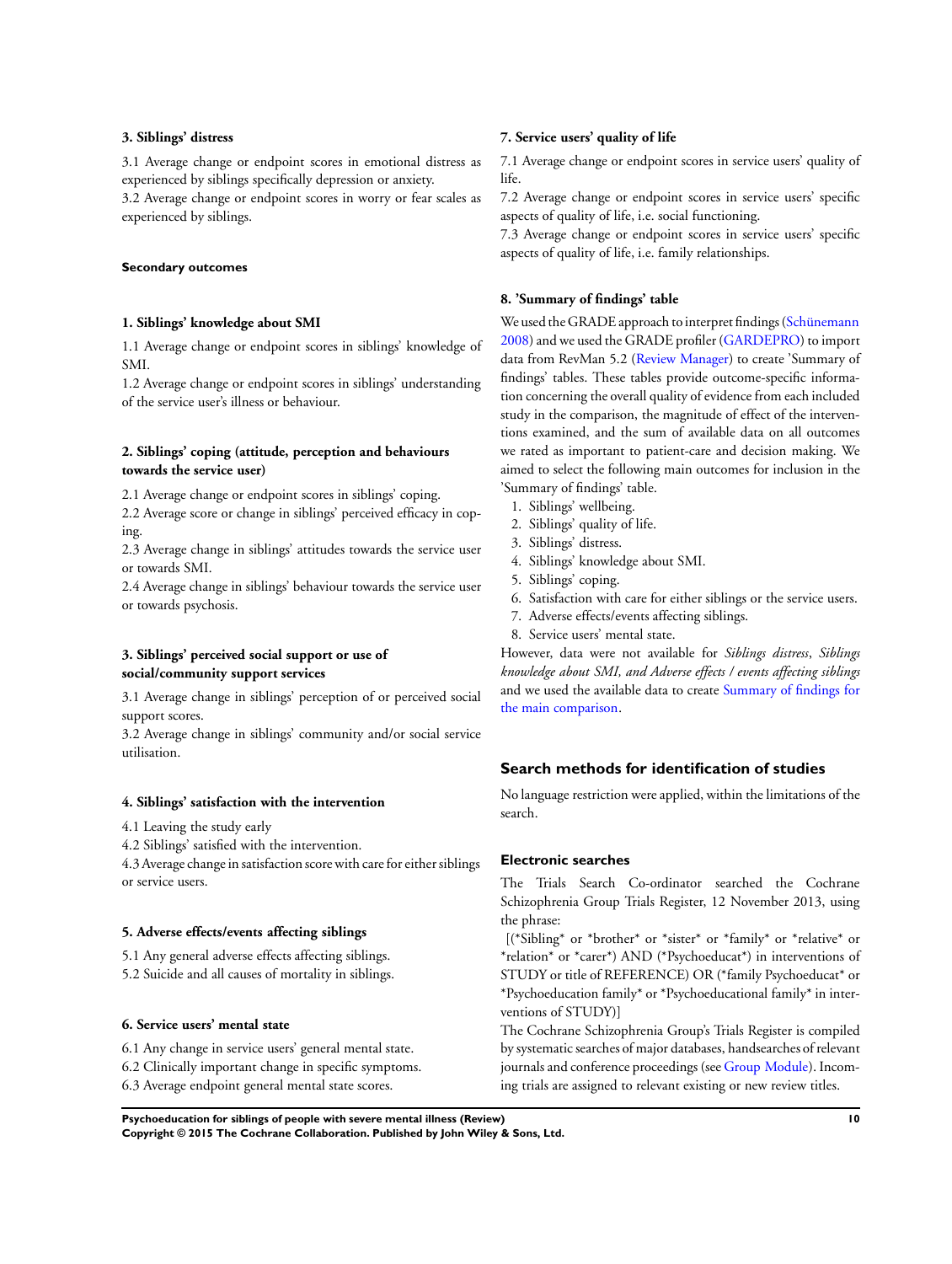#### 3. Siblings' distress

3.1 Average change or endpoint scores in emotional distress as experienced by siblings specifically depression or anxiety.
3.2 Average change or endpoint scores in worry or fear scales as experienced by siblings.

##### Secondary outcomes

#### 1. Siblings' knowledge about SMI

1.1 Average change or endpoint scores in siblings' knowledge of SMI.
1.2 Average change or endpoint scores in siblings' understanding of the service user's illness or behaviour.

#### 2. Siblings' coping (attitude, perception and behaviours towards the service user)

2.1 Average change or endpoint scores in siblings' coping.
2.2 Average score or change in siblings' perceived efficacy in coping.
2.3 Average change in siblings' attitudes towards the service user or towards SMI.
2.4 Average change in siblings' behaviour towards the service user or towards psychosis.

#### 3. Siblings' perceived social support or use of social/community support services

3.1 Average change in siblings' perception of or perceived social support scores.
3.2 Average change in siblings' community and/or social service utilisation.

#### 4. Siblings' satisfaction with the intervention

4.1 Leaving the study early
4.2 Siblings' satisfied with the intervention.
4.3 Average change in satisfaction score with care for either siblings or service users.

#### 5. Adverse effects/events affecting siblings

5.1 Any general adverse effects affecting siblings.
5.2 Suicide and all causes of mortality in siblings.

#### 6. Service users' mental state

6.1 Any change in service users' general mental state.
6.2 Clinically important change in specific symptoms.
6.3 Average endpoint general mental state scores.

#### 7. Service users' quality of life

7.1 Average change or endpoint scores in service users' quality of life.
7.2 Average change or endpoint scores in service users' specific aspects of quality of life, i.e. social functioning.
7.3 Average change or endpoint scores in service users' specific aspects of quality of life, i.e. family relationships.

#### 8. 'Summary of findings' table

We used the GRADE approach to interpret findings (Schünemann 2008) and we used the GRADE profiler (GARDEPRO) to import data from RevMan 5.2 (Review Manager) to create 'Summary of findings' tables. These tables provide outcome-specific information concerning the overall quality of evidence from each included study in the comparison, the magnitude of effect of the interventions examined, and the sum of available data on all outcomes we rated as important to patient-care and decision making. We aimed to select the following main outcomes for inclusion in the 'Summary of findings' table.

1. Siblings' wellbeing.
2. Siblings' quality of life.
3. Siblings' distress.
4. Siblings' knowledge about SMI.
5. Siblings' coping.
6. Satisfaction with care for either siblings or the service users.
7. Adverse effects/events affecting siblings.
8. Service users' mental state.

However, data were not available for *Siblings distress*, *Siblings knowledge about SMI, and Adverse effects / events affecting siblings* and we used the available data to create Summary of findings for the main comparison.

## Search methods for identification of studies

No language restriction were applied, within the limitations of the search.

### Electronic searches

The Trials Search Co-ordinator searched the Cochrane Schizophrenia Group Trials Register, 12 November 2013, using the phrase:

[(*Sibling* or *brother* or *sister* or *family* or *relative* or *relation* or *carer*) AND (*Psychoeducat*) in interventions of STUDY or title of REFERENCE) OR (*family Psychoeducat* or *Psychoeducation family* or *Psychoeducational family* in interventions of STUDY)]

The Cochrane Schizophrenia Group's Trials Register is compiled by systematic searches of major databases, handsearches of relevant journals and conference proceedings (see Group Module). Incoming trials are assigned to relevant existing or new review titles.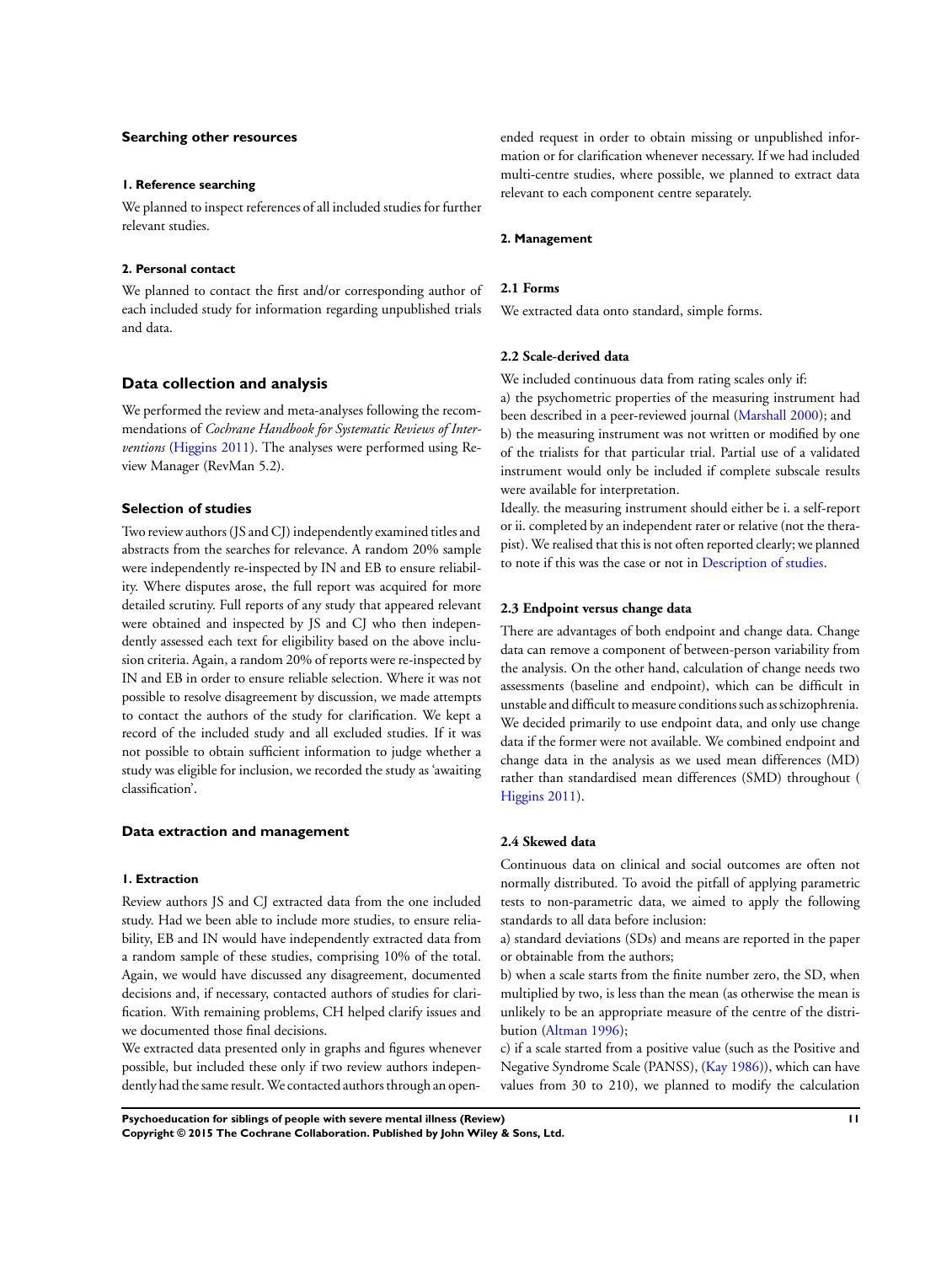### Searching other resources

#### 1. Reference searching

We planned to inspect references of all included studies for further relevant studies.

#### 2. Personal contact

We planned to contact the first and/or corresponding author of each included study for information regarding unpublished trials and data.

## Data collection and analysis

We performed the review and meta-analyses following the recommendations of *Cochrane Handbook for Systematic Reviews of Interventions* (Higgins 2011). The analyses were performed using Review Manager (RevMan 5.2).

### Selection of studies

Two review authors (JS and CJ) independently examined titles and abstracts from the searches for relevance. A random 20% sample were independently re-inspected by IN and EB to ensure reliability. Where disputes arose, the full report was acquired for more detailed scrutiny. Full reports of any study that appeared relevant were obtained and inspected by JS and CJ who then independently assessed each text for eligibility based on the above inclusion criteria. Again, a random 20% of reports were re-inspected by IN and EB in order to ensure reliable selection. Where it was not possible to resolve disagreement by discussion, we made attempts to contact the authors of the study for clarification. We kept a record of the included study and all excluded studies. If it was not possible to obtain sufficient information to judge whether a study was eligible for inclusion, we recorded the study as 'awaiting classification'.

### Data extraction and management

#### 1. Extraction

Review authors JS and CJ extracted data from the one included study. Had we been able to include more studies, to ensure reliability, EB and IN would have independently extracted data from a random sample of these studies, comprising 10% of the total. Again, we would have discussed any disagreement, documented decisions and, if necessary, contacted authors of studies for clarification. With remaining problems, CH helped clarify issues and we documented those final decisions.

We extracted data presented only in graphs and figures whenever possible, but included these only if two review authors independently had the same result. We contacted authors through an open-ended request in order to obtain missing or unpublished information or for clarification whenever necessary. If we had included multi-centre studies, where possible, we planned to extract data relevant to each component centre separately.

#### 2. Management

##### 2.1 Forms

We extracted data onto standard, simple forms.

##### 2.2 Scale-derived data

We included continuous data from rating scales only if:
a) the psychometric properties of the measuring instrument had been described in a peer-reviewed journal (Marshall 2000); and
b) the measuring instrument was not written or modified by one of the trialists for that particular trial. Partial use of a validated instrument would only be included if complete subscale results were available for interpretation.

Ideally. the measuring instrument should either be i. a self-report or ii. completed by an independent rater or relative (not the therapist). We realised that this is not often reported clearly; we planned to note if this was the case or not in Description of studies.

##### 2.3 Endpoint versus change data

There are advantages of both endpoint and change data. Change data can remove a component of between-person variability from the analysis. On the other hand, calculation of change needs two assessments (baseline and endpoint), which can be difficult in unstable and difficult to measure conditions such as schizophrenia. We decided primarily to use endpoint data, and only use change data if the former were not available. We combined endpoint and change data in the analysis as we used mean differences (MD) rather than standardised mean differences (SMD) throughout ( Higgins 2011).

##### 2.4 Skewed data

Continuous data on clinical and social outcomes are often not normally distributed. To avoid the pitfall of applying parametric tests to non-parametric data, we aimed to apply the following standards to all data before inclusion:
a) standard deviations (SDs) and means are reported in the paper or obtainable from the authors;
b) when a scale starts from the finite number zero, the SD, when multiplied by two, is less than the mean (as otherwise the mean is unlikely to be an appropriate measure of the centre of the distribution (Altman 1996);
c) if a scale started from a positive value (such as the Positive and Negative Syndrome Scale (PANSS), (Kay 1986)), which can have values from 30 to 210), we planned to modify the calculation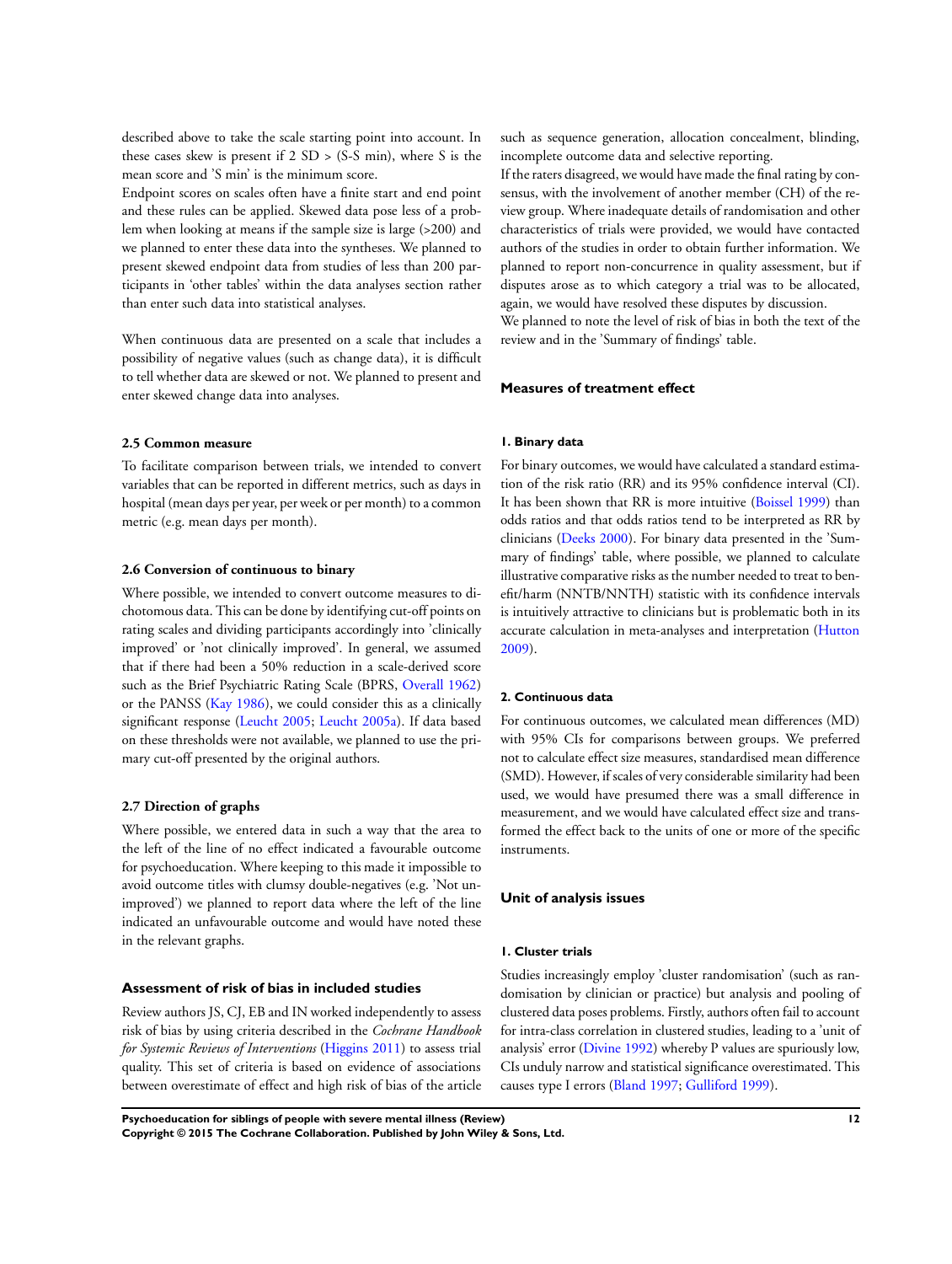described above to take the scale starting point into account. In these cases skew is present if 2 SD > (S-S min), where S is the mean score and 'S min' is the minimum score.

Endpoint scores on scales often have a finite start and end point and these rules can be applied. Skewed data pose less of a problem when looking at means if the sample size is large (>200) and we planned to enter these data into the syntheses. We planned to present skewed endpoint data from studies of less than 200 participants in 'other tables' within the data analyses section rather than enter such data into statistical analyses.

When continuous data are presented on a scale that includes a possibility of negative values (such as change data), it is difficult to tell whether data are skewed or not. We planned to present and enter skewed change data into analyses.

#### 2.5 Common measure

To facilitate comparison between trials, we intended to convert variables that can be reported in different metrics, such as days in hospital (mean days per year, per week or per month) to a common metric (e.g. mean days per month).

#### 2.6 Conversion of continuous to binary

Where possible, we intended to convert outcome measures to dichotomous data. This can be done by identifying cut-off points on rating scales and dividing participants accordingly into 'clinically improved' or 'not clinically improved'. In general, we assumed that if there had been a 50% reduction in a scale-derived score such as the Brief Psychiatric Rating Scale (BPRS, Overall 1962) or the PANSS (Kay 1986), we could consider this as a clinically significant response (Leucht 2005; Leucht 2005a). If data based on these thresholds were not available, we planned to use the primary cut-off presented by the original authors.

#### 2.7 Direction of graphs

Where possible, we entered data in such a way that the area to the left of the line of no effect indicated a favourable outcome for psychoeducation. Where keeping to this made it impossible to avoid outcome titles with clumsy double-negatives (e.g. 'Not unimproved') we planned to report data where the left of the line indicated an unfavourable outcome and would have noted these in the relevant graphs.

### Assessment of risk of bias in included studies

Review authors JS, CJ, EB and IN worked independently to assess risk of bias by using criteria described in the *Cochrane Handbook for Systemic Reviews of Interventions* (Higgins 2011) to assess trial quality. This set of criteria is based on evidence of associations between overestimate of effect and high risk of bias of the article such as sequence generation, allocation concealment, blinding, incomplete outcome data and selective reporting.

If the raters disagreed, we would have made the final rating by consensus, with the involvement of another member (CH) of the review group. Where inadequate details of randomisation and other characteristics of trials were provided, we would have contacted authors of the studies in order to obtain further information. We planned to report non-concurrence in quality assessment, but if disputes arose as to which category a trial was to be allocated, again, we would have resolved these disputes by discussion.

We planned to note the level of risk of bias in both the text of the review and in the 'Summary of findings' table.

### Measures of treatment effect

#### 1. Binary data

For binary outcomes, we would have calculated a standard estimation of the risk ratio (RR) and its 95% confidence interval (CI). It has been shown that RR is more intuitive (Boissel 1999) than odds ratios and that odds ratios tend to be interpreted as RR by clinicians (Deeks 2000). For binary data presented in the 'Summary of findings' table, where possible, we planned to calculate illustrative comparative risks as the number needed to treat to benefit/harm (NNTB/NNTH) statistic with its confidence intervals is intuitively attractive to clinicians but is problematic both in its accurate calculation in meta-analyses and interpretation (Hutton 2009).

#### 2. Continuous data

For continuous outcomes, we calculated mean differences (MD) with 95% CIs for comparisons between groups. We preferred not to calculate effect size measures, standardised mean difference (SMD). However, if scales of very considerable similarity had been used, we would have presumed there was a small difference in measurement, and we would have calculated effect size and transformed the effect back to the units of one or more of the specific instruments.

### Unit of analysis issues

#### 1. Cluster trials

Studies increasingly employ 'cluster randomisation' (such as randomisation by clinician or practice) but analysis and pooling of clustered data poses problems. Firstly, authors often fail to account for intra-class correlation in clustered studies, leading to a 'unit of analysis' error (Divine 1992) whereby P values are spuriously low, CIs unduly narrow and statistical significance overestimated. This causes type I errors (Bland 1997; Gulliford 1999).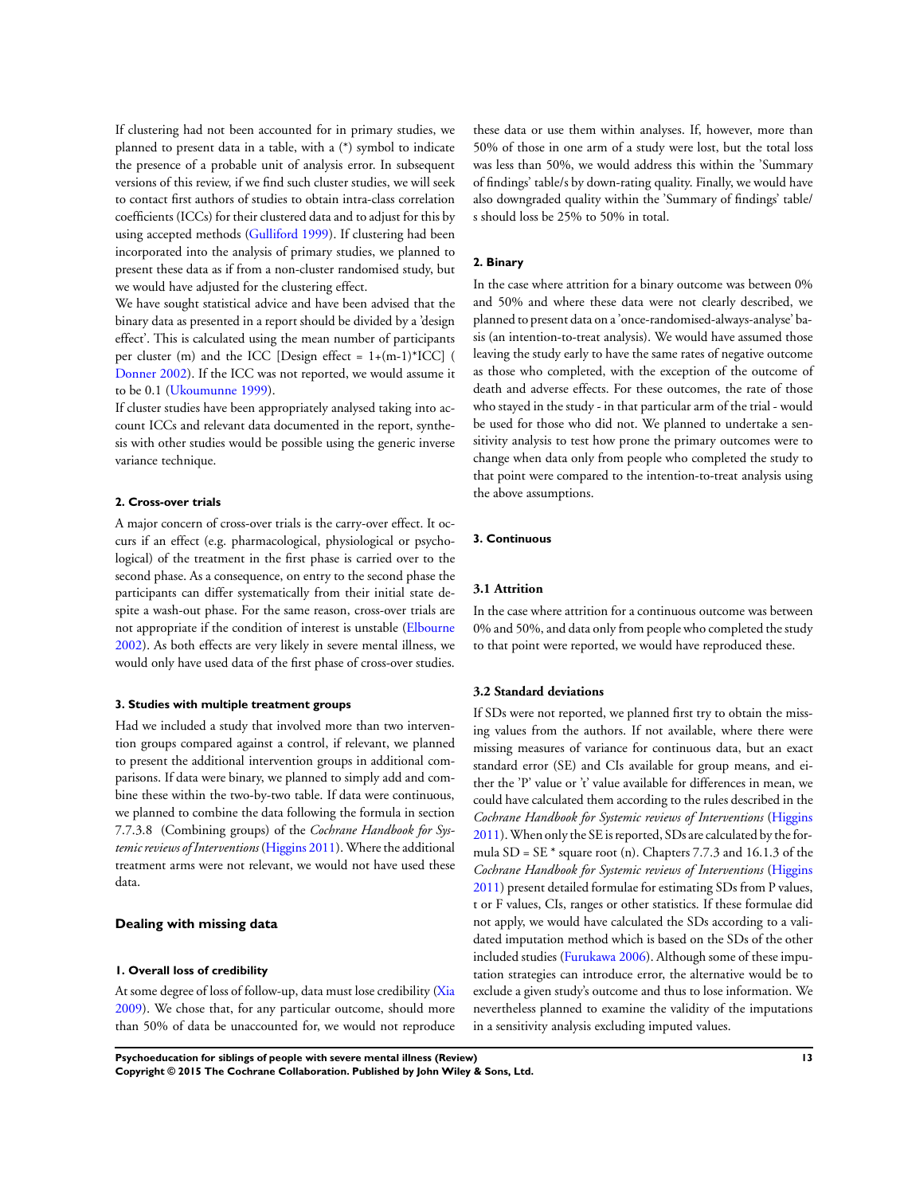If clustering had not been accounted for in primary studies, we planned to present data in a table, with a (*) symbol to indicate the presence of a probable unit of analysis error. In subsequent versions of this review, if we find such cluster studies, we will seek to contact first authors of studies to obtain intra-class correlation coefficients (ICCs) for their clustered data and to adjust for this by using accepted methods (Gulliford 1999). If clustering had been incorporated into the analysis of primary studies, we planned to present these data as if from a non-cluster randomised study, but we would have adjusted for the clustering effect.

We have sought statistical advice and have been advised that the binary data as presented in a report should be divided by a 'design effect'. This is calculated using the mean number of participants per cluster (m) and the ICC [Design effect = 1+(m-1)*ICC] (Donner 2002). If the ICC was not reported, we would assume it to be 0.1 (Ukoumunne 1999).

If cluster studies have been appropriately analysed taking into account ICCs and relevant data documented in the report, synthesis with other studies would be possible using the generic inverse variance technique.

#### 2. Cross-over trials

A major concern of cross-over trials is the carry-over effect. It occurs if an effect (e.g. pharmacological, physiological or psychological) of the treatment in the first phase is carried over to the second phase. As a consequence, on entry to the second phase the participants can differ systematically from their initial state despite a wash-out phase. For the same reason, cross-over trials are not appropriate if the condition of interest is unstable (Elbourne 2002). As both effects are very likely in severe mental illness, we would only have used data of the first phase of cross-over studies.

#### 3. Studies with multiple treatment groups

Had we included a study that involved more than two intervention groups compared against a control, if relevant, we planned to present the additional intervention groups in additional comparisons. If data were binary, we planned to simply add and combine these within the two-by-two table. If data were continuous, we planned to combine the data following the formula in section 7.7.3.8 (Combining groups) of the *Cochrane Handbook for Systemic reviews of Interventions* (Higgins 2011). Where the additional treatment arms were not relevant, we would not have used these data.

### Dealing with missing data

#### 1. Overall loss of credibility

At some degree of loss of follow-up, data must lose credibility (Xia 2009). We chose that, for any particular outcome, should more than 50% of data be unaccounted for, we would not reproduce these data or use them within analyses. If, however, more than 50% of those in one arm of a study were lost, but the total loss was less than 50%, we would address this within the 'Summary of findings' table/s by down-rating quality. Finally, we would have also downgraded quality within the 'Summary of findings' table/s should loss be 25% to 50% in total.

#### 2. Binary

In the case where attrition for a binary outcome was between 0% and 50% and where these data were not clearly described, we planned to present data on a 'once-randomised-always-analyse' basis (an intention-to-treat analysis). We would have assumed those leaving the study early to have the same rates of negative outcome as those who completed, with the exception of the outcome of death and adverse effects. For these outcomes, the rate of those who stayed in the study - in that particular arm of the trial - would be used for those who did not. We planned to undertake a sensitivity analysis to test how prone the primary outcomes were to change when data only from people who completed the study to that point were compared to the intention-to-treat analysis using the above assumptions.

#### 3. Continuous

##### 3.1 Attrition

In the case where attrition for a continuous outcome was between 0% and 50%, and data only from people who completed the study to that point were reported, we would have reproduced these.

##### 3.2 Standard deviations

If SDs were not reported, we planned first try to obtain the missing values from the authors. If not available, where there were missing measures of variance for continuous data, but an exact standard error (SE) and CIs available for group means, and either the 'P' value or 't' value available for differences in mean, we could have calculated them according to the rules described in the *Cochrane Handbook for Systemic reviews of Interventions* (Higgins 2011). When only the SE is reported, SDs are calculated by the formula SD = SE * square root (n). Chapters 7.7.3 and 16.1.3 of the *Cochrane Handbook for Systemic reviews of Interventions* (Higgins 2011) present detailed formulae for estimating SDs from P values, t or F values, CIs, ranges or other statistics. If these formulae did not apply, we would have calculated the SDs according to a validated imputation method which is based on the SDs of the other included studies (Furukawa 2006). Although some of these imputation strategies can introduce error, the alternative would be to exclude a given study's outcome and thus to lose information. We nevertheless planned to examine the validity of the imputations in a sensitivity analysis excluding imputed values.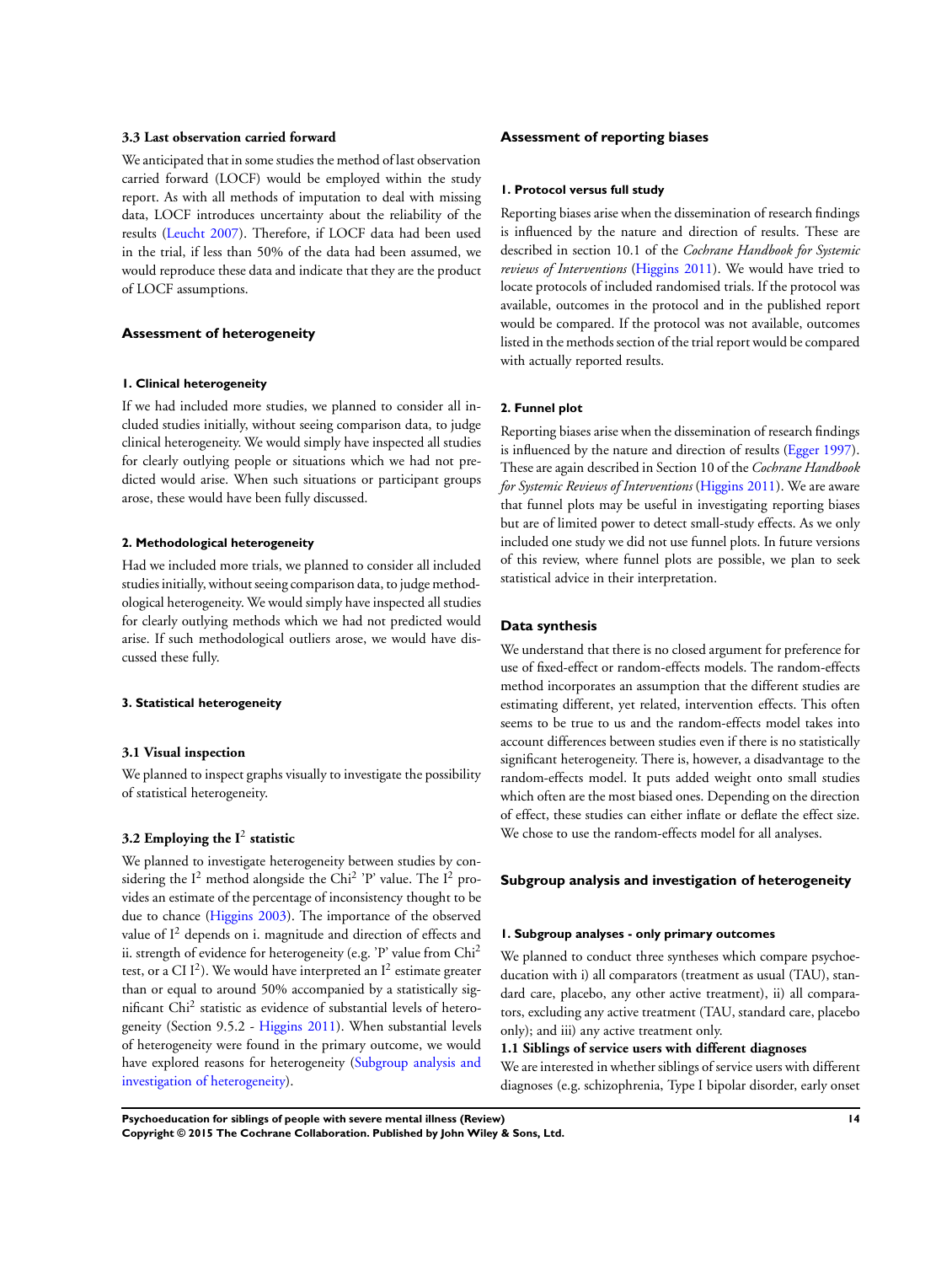### 3.3 Last observation carried forward

We anticipated that in some studies the method of last observation carried forward (LOCF) would be employed within the study report. As with all methods of imputation to deal with missing data, LOCF introduces uncertainty about the reliability of the results (Leucht 2007). Therefore, if LOCF data had been used in the trial, if less than 50% of the data had been assumed, we would reproduce these data and indicate that they are the product of LOCF assumptions.

## Assessment of heterogeneity

#### 1. Clinical heterogeneity

If we had included more studies, we planned to consider all included studies initially, without seeing comparison data, to judge clinical heterogeneity. We would simply have inspected all studies for clearly outlying people or situations which we had not predicted would arise. When such situations or participant groups arose, these would have been fully discussed.

#### 2. Methodological heterogeneity

Had we included more trials, we planned to consider all included studies initially, without seeing comparison data, to judge methodological heterogeneity. We would simply have inspected all studies for clearly outlying methods which we had not predicted would arise. If such methodological outliers arose, we would have discussed these fully.

#### 3. Statistical heterogeneity

### 3.1 Visual inspection

We planned to inspect graphs visually to investigate the possibility of statistical heterogeneity.

### 3.2 Employing the $I^2$ statistic

We planned to investigate heterogeneity between studies by considering the $I^2$ method alongside the $Chi^2$ 'P' value. The $I^2$ provides an estimate of the percentage of inconsistency thought to be due to chance (Higgins 2003). The importance of the observed value of $I^2$ depends on i. magnitude and direction of effects and ii. strength of evidence for heterogeneity (e.g. 'P' value from $Chi^2$ test, or a CI $I^2$). We would have interpreted an $I^2$ estimate greater than or equal to around 50% accompanied by a statistically significant $Chi^2$ statistic as evidence of substantial levels of heterogeneity (Section 9.5.2 - Higgins 2011). When substantial levels of heterogeneity were found in the primary outcome, we would have explored reasons for heterogeneity (Subgroup analysis and investigation of heterogeneity).

## Assessment of reporting biases

#### 1. Protocol versus full study

Reporting biases arise when the dissemination of research findings is influenced by the nature and direction of results. These are described in section 10.1 of the *Cochrane Handbook for Systemic reviews of Interventions* (Higgins 2011). We would have tried to locate protocols of included randomised trials. If the protocol was available, outcomes in the protocol and in the published report would be compared. If the protocol was not available, outcomes listed in the methods section of the trial report would be compared with actually reported results.

#### 2. Funnel plot

Reporting biases arise when the dissemination of research findings is influenced by the nature and direction of results (Egger 1997). These are again described in Section 10 of the *Cochrane Handbook for Systemic Reviews of Interventions* (Higgins 2011). We are aware that funnel plots may be useful in investigating reporting biases but are of limited power to detect small-study effects. As we only included one study we did not use funnel plots. In future versions of this review, where funnel plots are possible, we plan to seek statistical advice in their interpretation.

## Data synthesis

We understand that there is no closed argument for preference for use of fixed-effect or random-effects models. The random-effects method incorporates an assumption that the different studies are estimating different, yet related, intervention effects. This often seems to be true to us and the random-effects model takes into account differences between studies even if there is no statistically significant heterogeneity. There is, however, a disadvantage to the random-effects model. It puts added weight onto small studies which often are the most biased ones. Depending on the direction of effect, these studies can either inflate or deflate the effect size. We chose to use the random-effects model for all analyses.

## Subgroup analysis and investigation of heterogeneity

#### 1. Subgroup analyses - only primary outcomes

We planned to conduct three syntheses which compare psychoeducation with i) all comparators (treatment as usual (TAU), standard care, placebo, any other active treatment), ii) all comparators, excluding any active treatment (TAU, standard care, placebo only); and iii) any active treatment only.

### 1.1 Siblings of service users with different diagnoses

We are interested in whether siblings of service users with different diagnoses (e.g. schizophrenia, Type I bipolar disorder, early onset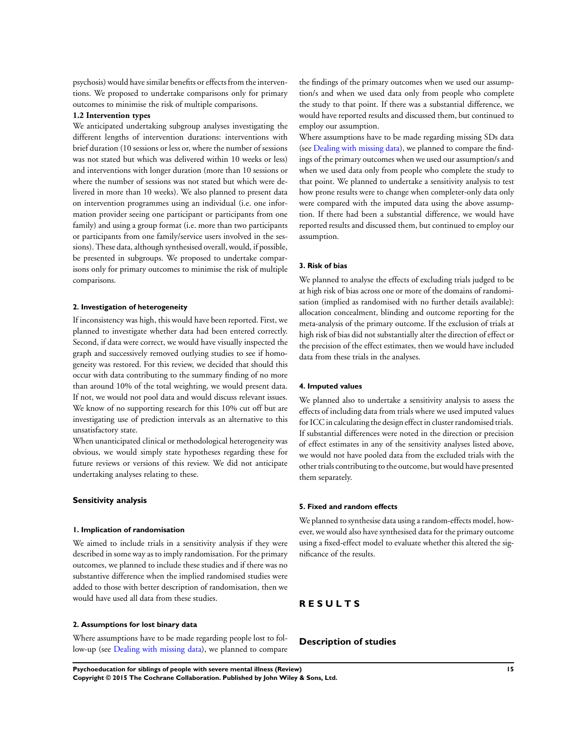psychosis) would have similar benefits or effects from the interventions. We proposed to undertake comparisons only for primary outcomes to minimise the risk of multiple comparisons.

**1.2 Intervention types**

We anticipated undertaking subgroup analyses investigating the different lengths of intervention durations: interventions with brief duration (10 sessions or less or, where the number of sessions was not stated but which was delivered within 10 weeks or less) and interventions with longer duration (more than 10 sessions or where the number of sessions was not stated but which were delivered in more than 10 weeks). We also planned to present data on intervention programmes using an individual (i.e. one information provider seeing one participant or participants from one family) and using a group format (i.e. more than two participants or participants from one family/service users involved in the sessions). These data, although synthesised overall, would, if possible, be presented in subgroups. We proposed to undertake comparisons only for primary outcomes to minimise the risk of multiple comparisons.

#### 2. Investigation of heterogeneity

If inconsistency was high, this would have been reported. First, we planned to investigate whether data had been entered correctly. Second, if data were correct, we would have visually inspected the graph and successively removed outlying studies to see if homogeneity was restored. For this review, we decided that should this occur with data contributing to the summary finding of no more than around 10% of the total weighting, we would present data. If not, we would not pool data and would discuss relevant issues. We know of no supporting research for this 10% cut off but are investigating use of prediction intervals as an alternative to this unsatisfactory state.

When unanticipated clinical or methodological heterogeneity was obvious, we would simply state hypotheses regarding these for future reviews or versions of this review. We did not anticipate undertaking analyses relating to these.

### Sensitivity analysis

#### 1. Implication of randomisation

We aimed to include trials in a sensitivity analysis if they were described in some way as to imply randomisation. For the primary outcomes, we planned to include these studies and if there was no substantive difference when the implied randomised studies were added to those with better description of randomisation, then we would have used all data from these studies.

#### 2. Assumptions for lost binary data

Where assumptions have to be made regarding people lost to follow-up (see Dealing with missing data), we planned to compare the findings of the primary outcomes when we used our assumption/s and when we used data only from people who complete the study to that point. If there was a substantial difference, we would have reported results and discussed them, but continued to employ our assumption.

Where assumptions have to be made regarding missing SDs data (see Dealing with missing data), we planned to compare the findings of the primary outcomes when we used our assumption/s and when we used data only from people who complete the study to that point. We planned to undertake a sensitivity analysis to test how prone results were to change when completer-only data only were compared with the imputed data using the above assumption. If there had been a substantial difference, we would have reported results and discussed them, but continued to employ our assumption.

#### 3. Risk of bias

We planned to analyse the effects of excluding trials judged to be at high risk of bias across one or more of the domains of randomisation (implied as randomised with no further details available): allocation concealment, blinding and outcome reporting for the meta-analysis of the primary outcome. If the exclusion of trials at high risk of bias did not substantially alter the direction of effect or the precision of the effect estimates, then we would have included data from these trials in the analyses.

#### 4. Imputed values

We planned also to undertake a sensitivity analysis to assess the effects of including data from trials where we used imputed values for ICC in calculating the design effect in cluster randomised trials. If substantial differences were noted in the direction or precision of effect estimates in any of the sensitivity analyses listed above, we would not have pooled data from the excluded trials with the other trials contributing to the outcome, but would have presented them separately.

#### 5. Fixed and random effects

We planned to synthesise data using a random-effects model, however, we would also have synthesised data for the primary outcome using a fixed-effect model to evaluate whether this altered the significance of the results.

# RESULTS

## Description of studies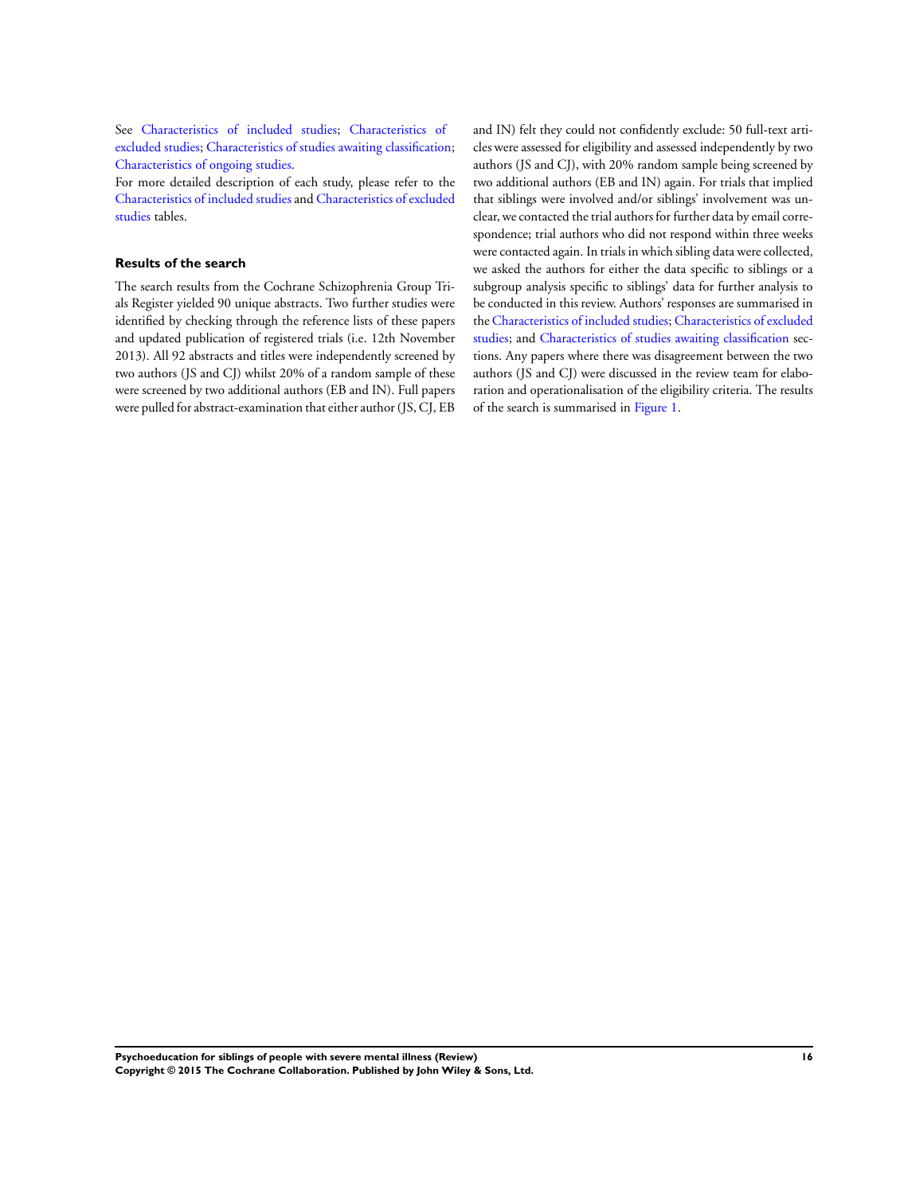See Characteristics of included studies; Characteristics of excluded studies; Characteristics of studies awaiting classification; Characteristics of ongoing studies.

For more detailed description of each study, please refer to the Characteristics of included studies and Characteristics of excluded studies tables.

### Results of the search

The search results from the Cochrane Schizophrenia Group Trials Register yielded 90 unique abstracts. Two further studies were identified by checking through the reference lists of these papers and updated publication of registered trials (i.e. 12th November 2013). All 92 abstracts and titles were independently screened by two authors (JS and CJ) whilst 20% of a random sample of these were screened by two additional authors (EB and IN). Full papers were pulled for abstract-examination that either author (JS, CJ, EB and IN) felt they could not confidently exclude: 50 full-text articles were assessed for eligibility and assessed independently by two authors (JS and CJ), with 20% random sample being screened by two additional authors (EB and IN) again. For trials that implied that siblings were involved and/or siblings' involvement was unclear, we contacted the trial authors for further data by email correspondence; trial authors who did not respond within three weeks were contacted again. In trials in which sibling data were collected, we asked the authors for either the data specific to siblings or a subgroup analysis specific to siblings' data for further analysis to be conducted in this review. Authors' responses are summarised in the Characteristics of included studies; Characteristics of excluded studies; and Characteristics of studies awaiting classification sections. Any papers where there was disagreement between the two authors (JS and CJ) were discussed in the review team for elaboration and operationalisation of the eligibility criteria. The results of the search is summarised in Figure 1.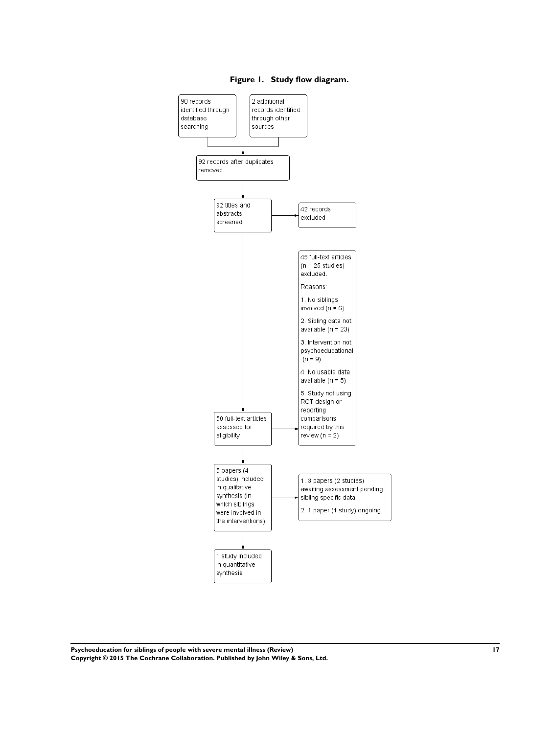**Figure 1. Study flow diagram.**

90 records identified through database searching

2 additional records identified through other sources

92 records after duplicates removed

92 titles and abstracts screened

42 records excluded

50 full-text articles assessed for eligibility

45 full-text articles (n = 25 studies) excluded.

Reasons:

1. No siblings involved (n = 6)
2. Sibling data not available (n = 23)
3. Intervention not psychoeducational (n = 9)
4. No usable data available (n = 5)
5. Study not using RCT design or reporting comparisons required by this review (n = 2)

5 papers (4 studies) included in qualitative synthesis (in which siblings were involved in the interventions)

1. 3 papers (2 studies) awaiting assessment pending sibling specific data
2. 1 paper (1 study) ongoing

1 study included in quantitative synthesis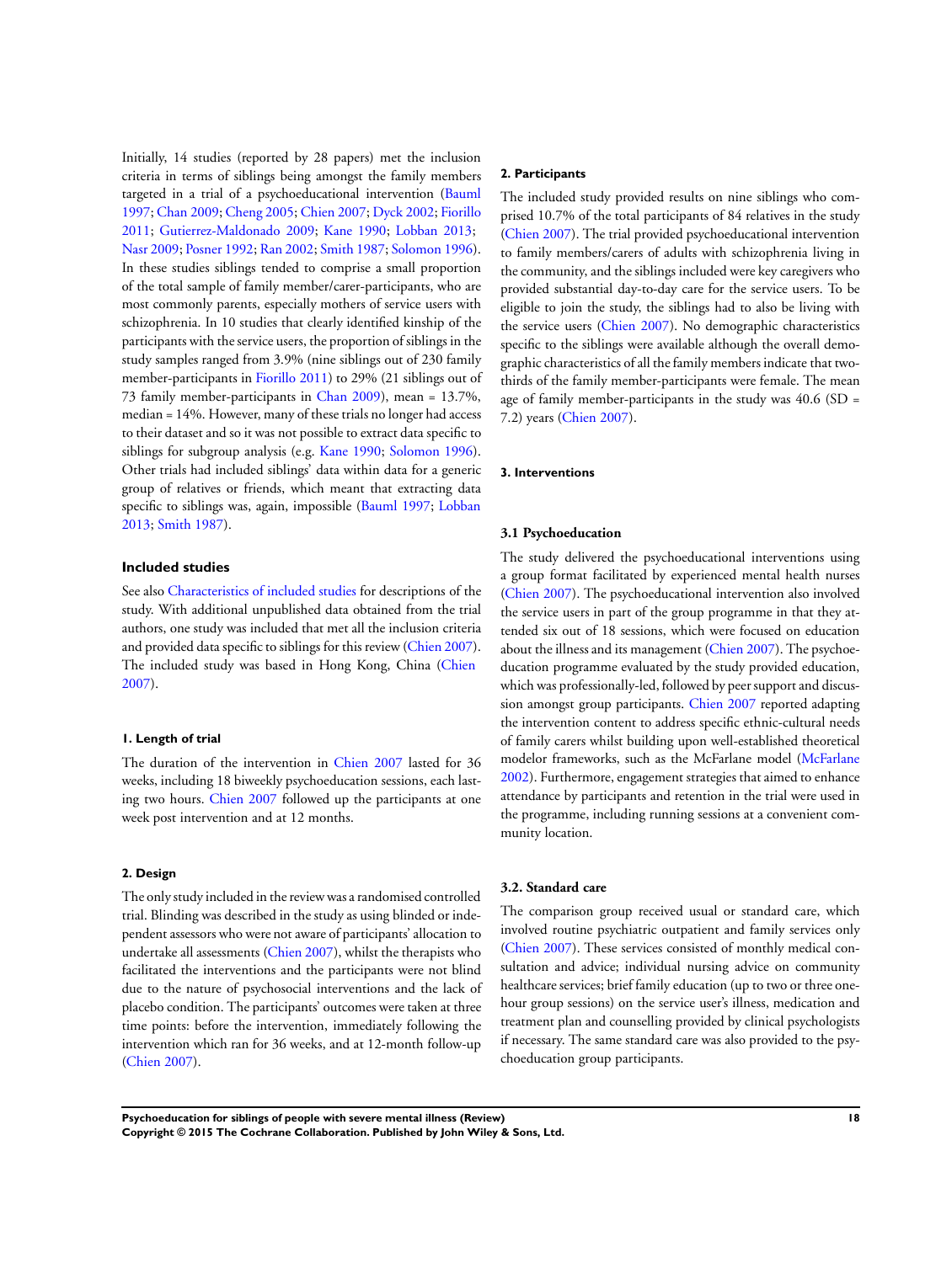Initially, 14 studies (reported by 28 papers) met the inclusion criteria in terms of siblings being amongst the family members targeted in a trial of a psychoeducational intervention (Bauml 1997; Chan 2009; Cheng 2005; Chien 2007; Dyck 2002; Fiorillo 2011; Gutierrez-Maldonado 2009; Kane 1990; Lobban 2013; Nasr 2009; Posner 1992; Ran 2002; Smith 1987; Solomon 1996). In these studies siblings tended to comprise a small proportion of the total sample of family member/carer-participants, who are most commonly parents, especially mothers of service users with schizophrenia. In 10 studies that clearly identified kinship of the participants with the service users, the proportion of siblings in the study samples ranged from 3.9% (nine siblings out of 230 family member-participants in Fiorillo 2011) to 29% (21 siblings out of 73 family member-participants in Chan 2009), mean = 13.7%, median = 14%. However, many of these trials no longer had access to their dataset and so it was not possible to extract data specific to siblings for subgroup analysis (e.g. Kane 1990; Solomon 1996). Other trials had included siblings' data within data for a generic group of relatives or friends, which meant that extracting data specific to siblings was, again, impossible (Bauml 1997; Lobban 2013; Smith 1987).

### Included studies

See also Characteristics of included studies for descriptions of the study. With additional unpublished data obtained from the trial authors, one study was included that met all the inclusion criteria and provided data specific to siblings for this review (Chien 2007). The included study was based in Hong Kong, China (Chien 2007).

#### 1. Length of trial

The duration of the intervention in Chien 2007 lasted for 36 weeks, including 18 biweekly psychoeducation sessions, each lasting two hours. Chien 2007 followed up the participants at one week post intervention and at 12 months.

#### 2. Design

The only study included in the review was a randomised controlled trial. Blinding was described in the study as using blinded or independent assessors who were not aware of participants' allocation to undertake all assessments (Chien 2007), whilst the therapists who facilitated the interventions and the participants were not blind due to the nature of psychosocial interventions and the lack of placebo condition. The participants' outcomes were taken at three time points: before the intervention, immediately following the intervention which ran for 36 weeks, and at 12-month follow-up (Chien 2007).

#### 2. Participants

The included study provided results on nine siblings who comprised 10.7% of the total participants of 84 relatives in the study (Chien 2007). The trial provided psychoeducational intervention to family members/carers of adults with schizophrenia living in the community, and the siblings included were key caregivers who provided substantial day-to-day care for the service users. To be eligible to join the study, the siblings had to also be living with the service users (Chien 2007). No demographic characteristics specific to the siblings were available although the overall demographic characteristics of all the family members indicate that two-thirds of the family member-participants were female. The mean age of family member-participants in the study was 40.6 (SD = 7.2) years (Chien 2007).

#### 3. Interventions

##### 3.1 Psychoeducation

The study delivered the psychoeducational interventions using a group format facilitated by experienced mental health nurses (Chien 2007). The psychoeducational intervention also involved the service users in part of the group programme in that they attended six out of 18 sessions, which were focused on education about the illness and its management (Chien 2007). The psychoeducation programme evaluated by the study provided education, which was professionally-led, followed by peer support and discussion amongst group participants. Chien 2007 reported adapting the intervention content to address specific ethnic-cultural needs of family carers whilst building upon well-established theoretical modelor frameworks, such as the McFarlane model (McFarlane 2002). Furthermore, engagement strategies that aimed to enhance attendance by participants and retention in the trial were used in the programme, including running sessions at a convenient community location.

##### 3.2. Standard care

The comparison group received usual or standard care, which involved routine psychiatric outpatient and family services only (Chien 2007). These services consisted of monthly medical consultation and advice; individual nursing advice on community healthcare services; brief family education (up to two or three one-hour group sessions) on the service user's illness, medication and treatment plan and counselling provided by clinical psychologists if necessary. The same standard care was also provided to the psychoeducation group participants.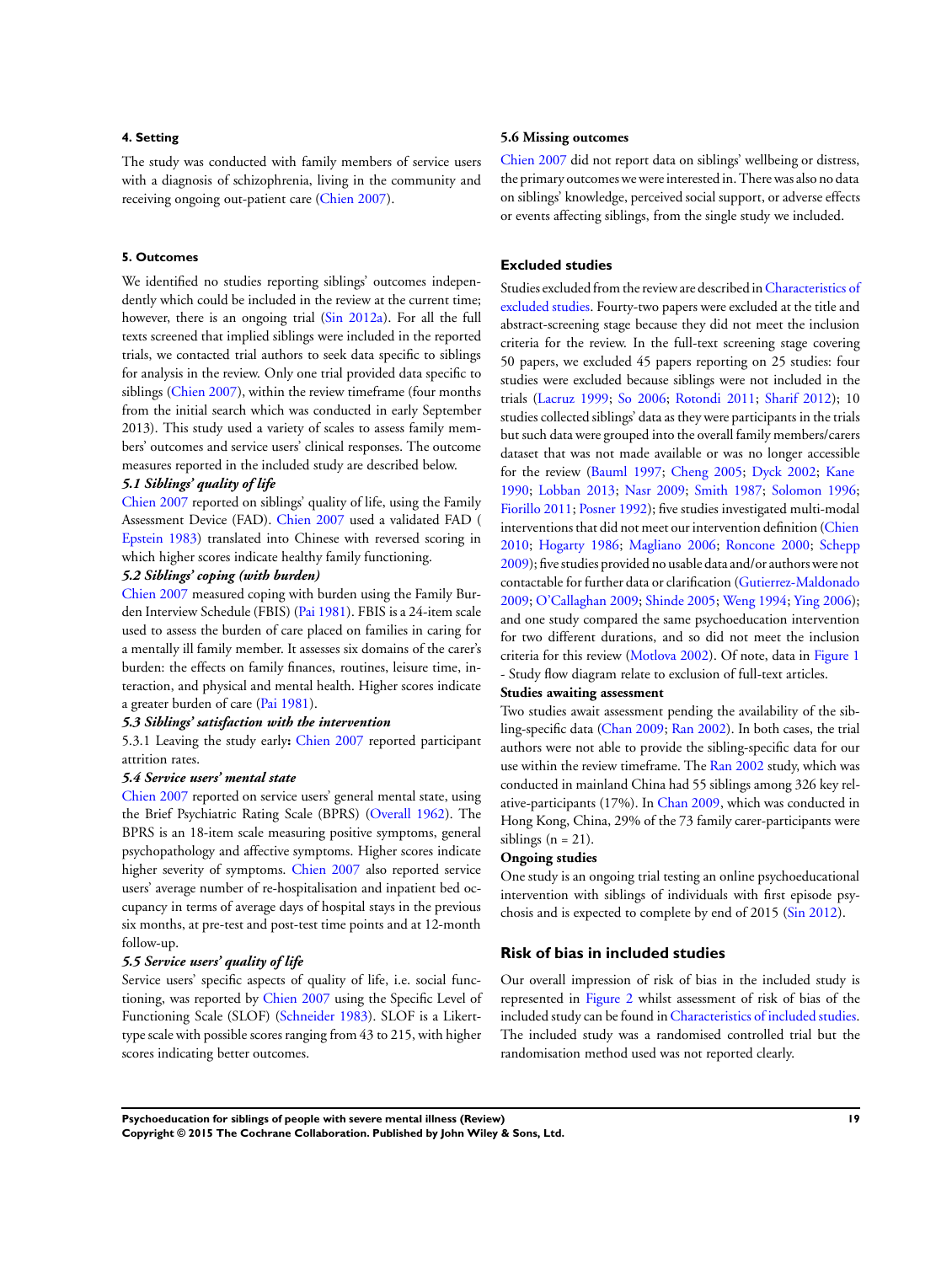#### 4. Setting

The study was conducted with family members of service users with a diagnosis of schizophrenia, living in the community and receiving ongoing out-patient care (Chien 2007).

#### 5. Outcomes

We identified no studies reporting siblings' outcomes independently which could be included in the review at the current time; however, there is an ongoing trial (Sin 2012a). For all the full texts screened that implied siblings were included in the reported trials, we contacted trial authors to seek data specific to siblings for analysis in the review. Only one trial provided data specific to siblings (Chien 2007), within the review timeframe (four months from the initial search which was conducted in early September 2013). This study used a variety of scales to assess family members' outcomes and service users' clinical responses. The outcome measures reported in the included study are described below.

***5.1 Siblings' quality of life***

Chien 2007 reported on siblings' quality of life, using the Family Assessment Device (FAD). Chien 2007 used a validated FAD ( Epstein 1983) translated into Chinese with reversed scoring in which higher scores indicate healthy family functioning.

***5.2 Siblings' coping (with burden)***

Chien 2007 measured coping with burden using the Family Burden Interview Schedule (FBIS) (Pai 1981). FBIS is a 24-item scale used to assess the burden of care placed on families in caring for a mentally ill family member. It assesses six domains of the carer's burden: the effects on family finances, routines, leisure time, interaction, and physical and mental health. Higher scores indicate a greater burden of care (Pai 1981).

***5.3 Siblings' satisfaction with the intervention***

5.3.1 Leaving the study early**:** Chien 2007 reported participant attrition rates.

***5.4 Service users' mental state***

Chien 2007 reported on service users' general mental state, using the Brief Psychiatric Rating Scale (BPRS) (Overall 1962). The BPRS is an 18-item scale measuring positive symptoms, general psychopathology and affective symptoms. Higher scores indicate higher severity of symptoms. Chien 2007 also reported service users' average number of re-hospitalisation and inpatient bed occupancy in terms of average days of hospital stays in the previous six months, at pre-test and post-test time points and at 12-month follow-up.

***5.5 Service users' quality of life***

Service users' specific aspects of quality of life, i.e. social functioning, was reported by Chien 2007 using the Specific Level of Functioning Scale (SLOF) (Schneider 1983). SLOF is a Likert-type scale with possible scores ranging from 43 to 215, with higher scores indicating better outcomes.

#### 5.6 Missing outcomes

Chien 2007 did not report data on siblings' wellbeing or distress, the primary outcomes we were interested in. There was also no data on siblings' knowledge, perceived social support, or adverse effects or events affecting siblings, from the single study we included.

### Excluded studies

Studies excluded from the review are described in Characteristics of excluded studies. Fourty-two papers were excluded at the title and abstract-screening stage because they did not meet the inclusion criteria for the review. In the full-text screening stage covering 50 papers, we excluded 45 papers reporting on 25 studies: four studies were excluded because siblings were not included in the trials (Lacruz 1999; So 2006; Rotondi 2011; Sharif 2012); 10 studies collected siblings' data as they were participants in the trials but such data were grouped into the overall family members/carers dataset that was not made available or was no longer accessible for the review (Bauml 1997; Cheng 2005; Dyck 2002; Kane 1990; Lobban 2013; Nasr 2009; Smith 1987; Solomon 1996; Fiorillo 2011; Posner 1992); five studies investigated multi-modal interventions that did not meet our intervention definition (Chien 2010; Hogarty 1986; Magliano 2006; Roncone 2000; Schepp 2009); five studies provided no usable data and/or authors were not contactable for further data or clarification (Gutierrez-Maldonado 2009; O'Callaghan 2009; Shinde 2005; Weng 1994; Ying 2006); and one study compared the same psychoeducation intervention for two different durations, and so did not meet the inclusion criteria for this review (Motlova 2002). Of note, data in Figure 1 - Study flow diagram relate to exclusion of full-text articles.

**Studies awaiting assessment**

Two studies await assessment pending the availability of the sibling-specific data (Chan 2009; Ran 2002). In both cases, the trial authors were not able to provide the sibling-specific data for our use within the review timeframe. The Ran 2002 study, which was conducted in mainland China had 55 siblings among 326 key relative-participants (17%). In Chan 2009, which was conducted in Hong Kong, China, 29% of the 73 family carer-participants were siblings (n = 21).

**Ongoing studies**

One study is an ongoing trial testing an online psychoeducational intervention with siblings of individuals with first episode psychosis and is expected to complete by end of 2015 (Sin 2012).

## Risk of bias in included studies

Our overall impression of risk of bias in the included study is represented in Figure 2 whilst assessment of risk of bias of the included study can be found in Characteristics of included studies. The included study was a randomised controlled trial but the randomisation method used was not reported clearly.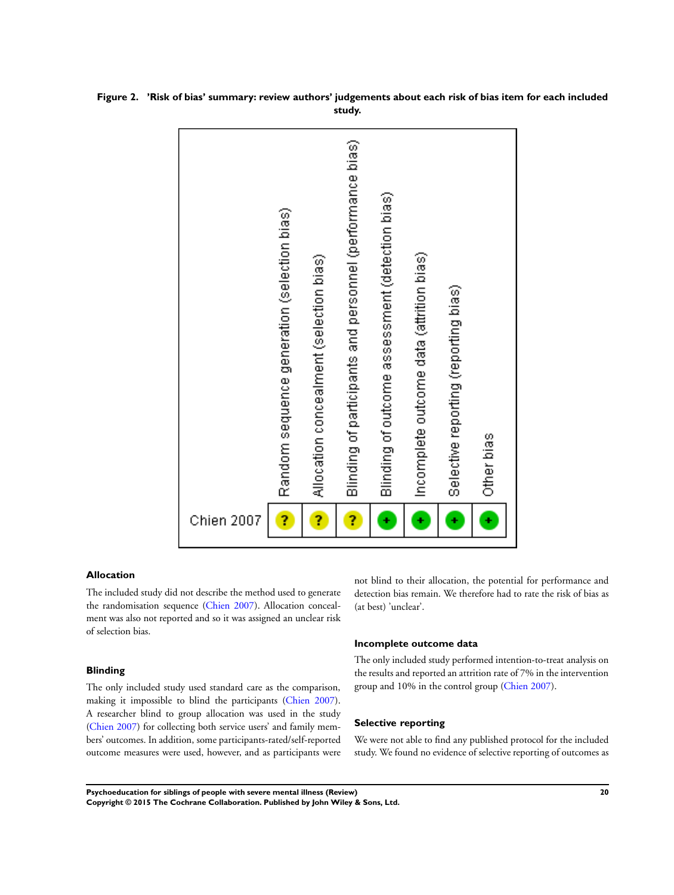**Figure 2. 'Risk of bias' summary: review authors' judgements about each risk of bias item for each included study.**

| | Random sequence generation (selection bias) | Allocation concealment (selection bias) | Blinding of participants and personnel (performance bias) | Blinding of outcome assessment (detection bias) | Incomplete outcome data (attrition bias) | Selective reporting (reporting bias) | Other bias |
|---|---|---|---|---|---|---|---|
| Chien 2007 | ? | ? | ? | + | + | + | + |

### Allocation

The included study did not describe the method used to generate the randomisation sequence (Chien 2007). Allocation concealment was also not reported and so it was assigned an unclear risk of selection bias.

### Blinding

The only included study used standard care as the comparison, making it impossible to blind the participants (Chien 2007). A researcher blind to group allocation was used in the study (Chien 2007) for collecting both service users' and family members' outcomes. In addition, some participants-rated/self-reported outcome measures were used, however, and as participants were not blind to their allocation, the potential for performance and detection bias remain. We therefore had to rate the risk of bias as (at best) 'unclear'.

### Incomplete outcome data

The only included study performed intention-to-treat analysis on the results and reported an attrition rate of 7% in the intervention group and 10% in the control group (Chien 2007).

### Selective reporting

We were not able to find any published protocol for the included study. We found no evidence of selective reporting of outcomes as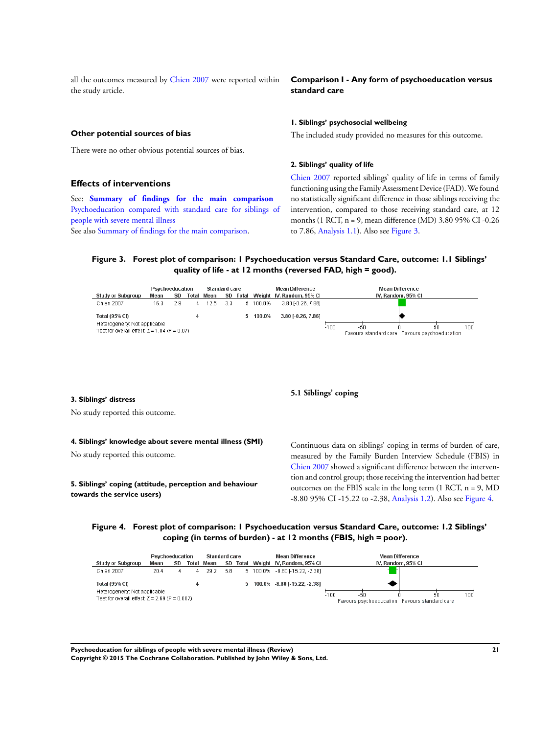all the outcomes measured by Chien 2007 were reported within the study article.

### Other potential sources of bias

There were no other obvious potential sources of bias.

## Effects of interventions

See: **Summary of findings for the main comparison** Psychoeducation compared with standard care for siblings of people with severe mental illness
See also Summary of findings for the main comparison.

### Comparison 1 - Any form of psychoeducation versus standard care

#### 1. Siblings' psychosocial wellbeing

The included study provided no measures for this outcome.

#### 2. Siblings' quality of life

Chien 2007 reported siblings' quality of life in terms of family functioning using the Family Assessment Device (FAD). We found no statistically significant difference in those siblings receiving the intervention, compared to those receiving standard care, at 12 months (1 RCT, n = 9, mean difference (MD) 3.80 95% CI -0.26 to 7.86, Analysis 1.1). Also see Figure 3.

**Figure 3. Forest plot of comparison: 1 Psychoeducation versus Standard Care, outcome: 1.1 Siblings' quality of life - at 12 months (reversed FAD, high = good).**

| Study or Subgroup | Psychoeducation Mean | SD | Total | Standard care Mean | SD | Total | Weight | Mean Difference IV, Random, 95% CI |
|---|---|---|---|---|---|---|---|---|
| Chien 2007 | 16.3 | 2.9 | 4 | 12.5 | 3.3 | 5 | 100.0% | 3.80 [-0.26, 7.86] |
| **Total (95% CI)** | | | **4** | | | **5** | **100.0%** | **3.80 [-0.26, 7.86]** |

Heterogeneity: Not applicable
Test for overall effect: Z = 1.84 (P = 0.07)

Axis: -100, -50, 0, 50, 100. Favours standard care / Favours psychoeducation

#### 3. Siblings' distress

No study reported this outcome.

#### 4. Siblings' knowledge about severe mental illness (SMI)

No study reported this outcome.

#### 5. Siblings' coping (attitude, perception and behaviour towards the service users)

##### 5.1 Siblings' coping

Continuous data on siblings' coping in terms of burden of care, measured by the Family Burden Interview Schedule (FBIS) in Chien 2007 showed a significant difference between the intervention and control group; those receiving the intervention had better outcomes on the FBIS scale in the long term (1 RCT, n = 9, MD -8.80 95% CI -15.22 to -2.38, Analysis 1.2). Also see Figure 4.

**Figure 4. Forest plot of comparison: 1 Psychoeducation versus Standard Care, outcome: 1.2 Siblings' coping (in terms of burden) - at 12 months (FBIS, high = poor).**

| Study or Subgroup | Psychoeducation Mean | SD | Total | Standard care Mean | SD | Total | Weight | Mean Difference IV, Random, 95% CI |
|---|---|---|---|---|---|---|---|---|
| Chien 2007 | 20.4 | 4 | 4 | 29.2 | 5.8 | 5 | 100.0% | -8.80 [-15.22, -2.38] |
| **Total (95% CI)** | | | **4** | | | **5** | **100.0%** | **-8.80 [-15.22, -2.38]** |

Heterogeneity: Not applicable
Test for overall effect: Z = 2.69 (P = 0.007)

Axis: -100, -50, 0, 50, 100. Favours psychoeducation / Favours standard care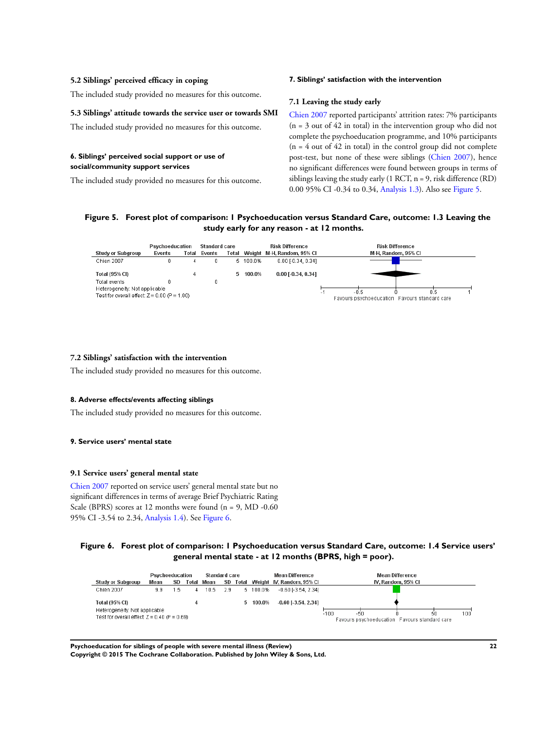### 5.2 Siblings' perceived efficacy in coping

The included study provided no measures for this outcome.

### 5.3 Siblings' attitude towards the service user or towards SMI

The included study provided no measures for this outcome.

### 6. Siblings' perceived social support or use of social/community support services

The included study provided no measures for this outcome.

### 7. Siblings' satisfaction with the intervention

### 7.1 Leaving the study early

Chien 2007 reported participants' attrition rates: 7% participants (n = 3 out of 42 in total) in the intervention group who did not complete the psychoeducation programme, and 10% participants (n = 4 out of 42 in total) in the control group did not complete post-test, but none of these were siblings (Chien 2007), hence no significant differences were found between groups in terms of siblings leaving the study early (1 RCT, n = 9, risk difference (RD) 0.00 95% CI -0.34 to 0.34, Analysis 1.3). Also see Figure 5.

**Figure 5. Forest plot of comparison: 1 Psychoeducation versus Standard Care, outcome: 1.3 Leaving the study early for any reason - at 12 months.**

| Study or Subgroup | Psychoeducation Events | Psychoeducation Total | Standard care Events | Standard care Total | Weight | Risk Difference M-H, Random, 95% CI |
|---|---|---|---|---|---|---|
| Chien 2007 | 0 | 4 | 0 | 5 | 100.0% | 0.00 [-0.34, 0.34] |
| **Total (95% CI)** | | 4 | | 5 | 100.0% | **0.00 [-0.34, 0.34]** |
| Total events | 0 | | 0 | | | |

Heterogeneity: Not applicable
Test for overall effect: Z = 0.00 (P = 1.00)

Favours psychoeducation / Favours standard care

### 7.2 Siblings' satisfaction with the intervention

The included study provided no measures for this outcome.

### 8. Adverse effects/events affecting siblings

The included study provided no measures for this outcome.

### 9. Service users' mental state

### 9.1 Service users' general mental state

Chien 2007 reported on service users' general mental state but no significant differences in terms of average Brief Psychiatric Rating Scale (BPRS) scores at 12 months were found (n = 9, MD -0.60 95% CI -3.54 to 2.34, Analysis 1.4). See Figure 6.

**Figure 6. Forest plot of comparison: 1 Psychoeducation versus Standard Care, outcome: 1.4 Service users' general mental state - at 12 months (BPRS, high = poor).**

| Study or Subgroup | Psychoeducation Mean | Psychoeducation SD | Psychoeducation Total | Standard care Mean | Standard care SD | Standard care Total | Weight | Mean Difference IV, Random, 95% CI |
|---|---|---|---|---|---|---|---|---|
| Chien 2007 | 9.9 | 1.5 | 4 | 10.5 | 2.9 | 5 | 100.0% | -0.60 [-3.54, 2.34] |
| **Total (95% CI)** | | | 4 | | | 5 | 100.0% | **-0.60 [-3.54, 2.34]** |

Heterogeneity: Not applicable
Test for overall effect: Z = 0.40 (P = 0.69)

Favours psychoeducation / Favours standard care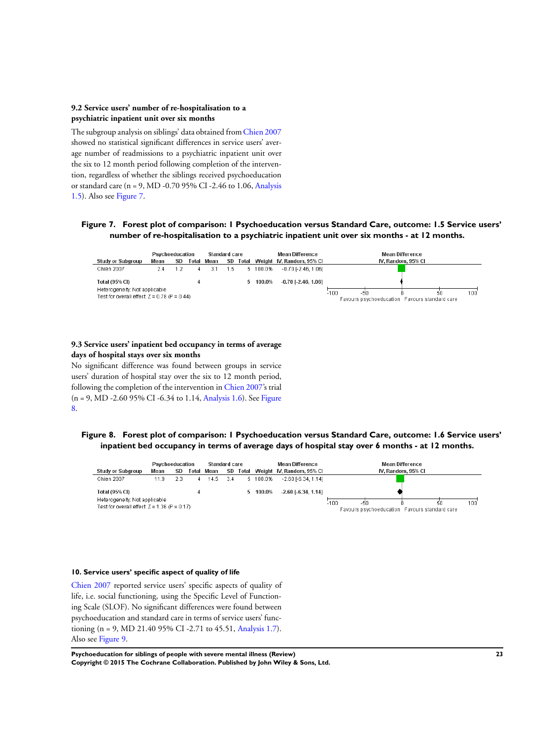#### 9.2 Service users' number of re-hospitalisation to a psychiatric inpatient unit over six months

The subgroup analysis on siblings' data obtained from Chien 2007 showed no statistical significant differences in service users' average number of readmissions to a psychiatric inpatient unit over the six to 12 month period following completion of the intervention, regardless of whether the siblings received psychoeducation or standard care (n = 9, MD -0.70 95% CI -2.46 to 1.06, Analysis 1.5). Also see Figure 7.

**Figure 7. Forest plot of comparison: 1 Psychoeducation versus Standard Care, outcome: 1.5 Service users' number of re-hospitalisation to a psychiatric inpatient unit over six months - at 12 months.**

| Study or Subgroup | Psychoeducation Mean | SD | Total | Standard care Mean | SD | Total | Weight | Mean Difference IV, Random, 95% CI |
|---|---|---|---|---|---|---|---|---|
| Chien 2007 | 2.4 | 1.2 | 4 | 3.1 | 1.5 | 5 | 100.0% | -0.70 [-2.46, 1.06] |
| **Total (95% CI)** | | | **4** | | | **5** | **100.0%** | **-0.70 [-2.46, 1.06]** |

Heterogeneity: Not applicable
Test for overall effect: Z = 0.78 (P = 0.44)

Favours psychoeducation / Favours standard care

#### 9.3 Service users' inpatient bed occupancy in terms of average days of hospital stays over six months

No significant difference was found between groups in service users' duration of hospital stay over the six to 12 month period, following the completion of the intervention in Chien 2007's trial (n = 9, MD -2.60 95% CI -6.34 to 1.14, Analysis 1.6). See Figure 8.

**Figure 8. Forest plot of comparison: 1 Psychoeducation versus Standard Care, outcome: 1.6 Service users' inpatient bed occupancy in terms of average days of hospital stay over 6 months - at 12 months.**

| Study or Subgroup | Psychoeducation Mean | SD | Total | Standard care Mean | SD | Total | Weight | Mean Difference IV, Random, 95% CI |
|---|---|---|---|---|---|---|---|---|
| Chien 2007 | 11.9 | 2.3 | 4 | 14.5 | 3.4 | 5 | 100.0% | -2.60 [-6.34, 1.14] |
| **Total (95% CI)** | | | **4** | | | **5** | **100.0%** | **-2.60 [-6.34, 1.14]** |

Heterogeneity: Not applicable
Test for overall effect: Z = 1.36 (P = 0.17)

Favours psychoeducation / Favours standard care

#### 10. Service users' specific aspect of quality of life

Chien 2007 reported service users' specific aspects of quality of life, i.e. social functioning, using the Specific Level of Functioning Scale (SLOF). No significant differences were found between psychoeducation and standard care in terms of service users' functioning (n = 9, MD 21.40 95% CI -2.71 to 45.51, Analysis 1.7). Also see Figure 9.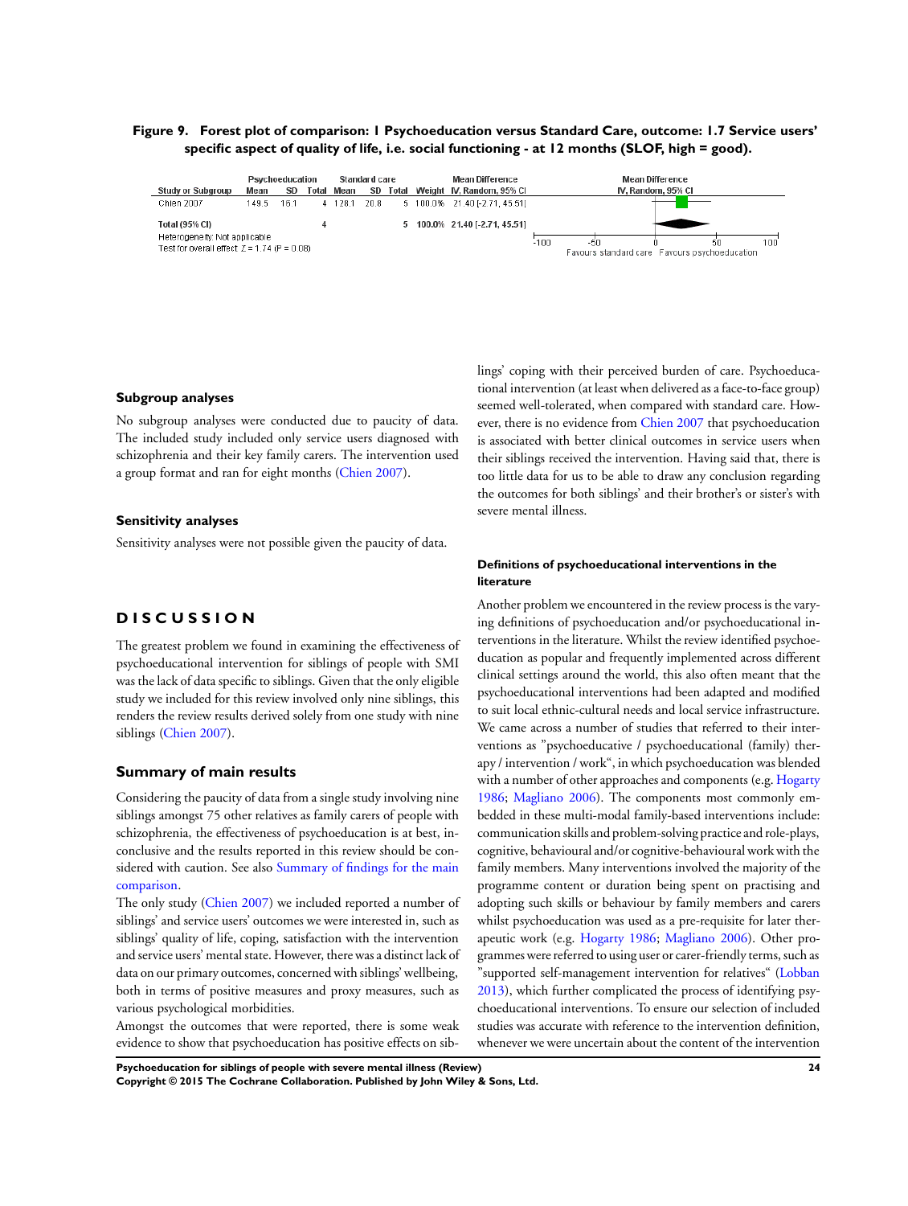**Figure 9. Forest plot of comparison: 1 Psychoeducation versus Standard Care, outcome: 1.7 Service users' specific aspect of quality of life, i.e. social functioning - at 12 months (SLOF, high = good).**

| Study or Subgroup | Psychoeducation Mean | SD | Total | Standard care Mean | SD | Total | Weight | Mean Difference IV, Random, 95% CI |
|---|---|---|---|---|---|---|---|---|
| Chien 2007 | 149.5 | 16.1 | 4 | 128.1 | 20.8 | 5 | 100.0% | 21.40 [-2.71, 45.51] |
| **Total (95% CI)** | | | **4** | | | **5** | **100.0%** | **21.40 [-2.71, 45.51]** |

Heterogeneity: Not applicable
Test for overall effect: Z = 1.74 (P = 0.08)

Favours standard care / Favours psychoeducation

### Subgroup analyses

No subgroup analyses were conducted due to paucity of data. The included study included only service users diagnosed with schizophrenia and their key family carers. The intervention used a group format and ran for eight months (Chien 2007).

### Sensitivity analyses

Sensitivity analyses were not possible given the paucity of data.

# DISCUSSION

The greatest problem we found in examining the effectiveness of psychoeducational intervention for siblings of people with SMI was the lack of data specific to siblings. Given that the only eligible study we included for this review involved only nine siblings, this renders the review results derived solely from one study with nine siblings (Chien 2007).

## Summary of main results

Considering the paucity of data from a single study involving nine siblings amongst 75 other relatives as family carers of people with schizophrenia, the effectiveness of psychoeducation is at best, inconclusive and the results reported in this review should be considered with caution. See also Summary of findings for the main comparison.

The only study (Chien 2007) we included reported a number of siblings' and service users' outcomes we were interested in, such as siblings' quality of life, coping, satisfaction with the intervention and service users' mental state. However, there was a distinct lack of data on our primary outcomes, concerned with siblings' wellbeing, both in terms of positive measures and proxy measures, such as various psychological morbidities.

Amongst the outcomes that were reported, there is some weak evidence to show that psychoeducation has positive effects on siblings' coping with their perceived burden of care. Psychoeducational intervention (at least when delivered as a face-to-face group) seemed well-tolerated, when compared with standard care. However, there is no evidence from Chien 2007 that psychoeducation is associated with better clinical outcomes in service users when their siblings received the intervention. Having said that, there is too little data for us to be able to draw any conclusion regarding the outcomes for both siblings' and their brother's or sister's with severe mental illness.

#### Definitions of psychoeducational interventions in the literature

Another problem we encountered in the review process is the varying definitions of psychoeducation and/or psychoeducational interventions in the literature. Whilst the review identified psychoeducation as popular and frequently implemented across different clinical settings around the world, this also often meant that the psychoeducational interventions had been adapted and modified to suit local ethnic-cultural needs and local service infrastructure. We came across a number of studies that referred to their interventions as "psychoeducative / psychoeducational (family) therapy / intervention / work", in which psychoeducation was blended with a number of other approaches and components (e.g. Hogarty 1986; Magliano 2006). The components most commonly embedded in these multi-modal family-based interventions include: communication skills and problem-solving practice and role-plays, cognitive, behavioural and/or cognitive-behavioural work with the family members. Many interventions involved the majority of the programme content or duration being spent on practising and adopting such skills or behaviour by family members and carers whilst psychoeducation was used as a pre-requisite for later therapeutic work (e.g. Hogarty 1986; Magliano 2006). Other programmes were referred to using user or carer-friendly terms, such as "supported self-management intervention for relatives" (Lobban 2013), which further complicated the process of identifying psychoeducational interventions. To ensure our selection of included studies was accurate with reference to the intervention definition, whenever we were uncertain about the content of the intervention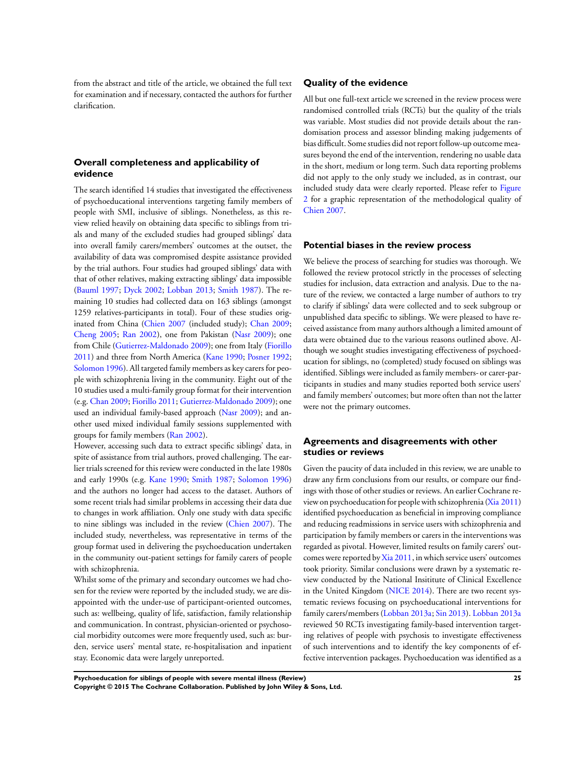from the abstract and title of the article, we obtained the full text for examination and if necessary, contacted the authors for further clarification.

## Overall completeness and applicability of evidence

The search identified 14 studies that investigated the effectiveness of psychoeducational interventions targeting family members of people with SMI, inclusive of siblings. Nonetheless, as this review relied heavily on obtaining data specific to siblings from trials and many of the excluded studies had grouped siblings' data into overall family carers/members' outcomes at the outset, the availability of data was compromised despite assistance provided by the trial authors. Four studies had grouped siblings' data with that of other relatives, making extracting siblings' data impossible (Bauml 1997; Dyck 2002; Lobban 2013; Smith 1987). The remaining 10 studies had collected data on 163 siblings (amongst 1259 relatives-participants in total). Four of these studies originated from China (Chien 2007 (included study); Chan 2009; Cheng 2005; Ran 2002), one from Pakistan (Nasr 2009); one from Chile (Gutierrez-Maldonado 2009); one from Italy (Fiorillo 2011) and three from North America (Kane 1990; Posner 1992; Solomon 1996). All targeted family members as key carers for people with schizophrenia living in the community. Eight out of the 10 studies used a multi-family group format for their intervention (e.g. Chan 2009; Fiorillo 2011; Gutierrez-Maldonado 2009); one used an individual family-based approach (Nasr 2009); and another used mixed individual family sessions supplemented with groups for family members (Ran 2002).

However, accessing such data to extract specific siblings' data, in spite of assistance from trial authors, proved challenging. The earlier trials screened for this review were conducted in the late 1980s and early 1990s (e.g. Kane 1990; Smith 1987; Solomon 1996) and the authors no longer had access to the dataset. Authors of some recent trials had similar problems in accessing their data due to changes in work affiliation. Only one study with data specific to nine siblings was included in the review (Chien 2007). The included study, nevertheless, was representative in terms of the group format used in delivering the psychoeducation undertaken in the community out-patient settings for family carers of people with schizophrenia.

Whilst some of the primary and secondary outcomes we had chosen for the review were reported by the included study, we are disappointed with the under-use of participant-oriented outcomes, such as: wellbeing, quality of life, satisfaction, family relationship and communication. In contrast, physician-oriented or psychosocial morbidity outcomes were more frequently used, such as: burden, service users' mental state, re-hospitalisation and inpatient stay. Economic data were largely unreported.

## Quality of the evidence

All but one full-text article we screened in the review process were randomised controlled trials (RCTs) but the quality of the trials was variable. Most studies did not provide details about the randomisation process and assessor blinding making judgements of bias difficult. Some studies did not report follow-up outcome measures beyond the end of the intervention, rendering no usable data in the short, medium or long term. Such data reporting problems did not apply to the only study we included, as in contrast, our included study data were clearly reported. Please refer to Figure 2 for a graphic representation of the methodological quality of Chien 2007.

## Potential biases in the review process

We believe the process of searching for studies was thorough. We followed the review protocol strictly in the processes of selecting studies for inclusion, data extraction and analysis. Due to the nature of the review, we contacted a large number of authors to try to clarify if siblings' data were collected and to seek subgroup or unpublished data specific to siblings. We were pleased to have received assistance from many authors although a limited amount of data were obtained due to the various reasons outlined above. Although we sought studies investigating effectiveness of psychoeducation for siblings, no (completed) study focused on siblings was identified. Siblings were included as family members- or carer-participants in studies and many studies reported both service users' and family members' outcomes; but more often than not the latter were not the primary outcomes.

## Agreements and disagreements with other studies or reviews

Given the paucity of data included in this review, we are unable to draw any firm conclusions from our results, or compare our findings with those of other studies or reviews. An earlier Cochrane review on psychoeducation for people with schizophrenia (Xia 2011) identified psychoeducation as beneficial in improving compliance and reducing readmissions in service users with schizophrenia and participation by family members or carers in the interventions was regarded as pivotal. However, limited results on family carers' outcomes were reported by Xia 2011, in which service users' outcomes took priority. Similar conclusions were drawn by a systematic review conducted by the National Insititute of Clinical Excellence in the United Kingdom (NICE 2014). There are two recent systematic reviews focusing on psychoeducational interventions for family carers/members (Lobban 2013a; Sin 2013). Lobban 2013a reviewed 50 RCTs investigating family-based intervention targeting relatives of people with psychosis to investigate effectiveness of such interventions and to identify the key components of effective intervention packages. Psychoeducation was identified as a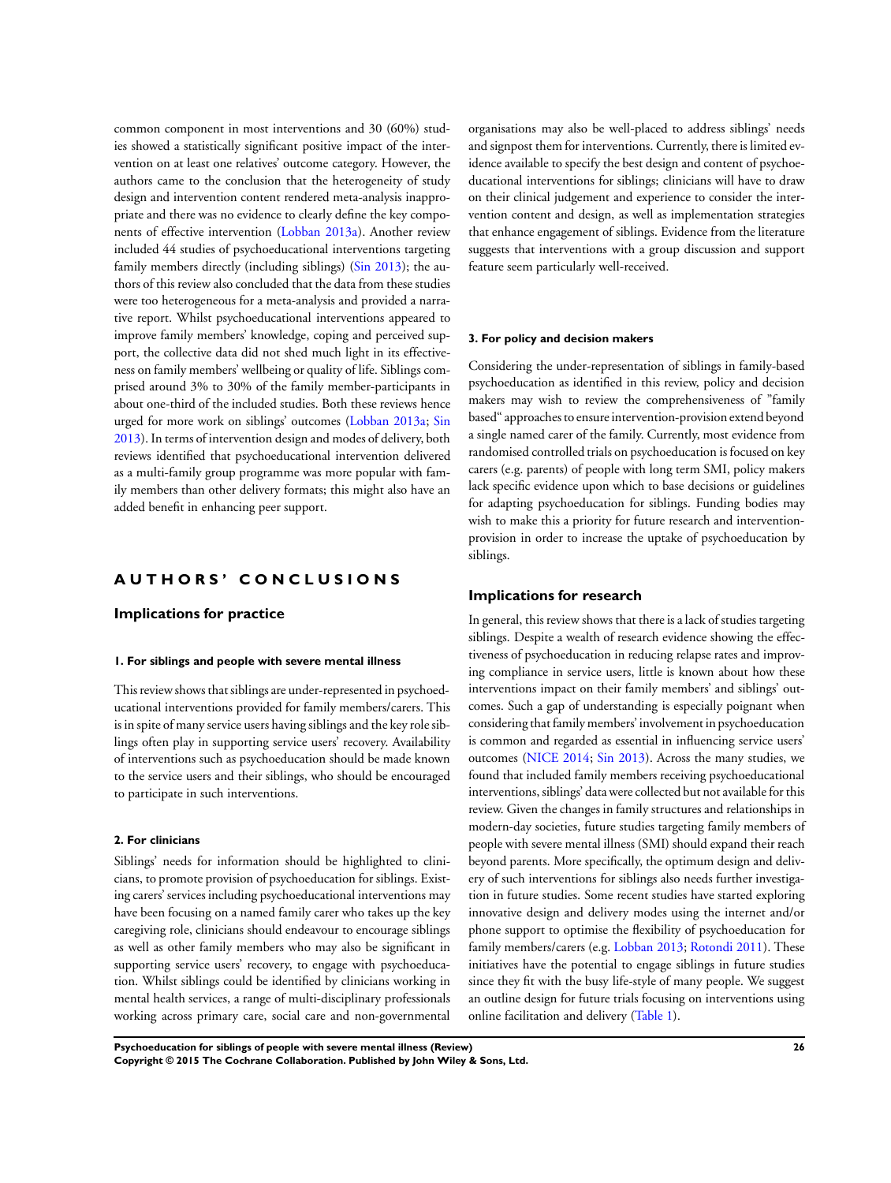common component in most interventions and 30 (60%) studies showed a statistically significant positive impact of the intervention on at least one relatives' outcome category. However, the authors came to the conclusion that the heterogeneity of study design and intervention content rendered meta-analysis inappropriate and there was no evidence to clearly define the key components of effective intervention (Lobban 2013a). Another review included 44 studies of psychoeducational interventions targeting family members directly (including siblings) (Sin 2013); the authors of this review also concluded that the data from these studies were too heterogeneous for a meta-analysis and provided a narrative report. Whilst psychoeducational interventions appeared to improve family members' knowledge, coping and perceived support, the collective data did not shed much light in its effectiveness on family members' wellbeing or quality of life. Siblings comprised around 3% to 30% of the family member-participants in about one-third of the included studies. Both these reviews hence urged for more work on siblings' outcomes (Lobban 2013a; Sin 2013). In terms of intervention design and modes of delivery, both reviews identified that psychoeducational intervention delivered as a multi-family group programme was more popular with family members than other delivery formats; this might also have an added benefit in enhancing peer support.

# AUTHORS' CONCLUSIONS

## Implications for practice

#### 1. For siblings and people with severe mental illness

This review shows that siblings are under-represented in psychoeducational interventions provided for family members/carers. This is in spite of many service users having siblings and the key role siblings often play in supporting service users' recovery. Availability of interventions such as psychoeducation should be made known to the service users and their siblings, who should be encouraged to participate in such interventions.

#### 2. For clinicians

Siblings' needs for information should be highlighted to clinicians, to promote provision of psychoeducation for siblings. Existing carers' services including psychoeducational interventions may have been focusing on a named family carer who takes up the key caregiving role, clinicians should endeavour to encourage siblings as well as other family members who may also be significant in supporting service users' recovery, to engage with psychoeducation. Whilst siblings could be identified by clinicians working in mental health services, a range of multi-disciplinary professionals working across primary care, social care and non-governmental organisations may also be well-placed to address siblings' needs and signpost them for interventions. Currently, there is limited evidence available to specify the best design and content of psychoeducational interventions for siblings; clinicians will have to draw on their clinical judgement and experience to consider the intervention content and design, as well as implementation strategies that enhance engagement of siblings. Evidence from the literature suggests that interventions with a group discussion and support feature seem particularly well-received.

#### 3. For policy and decision makers

Considering the under-representation of siblings in family-based psychoeducation as identified in this review, policy and decision makers may wish to review the comprehensiveness of "family based" approaches to ensure intervention-provision extend beyond a single named carer of the family. Currently, most evidence from randomised controlled trials on psychoeducation is focused on key carers (e.g. parents) of people with long term SMI, policy makers lack specific evidence upon which to base decisions or guidelines for adapting psychoeducation for siblings. Funding bodies may wish to make this a priority for future research and intervention-provision in order to increase the uptake of psychoeducation by siblings.

## Implications for research

In general, this review shows that there is a lack of studies targeting siblings. Despite a wealth of research evidence showing the effectiveness of psychoeducation in reducing relapse rates and improving compliance in service users, little is known about how these interventions impact on their family members' and siblings' outcomes. Such a gap of understanding is especially poignant when considering that family members' involvement in psychoeducation is common and regarded as essential in influencing service users' outcomes (NICE 2014; Sin 2013). Across the many studies, we found that included family members receiving psychoeducational interventions, siblings' data were collected but not available for this review. Given the changes in family structures and relationships in modern-day societies, future studies targeting family members of people with severe mental illness (SMI) should expand their reach beyond parents. More specifically, the optimum design and delivery of such interventions for siblings also needs further investigation in future studies. Some recent studies have started exploring innovative design and delivery modes using the internet and/or phone support to optimise the flexibility of psychoeducation for family members/carers (e.g. Lobban 2013; Rotondi 2011). These initiatives have the potential to engage siblings in future studies since they fit with the busy life-style of many people. We suggest an outline design for future trials focusing on interventions using online facilitation and delivery (Table 1).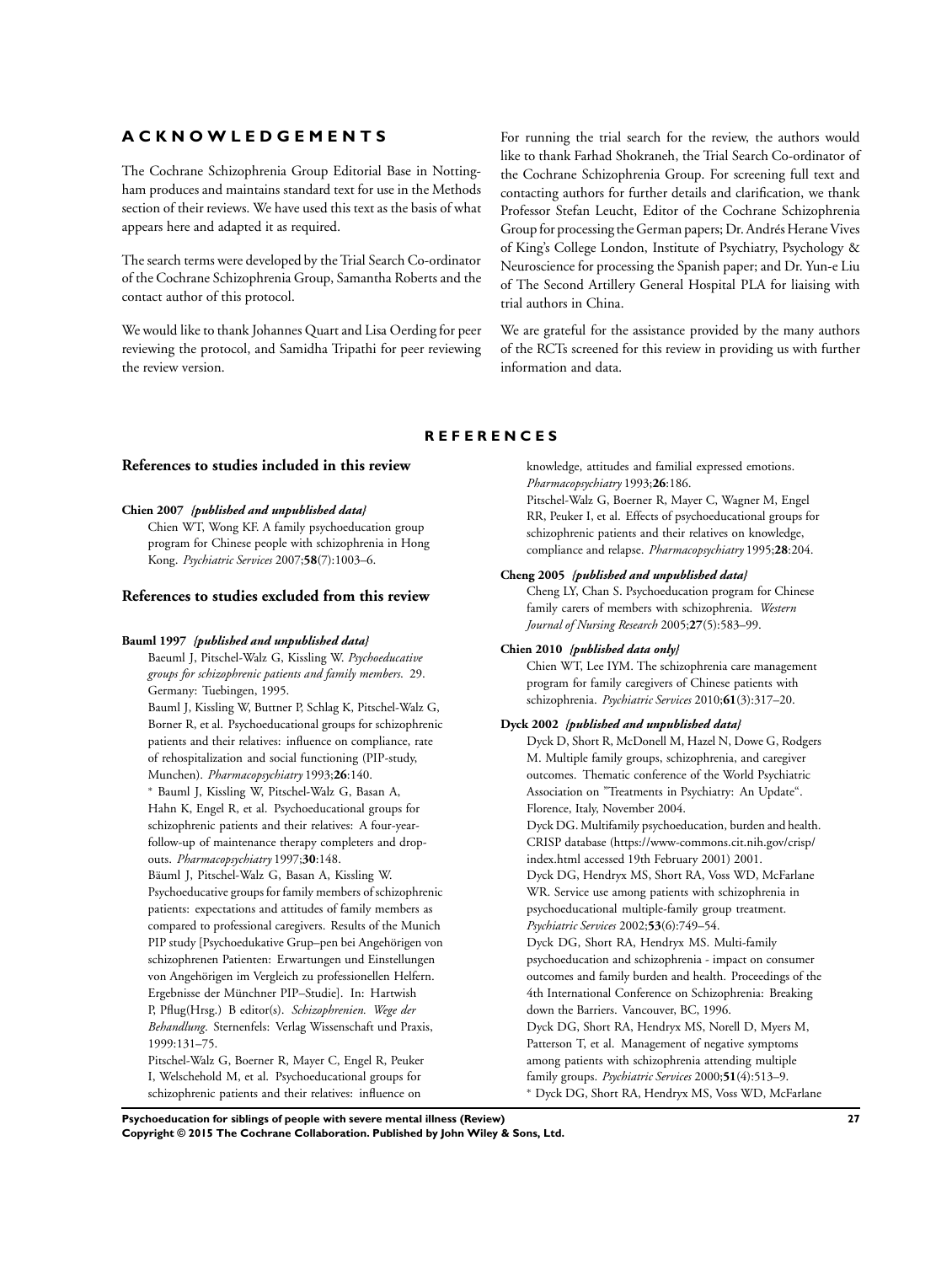## ACKNOWLEDGEMENTS

The Cochrane Schizophrenia Group Editorial Base in Nottingham produces and maintains standard text for use in the Methods section of their reviews. We have used this text as the basis of what appears here and adapted it as required.

The search terms were developed by the Trial Search Co-ordinator of the Cochrane Schizophrenia Group, Samantha Roberts and the contact author of this protocol.

We would like to thank Johannes Quart and Lisa Oerding for peer reviewing the protocol, and Samidha Tripathi for peer reviewing the review version.

For running the trial search for the review, the authors would like to thank Farhad Shokraneh, the Trial Search Co-ordinator of the Cochrane Schizophrenia Group. For screening full text and contacting authors for further details and clarification, we thank Professor Stefan Leucht, Editor of the Cochrane Schizophrenia Group for processing the German papers; Dr. Andrés Herane Vives of King's College London, Institute of Psychiatry, Psychology & Neuroscience for processing the Spanish paper; and Dr. Yun-e Liu of The Second Artillery General Hospital PLA for liaising with trial authors in China.

We are grateful for the assistance provided by the many authors of the RCTs screened for this review in providing us with further information and data.

## REFERENCES

### References to studies included in this review

**Chien 2007** *{published and unpublished data}*
Chien WT, Wong KF. A family psychoeducation group program for Chinese people with schizophrenia in Hong Kong. *Psychiatric Services* 2007;**58**(7):1003–6.

### References to studies excluded from this review

**Bauml 1997** *{published and unpublished data}*
Baeuml J, Pitschel-Walz G, Kissling W. *Psychoeducative groups for schizophrenic patients and family members*. 29. Germany: Tuebingen, 1995.
Bauml J, Kissling W, Buttner P, Schlag K, Pitschel-Walz G, Borner R, et al. Psychoeducational groups for schizophrenic patients and their relatives: influence on compliance, rate of rehospitalization and social functioning (PIP-study, Munchen). *Pharmacopsychiatry* 1993;**26**:140.
* Bauml J, Kissling W, Pitschel-Walz G, Basan A, Hahn K, Engel R, et al. Psychoeducational groups for schizophrenic patients and their relatives: A four-year-follow-up of maintenance therapy completers and drop-outs. *Pharmacopsychiatry* 1997;**30**:148.
Bäuml J, Pitschel-Walz G, Basan A, Kissling W. Psychoeducative groups for family members of schizophrenic patients: expectations and attitudes of family members as compared to professional caregivers. Results of the Munich PIP study [Psychoedukative Grup–pen bei Angehörigen von schizophrenen Patienten: Erwartungen und Einstellungen von Angehörigen im Vergleich zu professionellen Helfern. Ergebnisse der Münchner PIP–Studie]. In: Hartwish P, Pflug(Hrsg.) B editor(s). *Schizophrenien. Wege der Behandlung*. Sternenfels: Verlag Wissenschaft und Praxis, 1999:131–75.
Pitschel-Walz G, Boerner R, Mayer C, Engel R, Peuker I, Welschehold M, et al. Psychoeducational groups for schizophrenic patients and their relatives: influence on knowledge, attitudes and familial expressed emotions. *Pharmacopsychiatry* 1993;**26**:186.
Pitschel-Walz G, Boerner R, Mayer C, Wagner M, Engel RR, Peuker I, et al. Effects of psychoeducational groups for schizophrenic patients and their relatives on knowledge, compliance and relapse. *Pharmacopsychiatry* 1995;**28**:204.

**Cheng 2005** *{published and unpublished data}*
Cheng LY, Chan S. Psychoeducation program for Chinese family carers of members with schizophrenia. *Western Journal of Nursing Research* 2005;**27**(5):583–99.

**Chien 2010** *{published data only}*
Chien WT, Lee IYM. The schizophrenia care management program for family caregivers of Chinese patients with schizophrenia. *Psychiatric Services* 2010;**61**(3):317–20.

**Dyck 2002** *{published and unpublished data}*
Dyck D, Short R, McDonell M, Hazel N, Dowe G, Rodgers M. Multiple family groups, schizophrenia, and caregiver outcomes. Thematic conference of the World Psychiatric Association on "Treatments in Psychiatry: An Update". Florence, Italy, November 2004.
Dyck DG. Multifamily psychoeducation, burden and health. CRISP database (https://www-commons.cit.nih.gov/crisp/index.html accessed 19th February 2001) 2001.
Dyck DG, Hendryx MS, Short RA, Voss WD, McFarlane WR. Service use among patients with schizophrenia in psychoeducational multiple-family group treatment. *Psychiatric Services* 2002;**53**(6):749–54.
Dyck DG, Short RA, Hendryx MS. Multi-family psychoeducation and schizophrenia - impact on consumer outcomes and family burden and health. Proceedings of the 4th International Conference on Schizophrenia: Breaking down the Barriers. Vancouver, BC, 1996.
Dyck DG, Short RA, Hendryx MS, Norell D, Myers M, Patterson T, et al. Management of negative symptoms among patients with schizophrenia attending multiple family groups. *Psychiatric Services* 2000;**51**(4):513–9.
* Dyck DG, Short RA, Hendryx MS, Voss WD, McFarlane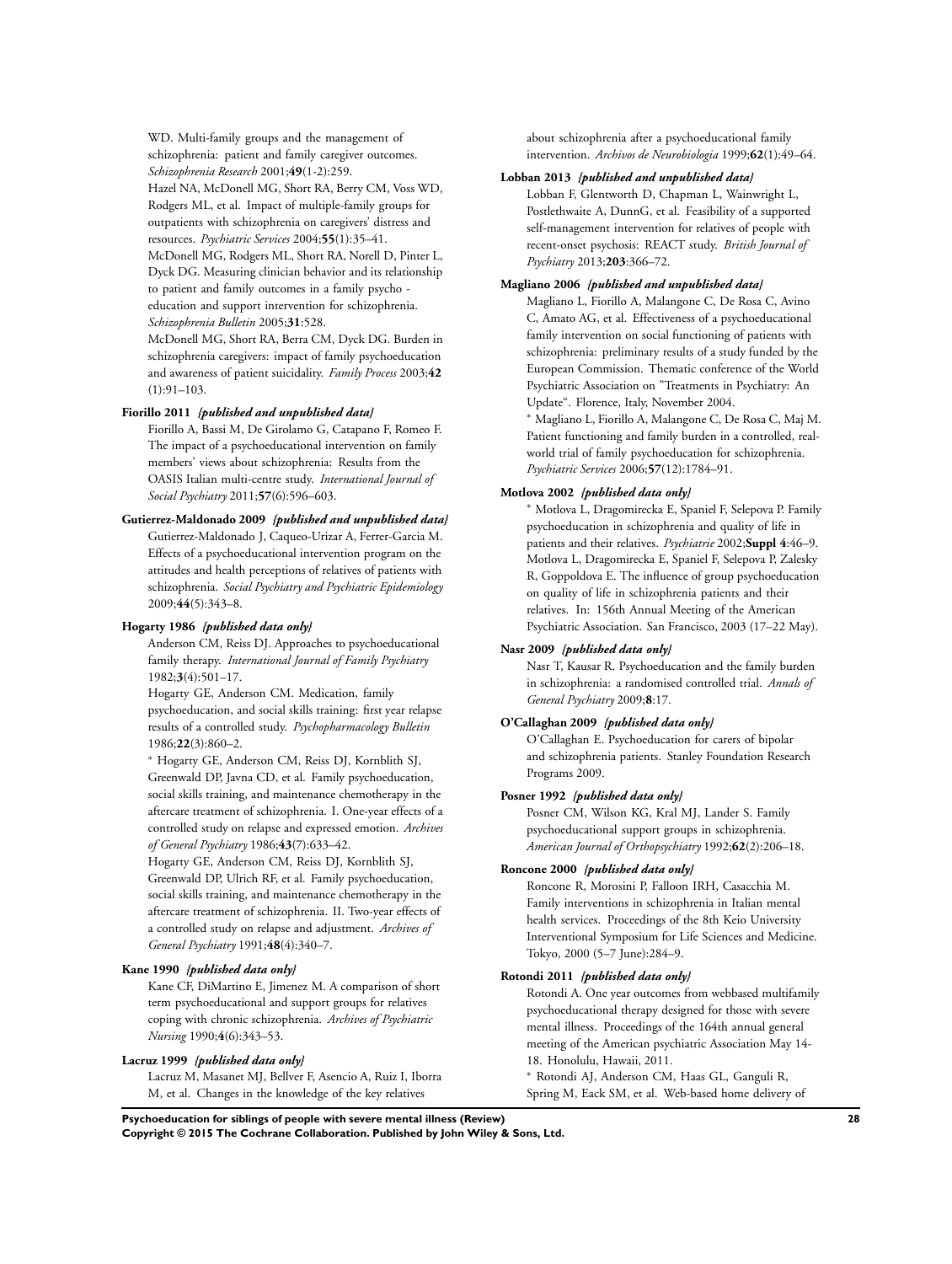WD. Multi-family groups and the management of schizophrenia: patient and family caregiver outcomes. *Schizophrenia Research* 2001;**49**(1-2):259.

Hazel NA, McDonell MG, Short RA, Berry CM, Voss WD, Rodgers ML, et al. Impact of multiple-family groups for outpatients with schizophrenia on caregivers' distress and resources. *Psychiatric Services* 2004;**55**(1):35–41.

McDonell MG, Rodgers ML, Short RA, Norell D, Pinter L, Dyck DG. Measuring clinician behavior and its relationship to patient and family outcomes in a family psycho - education and support intervention for schizophrenia. *Schizophrenia Bulletin* 2005;**31**:528.

McDonell MG, Short RA, Berra CM, Dyck DG. Burden in schizophrenia caregivers: impact of family psychoeducation and awareness of patient suicidality. *Family Process* 2003;**42** (1):91–103.

**Fiorillo 2011** ***{published and unpublished data}***

Fiorillo A, Bassi M, De Girolamo G, Catapano F, Romeo F. The impact of a psychoeducational intervention on family members' views about schizophrenia: Results from the OASIS Italian multi-centre study. *International Journal of Social Psychiatry* 2011;**57**(6):596–603.

**Gutierrez-Maldonado 2009** ***{published and unpublished data}***

Gutierrez-Maldonado J, Caqueo-Urizar A, Ferrer-Garcia M. Effects of a psychoeducational intervention program on the attitudes and health perceptions of relatives of patients with schizophrenia. *Social Psychiatry and Psychiatric Epidemiology* 2009;**44**(5):343–8.

**Hogarty 1986** ***{published data only}***

Anderson CM, Reiss DJ. Approaches to psychoeducational family therapy. *International Journal of Family Psychiatry* 1982;**3**(4):501–17.

Hogarty GE, Anderson CM. Medication, family psychoeducation, and social skills training: first year relapse results of a controlled study. *Psychopharmacology Bulletin* 1986;**22**(3):860–2.

* Hogarty GE, Anderson CM, Reiss DJ, Kornblith SJ, Greenwald DP, Javna CD, et al. Family psychoeducation, social skills training, and maintenance chemotherapy in the aftercare treatment of schizophrenia. I. One-year effects of a controlled study on relapse and expressed emotion. *Archives of General Psychiatry* 1986;**43**(7):633–42.

Hogarty GE, Anderson CM, Reiss DJ, Kornblith SJ, Greenwald DP, Ulrich RF, et al. Family psychoeducation, social skills training, and maintenance chemotherapy in the aftercare treatment of schizophrenia. II. Two-year effects of a controlled study on relapse and adjustment. *Archives of General Psychiatry* 1991;**48**(4):340–7.

**Kane 1990** ***{published data only}***

Kane CF, DiMartino E, Jimenez M. A comparison of short term psychoeducational and support groups for relatives coping with chronic schizophrenia. *Archives of Psychiatric Nursing* 1990;**4**(6):343–53.

**Lacruz 1999** ***{published data only}***

Lacruz M, Masanet MJ, Bellver F, Asencio A, Ruiz I, Iborra M, et al. Changes in the knowledge of the key relatives about schizophrenia after a psychoeducational family intervention. *Archivos de Neurobiologia* 1999;**62**(1):49–64.

**Lobban 2013** ***{published and unpublished data}***

Lobban F, Glentworth D, Chapman L, Wainwright L, Postlethwaite A, DunnG, et al. Feasibility of a supported self-management intervention for relatives of people with recent-onset psychosis: REACT study. *British Journal of Psychiatry* 2013;**203**:366–72.

**Magliano 2006** ***{published and unpublished data}***

Magliano L, Fiorillo A, Malangone C, De Rosa C, Avino C, Amato AG, et al. Effectiveness of a psychoeducational family intervention on social functioning of patients with schizophrenia: preliminary results of a study funded by the European Commission. Thematic conference of the World Psychiatric Association on "Treatments in Psychiatry: An Update". Florence, Italy, November 2004.

* Magliano L, Fiorillo A, Malangone C, De Rosa C, Maj M. Patient functioning and family burden in a controlled, real-world trial of family psychoeducation for schizophrenia. *Psychiatric Services* 2006;**57**(12):1784–91.

**Motlova 2002** ***{published data only}***

* Motlova L, Dragomirecka E, Spaniel F, Selepova P. Family psychoeducation in schizophrenia and quality of life in patients and their relatives. *Psychiatrie* 2002;**Suppl 4**:46–9.

Motlova L, Dragomirecka E, Spaniel F, Selepova P, Zalesky R, Goppoldova E. The influence of group psychoeducation on quality of life in schizophrenia patients and their relatives. In: 156th Annual Meeting of the American Psychiatric Association. San Francisco, 2003 (17–22 May).

**Nasr 2009** ***{published data only}***

Nasr T, Kausar R. Psychoeducation and the family burden in schizophrenia: a randomised controlled trial. *Annals of General Psychiatry* 2009;**8**:17.

**O'Callaghan 2009** ***{published data only}***

O'Callaghan E. Psychoeducation for carers of bipolar and schizophrenia patients. Stanley Foundation Research Programs 2009.

**Posner 1992** ***{published data only}***

Posner CM, Wilson KG, Kral MJ, Lander S. Family psychoeducational support groups in schizophrenia. *American Journal of Orthopsychiatry* 1992;**62**(2):206–18.

**Roncone 2000** ***{published data only}***

Roncone R, Morosini P, Falloon IRH, Casacchia M. Family interventions in schizophrenia in Italian mental health services. Proceedings of the 8th Keio University Interventional Symposium for Life Sciences and Medicine. Tokyo, 2000 (5–7 June):284–9.

**Rotondi 2011** ***{published data only}***

Rotondi A. One year outcomes from webbased multifamily psychoeducational therapy designed for those with severe mental illness. Proceedings of the 164th annual general meeting of the American psychiatric Association May 14-18. Honolulu, Hawaii, 2011.

* Rotondi AJ, Anderson CM, Haas GL, Ganguli R, Spring M, Eack SM, et al. Web-based home delivery of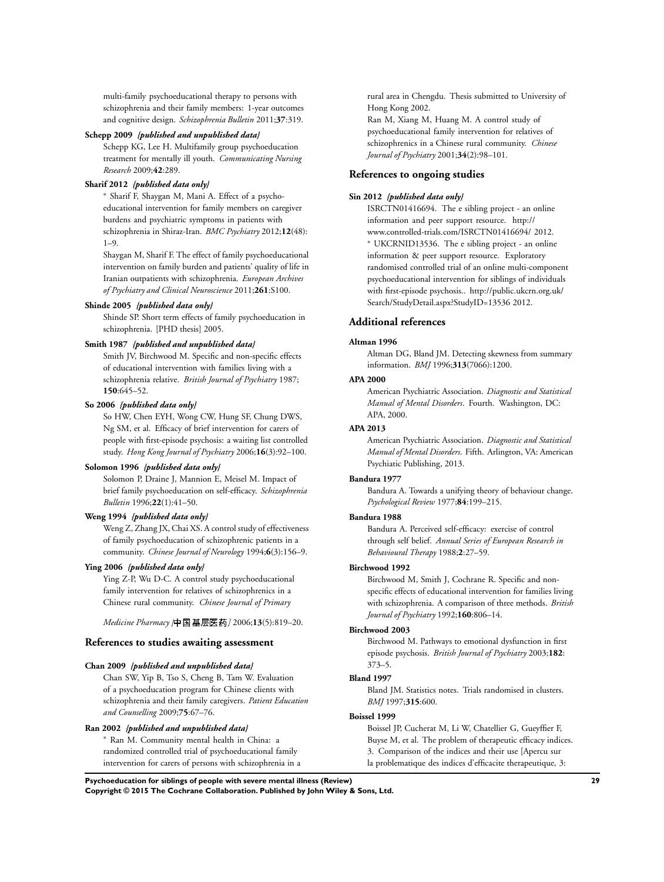multi-family psychoeducational therapy to persons with schizophrenia and their family members: 1-year outcomes and cognitive design. *Schizophrenia Bulletin* 2011;**37**:319.

**Schepp 2009** ***{published and unpublished data}***

Schepp KG, Lee H. Multifamily group psychoeducation treatment for mentally ill youth. *Communicating Nursing Research* 2009;**42**:289.

**Sharif 2012** ***{published data only}***

* Sharif F, Shaygan M, Mani A. Effect of a psycho-educational intervention for family members on caregiver burdens and psychiatric symptoms in patients with schizophrenia in Shiraz-Iran. *BMC Psychiatry* 2012;**12**(48): 1–9.

Shaygan M, Sharif F. The effect of family psychoeducational intervention on family burden and patients' quality of life in Iranian outpatients with schizophrenia. *European Archives of Psychiatry and Clinical Neuroscience* 2011;**261**:S100.

**Shinde 2005** ***{published data only}***

Shinde SP. Short term effects of family psychoeducation in schizophrenia. [PHD thesis] 2005.

**Smith 1987** ***{published and unpublished data}***

Smith JV, Birchwood M. Specific and non-specific effects of educational intervention with families living with a schizophrenia relative. *British Journal of Psychiatry* 1987; **150**:645–52.

**So 2006** ***{published data only}***

So HW, Chen EYH, Wong CW, Hung SF, Chung DWS, Ng SM, et al. Efficacy of brief intervention for carers of people with first-episode psychosis: a waiting list controlled study. *Hong Kong Journal of Psychiatry* 2006;**16**(3):92–100.

**Solomon 1996** ***{published data only}***

Solomon P, Draine J, Mannion E, Meisel M. Impact of brief family psychoeducation on self-efficacy. *Schizophrenia Bulletin* 1996;**22**(1):41–50.

**Weng 1994** ***{published data only}***

Weng Z, Zhang JX, Chai XS. A control study of effectiveness of family psychoeducation of schizophrenic patients in a community. *Chinese Journal of Neurology* 1994;**6**(3):156–9.

**Ying 2006** ***{published data only}***

Ying Z-P, Wu D-C. A control study psychoeducational family intervention for relatives of schizophrenics in a Chinese rural community. *Chinese Journal of Primary Medicine Pharmacy [中国基层医药]* 2006;**13**(5):819–20.

## References to studies awaiting assessment

**Chan 2009** ***{published and unpublished data}***

Chan SW, Yip B, Tso S, Cheng B, Tam W. Evaluation of a psychoeducation program for Chinese clients with schizophrenia and their family caregivers. *Patient Education and Counselling* 2009;**75**:67–76.

**Ran 2002** ***{published and unpublished data}***

* Ran M. Community mental health in China: a randomized controlled trial of psychoeducational family intervention for carers of persons with schizophrenia in a rural area in Chengdu. Thesis submitted to University of Hong Kong 2002.

Ran M, Xiang M, Huang M. A control study of psychoeducational family intervention for relatives of schizophrenics in a Chinese rural community. *Chinese Journal of Psychiatry* 2001;**34**(2):98–101.

## References to ongoing studies

**Sin 2012** ***{published data only}***

ISRCTN01416694. The e sibling project - an online information and peer support resource. http://www.controlled-trials.com/ISRCTN01416694/ 2012.

* UKCRNID13536. The e sibling project - an online information & peer support resource. Exploratory randomised controlled trial of an online multi-component psychoeducational intervention for siblings of individuals with first-episode psychosis.. http://public.ukcrn.org.uk/Search/StudyDetail.aspx?StudyID=13536 2012.

## Additional references

**Altman 1996**

Altman DG, Bland JM. Detecting skewness from summary information. *BMJ* 1996;**313**(7066):1200.

**APA 2000**

American Psychiatric Association. *Diagnostic and Statistical Manual of Mental Disorders*. Fourth. Washington, DC: APA, 2000.

**APA 2013**

American Psychiatric Association. *Diagnostic and Statistical Manual of Mental Disorders*. Fifth. Arlington, VA: American Psychiatic Publishing, 2013.

**Bandura 1977**

Bandura A. Towards a unifying theory of behaviour change. *Psychological Review* 1977;**84**:199–215.

**Bandura 1988**

Bandura A. Perceived self-efficacy: exercise of control through self belief. *Annual Series of European Research in Behavioural Therapy* 1988;**2**:27–59.

**Birchwood 1992**

Birchwood M, Smith J, Cochrane R. Specific and non-specific effects of educational intervention for families living with schizophrenia. A comparison of three methods. *British Journal of Psychiatry* 1992;**160**:806–14.

**Birchwood 2003**

Birchwood M. Pathways to emotional dysfunction in first episode psychosis. *British Journal of Psychiatry* 2003;**182**: 373–5.

**Bland 1997**

Bland JM. Statistics notes. Trials randomised in clusters. *BMJ* 1997;**315**:600.

**Boissel 1999**

Boissel JP, Cucherat M, Li W, Chatellier G, Gueyffier F, Buyse M, et al. The problem of therapeutic efficacy indices. 3. Comparison of the indices and their use [Apercu sur la problematique des indices d'efficacite therapeutique, 3: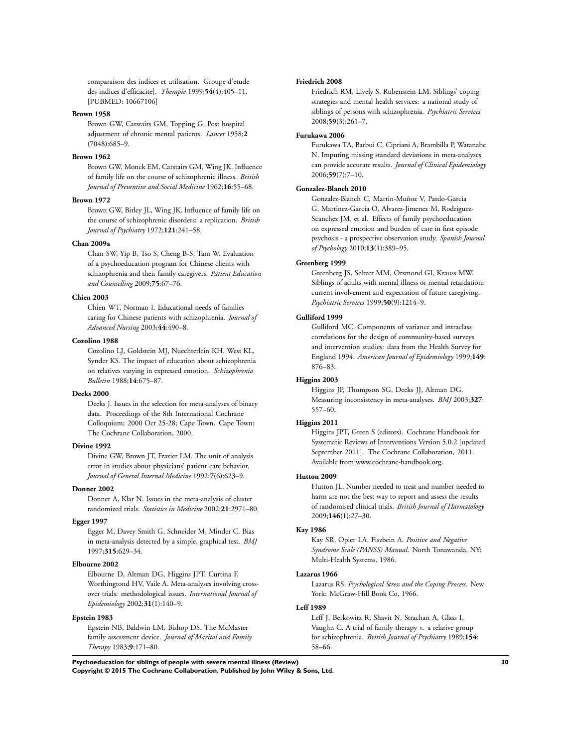comparaison des indices et utilisation. Groupe d'etude des indices d'efficacite]. *Therapie* 1999;**54**(4):405–11. [PUBMED: 10667106]

**Brown 1958**

Brown GW, Carstairs GM, Topping G. Post hospital adjustment of chronic mental patients. *Lancet* 1958;**2** (7048):685–9.

**Brown 1962**

Brown GW, Monck EM, Carstairs GM, Wing JK. Influence of family life on the course of schizophrenic illness. *British Journal of Preventive and Social Medicine* 1962;**16**:55–68.

**Brown 1972**

Brown GW, Birley JL, Wing JK. Influence of family life on the course of schizophrenic disorders: a replication. *British Journal of Psychiatry* 1972;**121**:241–58.

**Chan 2009a**

Chan SW, Yip B, Tso S, Cheng B-S, Tam W. Evaluation of a psychoeducation program for Chinese clients with schizophrenia and their family caregivers. *Patient Education and Counselling* 2009;**75**:67–76.

**Chien 2003**

Chien WT, Norman I. Educational needs of families caring for Chinese patients with schizophrenia. *Journal of Advanced Nursing* 2003;**44**:490–8.

**Cozolino 1988**

Cozolino LJ, Goldstein MJ, Nuechterlein KH, West KL, Synder KS. The impact of education about schizophrenia on relatives varying in expressed emotion. *Schizophrenia Bulletin* 1988;**14**:675–87.

**Deeks 2000**

Deeks J. Issues in the selection for meta-analyses of binary data. Proceedings of the 8th International Cochrane Colloquium; 2000 Oct 25-28; Cape Town. Cape Town: The Cochrane Collaboration, 2000.

**Divine 1992**

Divine GW, Brown JT, Frazier LM. The unit of analysis error in studies about physicians' patient care behavior. *Journal of General Internal Medicine* 1992;**7**(6):623–9.

**Donner 2002**

Donner A, Klar N. Issues in the meta-analysis of cluster randomized trials. *Statistics in Medicine* 2002;**21**:2971–80.

**Egger 1997**

Egger M, Davey Smith G, Schneider M, Minder C. Bias in meta-analysis detected by a simple, graphical test. *BMJ* 1997;**315**:629–34.

**Elbourne 2002**

Elbourne D, Altman DG, Higgins JPT, Curtina F, Worthingtond HV, Vaile A. Meta-analyses involving cross-over trials: methodological issues. *International Journal of Epidemiology* 2002;**31**(1):140–9.

**Epstein 1983**

Epstein NB, Baldwin LM, Bishop DS. The McMaster family assessment device. *Journal of Marital and Family Therapy* 1983;**9**:171–80.

**Friedrich 2008**

Friedrich RM, Lively S, Rubenstein LM. Siblings' coping strategies and mental health services: a national study of siblings of persons with schizophrenia. *Psychiatric Services* 2008;**59**(3):261–7.

**Furukawa 2006**

Furukawa TA, Barbui C, Cipriani A, Brambilla P, Watanabe N. Imputing missing standard deviations in meta-analyses can provide accurate results. *Journal of Clinical Epidemiology* 2006;**59**(7):7–10.

**Gonzalez-Blanch 2010**

Gonzalez-Blanch C, Martin-Muñoz V, Pardo-Garcia G, Martinez-Garcia O, Alvarez-Jimenez M, Rodriguez-Scanchez JM, et al. Effects of family psychoeducation on expressed emotion and burden of care in first episode psychosis - a prospective observation study. *Spanish Journal of Psychology* 2010;**13**(1):389–95.

**Greenberg 1999**

Greenberg JS, Seltzer MM, Orsmond GI, Krauss MW. Siblings of adults with mental illness or mental retardation: current involvement and expectation of future caregiving. *Psychiatric Services* 1999;**50**(9):1214–9.

**Gulliford 1999**

Gulliford MC. Components of variance and intraclass correlations for the design of community-based surveys and intervention studies: data from the Health Survey for England 1994. *American Journal of Epidemiology* 1999;**149**: 876–83.

**Higgins 2003**

Higgins JP, Thompson SG, Deeks JJ, Altman DG. Measuring inconsistency in meta-analyses. *BMJ* 2003;**327**: 557–60.

**Higgins 2011**

Higgins JPT, Green S (editors). Cochrane Handbook for Systematic Reviews of Interventions Version 5.0.2 [updated September 2011]. The Cochrane Collaboration, 2011. Available from www.cochrane-handbook.org.

**Hutton 2009**

Hutton JL. Number needed to treat and number needed to harm are not the best way to report and assess the results of randomised clinical trials. *British Journal of Haematology* 2009;**146**(1):27–30.

**Kay 1986**

Kay SR, Opler LA, Fiszbein A. *Positive and Negative Syndrome Scale (PANSS) Manual*. North Tonawanda, NY: Multi-Health Systems, 1986.

**Lazarus 1966**

Lazarus RS. *Psychological Stress and the Coping Process*. New York: McGraw-Hill Book Co, 1966.

**Leff 1989**

Leff J, Berkowitz R, Shavit N, Strachan A, Glass I, Vaughn C. A trial of family therapy v. a relative group for schizophrenia. *British Journal of Psychiatry* 1989;**154**: 58–66.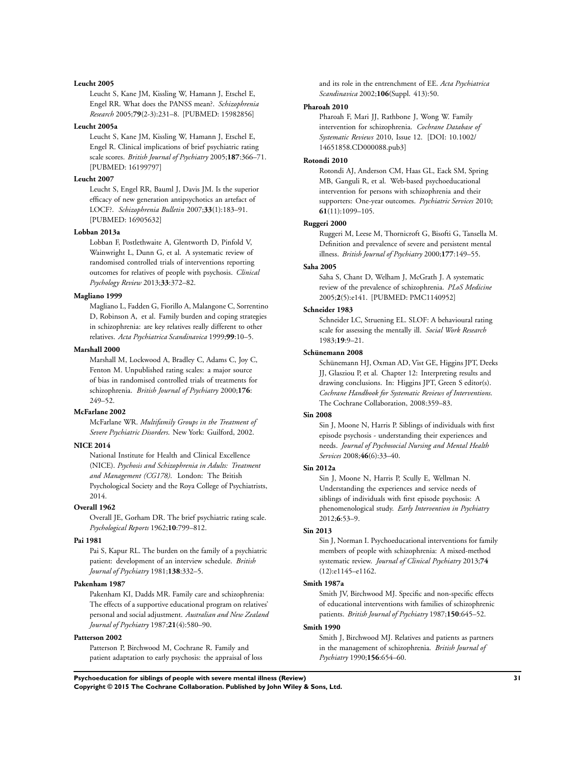**Leucht 2005**

Leucht S, Kane JM, Kissling W, Hamann J, Etschel E, Engel RR. What does the PANSS mean?. *Schizophrenia Research* 2005;**79**(2-3):231–8. [PUBMED: 15982856]

**Leucht 2005a**

Leucht S, Kane JM, Kissling W, Hamann J, Etschel E, Engel R. Clinical implications of brief psychiatric rating scale scores. *British Journal of Psychiatry* 2005;**187**:366–71. [PUBMED: 16199797]

**Leucht 2007**

Leucht S, Engel RR, Bauml J, Davis JM. Is the superior efficacy of new generation antipsychotics an artefact of LOCF?. *Schizophrenia Bulletin* 2007;**33**(1):183–91. [PUBMED: 16905632]

**Lobban 2013a**

Lobban F, Postlethwaite A, Glentworth D, Pinfold V, Wainwright L, Dunn G, et al. A systematic review of randomised controlled trials of interventions reporting outcomes for relatives of people with psychosis. *Clinical Psychology Review* 2013;**33**:372–82.

**Magliano 1999**

Magliano L, Fadden G, Fiorillo A, Malangone C, Sorrentino D, Robinson A, et al. Family burden and coping strategies in schizophrenia: are key relatives really different to other relatives. *Acta Psychiatrica Scandinavica* 1999;**99**:10–5.

**Marshall 2000**

Marshall M, Lockwood A, Bradley C, Adams C, Joy C, Fenton M. Unpublished rating scales: a major source of bias in randomised controlled trials of treatments for schizophrenia. *British Journal of Psychiatry* 2000;**176**: 249–52.

**McFarlane 2002**

McFarlane WR. *Multifamily Groups in the Treatment of Severe Psychiatric Disorders*. New York: Guilford, 2002.

**NICE 2014**

National Institute for Health and Clinical Excellence (NICE). *Psychosis and Schizophrenia in Adults: Treatment and Management (CG178)*. London: The British Psychological Society and the Roya College of Psychiatrists, 2014.

**Overall 1962**

Overall JE, Gorham DR. The brief psychiatric rating scale. *Psychological Reports* 1962;**10**:799–812.

**Pai 1981**

Pai S, Kapur RL. The burden on the family of a psychiatric patient: development of an interview schedule. *British Journal of Psychiatry* 1981;**138**:332–5.

**Pakenham 1987**

Pakenham KI, Dadds MR. Family care and schizophrenia: The effects of a supportive educational program on relatives' personal and social adjustment. *Australian and New Zealand Journal of Psychiatry* 1987;**21**(4):580–90.

**Patterson 2002**

Patterson P, Birchwood M, Cochrane R. Family and patient adaptation to early psychosis: the appraisal of loss and its role in the entrenchment of EE. *Acta Psychiatrica Scandinavica* 2002;**106**(Suppl. 413):50.

**Pharoah 2010**

Pharoah F, Mari JJ, Rathbone J, Wong W. Family intervention for schizophrenia. *Cochrane Database of Systematic Reviews* 2010, Issue 12. [DOI: 10.1002/14651858.CD000088.pub3]

**Rotondi 2010**

Rotondi AJ, Anderson CM, Haas GL, Eack SM, Spring MB, Ganguli R, et al. Web-based psychoeducational intervention for persons with schizophrenia and their supporters: One-year outcomes. *Psychiatric Services* 2010; **61**(11):1099–105.

**Ruggeri 2000**

Ruggeri M, Leese M, Thornicroft G, Bisofti G, Tansella M. Definition and prevalence of severe and persistent mental illness. *British Journal of Psychiatry* 2000;**177**:149–55.

**Saha 2005**

Saha S, Chant D, Welham J, McGrath J. A systematic review of the prevalence of schizophrenia. *PLoS Medicine* 2005;**2**(5):e141. [PUBMED: PMC1140952]

**Schneider 1983**

Schneider LC, Struening EL. SLOF: A behavioural rating scale for assessing the mentally ill. *Social Work Research* 1983;**19**:9–21.

**Schünemann 2008**

Schünemann HJ, Oxman AD, Vist GE, Higgins JPT, Deeks JJ, Glasziou P, et al. Chapter 12: Interpreting results and drawing conclusions. In: Higgins JPT, Green S editor(s). *Cochrane Handbook for Systematic Reviews of Interventions*. The Cochrane Collaboration, 2008:359–83.

**Sin 2008**

Sin J, Moone N, Harris P. Siblings of individuals with first episode psychosis - understanding their experiences and needs. *Journal of Psychosocial Nursing and Mental Health Services* 2008;**46**(6):33–40.

**Sin 2012a**

Sin J, Moone N, Harris P, Scully E, Wellman N. Understanding the experiences and service needs of siblings of individuals with first episode psychosis: A phenomenological study. *Early Intervention in Psychiatry* 2012;**6**:53–9.

**Sin 2013**

Sin J, Norman I. Psychoeducational interventions for family members of people with schizophrenia: A mixed-method systematic review. *Journal of Clinical Psychiatry* 2013;**74**(12):e1145–e1162.

**Smith 1987a**

Smith JV, Birchwood MJ. Specific and non-specific effects of educational interventions with families of schizophrenic patients. *British Journal of Psychiatry* 1987;**150**:645–52.

**Smith 1990**

Smith J, Birchwood MJ. Relatives and patients as partners in the management of schizophrenia. *British Journal of Psychiatry* 1990;**156**:654–60.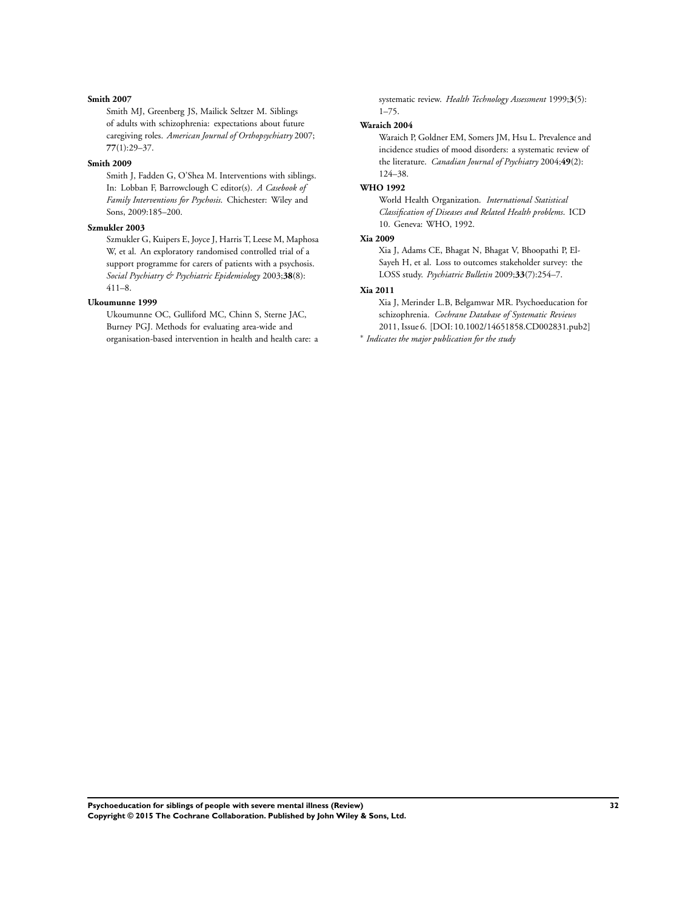**Smith 2007**

Smith MJ, Greenberg JS, Mailick Seltzer M. Siblings of adults with schizophrenia: expectations about future caregiving roles. *American Journal of Orthopsychiatry* 2007; **77**(1):29–37.

**Smith 2009**

Smith J, Fadden G, O'Shea M. Interventions with siblings. In: Lobban F, Barrowclough C editor(s). *A Casebook of Family Interventions for Psychosis*. Chichester: Wiley and Sons, 2009:185–200.

**Szmukler 2003**

Szmukler G, Kuipers E, Joyce J, Harris T, Leese M, Maphosa W, et al. An exploratory randomised controlled trial of a support programme for carers of patients with a psychosis. *Social Psychiatry & Psychiatric Epidemiology* 2003;**38**(8): 411–8.

**Ukoumunne 1999**

Ukoumunne OC, Gulliford MC, Chinn S, Sterne JAC, Burney PGJ. Methods for evaluating area-wide and organisation-based intervention in health and health care: a systematic review. *Health Technology Assessment* 1999;**3**(5): 1–75.

**Waraich 2004**

Waraich P, Goldner EM, Somers JM, Hsu L. Prevalence and incidence studies of mood disorders: a systematic review of the literature. *Canadian Journal of Psychiatry* 2004;**49**(2): 124–38.

**WHO 1992**

World Health Organization. *International Statistical Classification of Diseases and Related Health problems*. ICD 10. Geneva: WHO, 1992.

**Xia 2009**

Xia J, Adams CE, Bhagat N, Bhagat V, Bhoopathi P, El-Sayeh H, et al. Loss to outcomes stakeholder survey: the LOSS study. *Psychiatric Bulletin* 2009;**33**(7):254–7.

**Xia 2011**

Xia J, Merinder L.B, Belgamwar MR. Psychoeducation for schizophrenia. *Cochrane Database of Systematic Reviews* 2011, Issue 6. [DOI: 10.1002/14651858.CD002831.pub2]

* *Indicates the major publication for the study*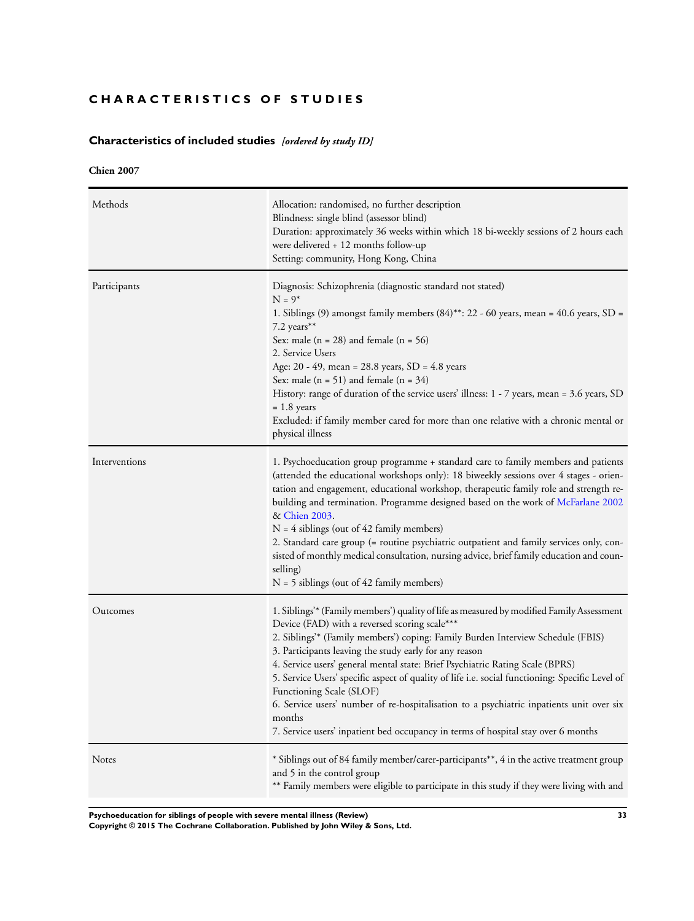# CHARACTERISTICS OF STUDIES

## Characteristics of included studies *[ordered by study ID]*

### Chien 2007

| | |
|---|---|
| Methods | Allocation: randomised, no further description<br>Blindness: single blind (assessor blind)<br>Duration: approximately 36 weeks within which 18 bi-weekly sessions of 2 hours each were delivered + 12 months follow-up<br>Setting: community, Hong Kong, China |
| Participants | Diagnosis: Schizophrenia (diagnostic standard not stated)<br>N = 9*<br>1. Siblings (9) amongst family members (84)**: 22 - 60 years, mean = 40.6 years, SD = 7.2 years**<br>Sex: male (n = 28) and female (n = 56)<br>2. Service Users<br>Age: 20 - 49, mean = 28.8 years, SD = 4.8 years<br>Sex: male (n = 51) and female (n = 34)<br>History: range of duration of the service users' illness: 1 - 7 years, mean = 3.6 years, SD = 1.8 years<br>Excluded: if family member cared for more than one relative with a chronic mental or physical illness |
| Interventions | 1. Psychoeducation group programme + standard care to family members and patients (attended the educational workshops only): 18 biweekly sessions over 4 stages - orientation and engagement, educational workshop, therapeutic family role and strength re-building and termination. Programme designed based on the work of McFarlane 2002 & Chien 2003.<br>N = 4 siblings (out of 42 family members)<br>2. Standard care group (= routine psychiatric outpatient and family services only, consisted of monthly medical consultation, nursing advice, brief family education and counselling)<br>N = 5 siblings (out of 42 family members) |
| Outcomes | 1. Siblings'* (Family members') quality of life as measured by modified Family Assessment Device (FAD) with a reversed scoring scale***<br>2. Siblings'* (Family members') coping: Family Burden Interview Schedule (FBIS)<br>3. Participants leaving the study early for any reason<br>4. Service users' general mental state: Brief Psychiatric Rating Scale (BPRS)<br>5. Service Users' specific aspect of quality of life i.e. social functioning: Specific Level of Functioning Scale (SLOF)<br>6. Service users' number of re-hospitalisation to a psychiatric inpatients unit over six months<br>7. Service users' inpatient bed occupancy in terms of hospital stay over 6 months |
| Notes | * Siblings out of 84 family member/carer-participants**, 4 in the active treatment group and 5 in the control group<br>** Family members were eligible to participate in this study if they were living with and |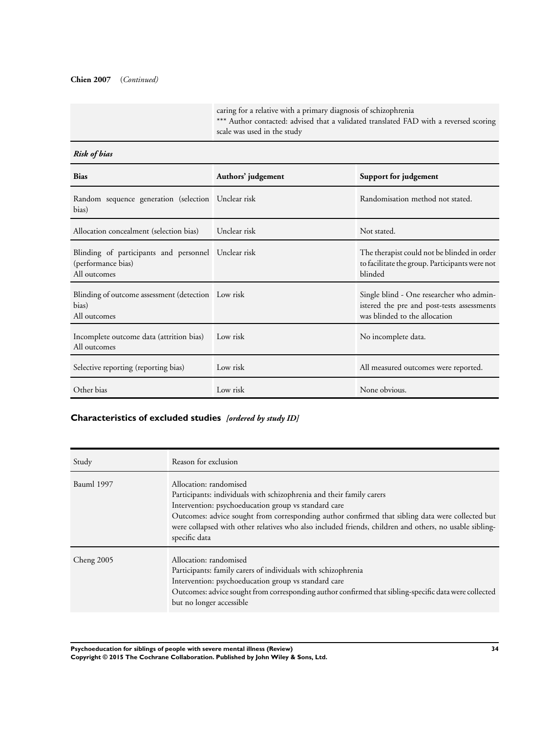**Chien 2007** (*Continued*)

| | |
|---|---|
| | caring for a relative with a primary diagnosis of schizophrenia<br>*** Author contacted: advised that a validated translated FAD with a reversed scoring scale was used in the study |

***Risk of bias***

| Bias | Authors' judgement | Support for judgement |
|---|---|---|
| Random sequence generation (selection bias) | Unclear risk | Randomisation method not stated. |
| Allocation concealment (selection bias) | Unclear risk | Not stated. |
| Blinding of participants and personnel (performance bias)<br>All outcomes | Unclear risk | The therapist could not be blinded in order to facilitate the group. Participants were not blinded |
| Blinding of outcome assessment (detection bias)<br>All outcomes | Low risk | Single blind - One researcher who administered the pre and post-tests assessments was blinded to the allocation |
| Incomplete outcome data (attrition bias)<br>All outcomes | Low risk | No incomplete data. |
| Selective reporting (reporting bias) | Low risk | All measured outcomes were reported. |
| Other bias | Low risk | None obvious. |

## Characteristics of excluded studies *[ordered by study ID]*

| Study | Reason for exclusion |
|---|---|
| Bauml 1997 | Allocation: randomised<br>Participants: individuals with schizophrenia and their family carers<br>Intervention: psychoeducation group vs standard care<br>Outcomes: advice sought from corresponding author confirmed that sibling data were collected but were collapsed with other relatives who also included friends, children and others, no usable sibling-specific data |
| Cheng 2005 | Allocation: randomised<br>Participants: family carers of individuals with schizophrenia<br>Intervention: psychoeducation group vs standard care<br>Outcomes: advice sought from corresponding author confirmed that sibling-specific data were collected but no longer accessible |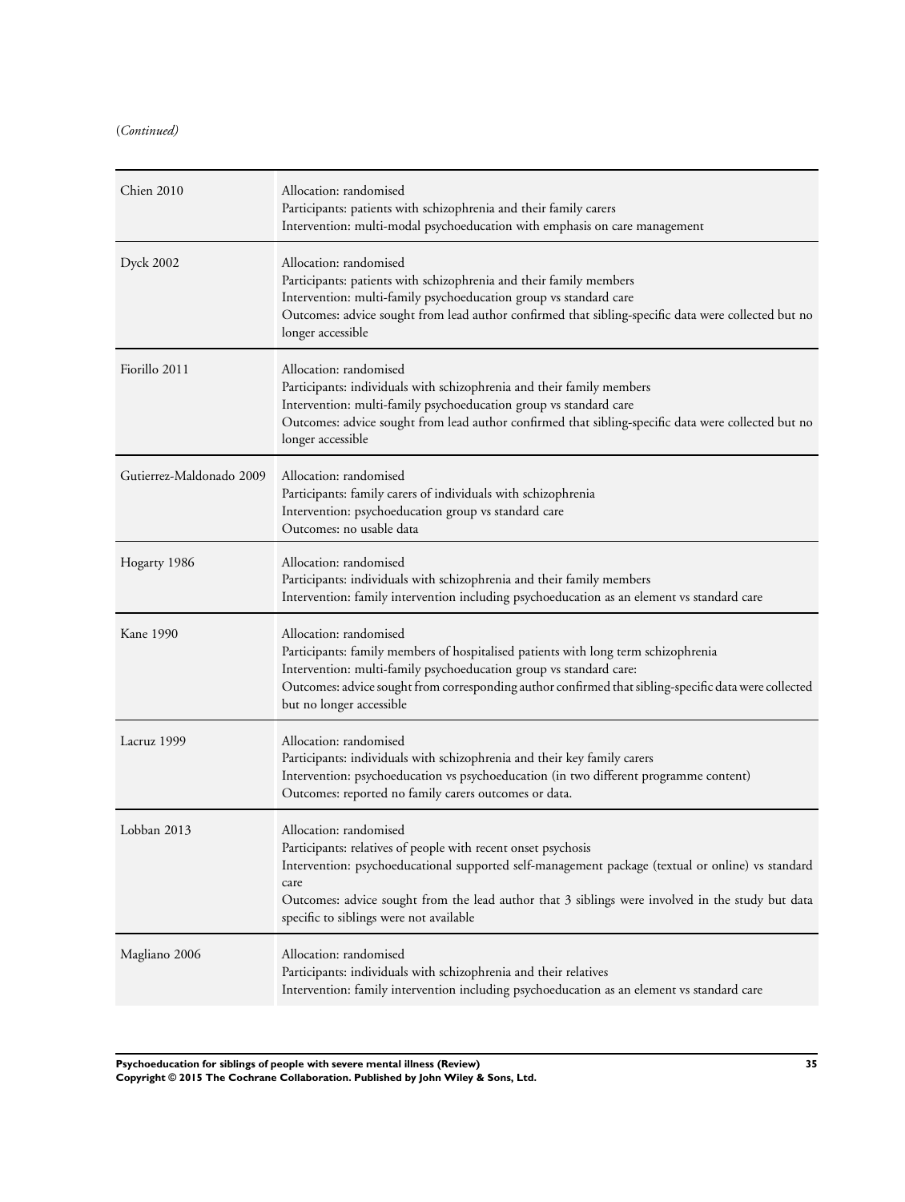(*Continued*)

| | |
|---|---|
| Chien 2010 | Allocation: randomised<br>Participants: patients with schizophrenia and their family carers<br>Intervention: multi-modal psychoeducation with emphasis on care management |
| Dyck 2002 | Allocation: randomised<br>Participants: patients with schizophrenia and their family members<br>Intervention: multi-family psychoeducation group vs standard care<br>Outcomes: advice sought from lead author confirmed that sibling-specific data were collected but no longer accessible |
| Fiorillo 2011 | Allocation: randomised<br>Participants: individuals with schizophrenia and their family members<br>Intervention: multi-family psychoeducation group vs standard care<br>Outcomes: advice sought from lead author confirmed that sibling-specific data were collected but no longer accessible |
| Gutierrez-Maldonado 2009 | Allocation: randomised<br>Participants: family carers of individuals with schizophrenia<br>Intervention: psychoeducation group vs standard care<br>Outcomes: no usable data |
| Hogarty 1986 | Allocation: randomised<br>Participants: individuals with schizophrenia and their family members<br>Intervention: family intervention including psychoeducation as an element vs standard care |
| Kane 1990 | Allocation: randomised<br>Participants: family members of hospitalised patients with long term schizophrenia<br>Intervention: multi-family psychoeducation group vs standard care:<br>Outcomes: advice sought from corresponding author confirmed that sibling-specific data were collected but no longer accessible |
| Lacruz 1999 | Allocation: randomised<br>Participants: individuals with schizophrenia and their key family carers<br>Intervention: psychoeducation vs psychoeducation (in two different programme content)<br>Outcomes: reported no family carers outcomes or data. |
| Lobban 2013 | Allocation: randomised<br>Participants: relatives of people with recent onset psychosis<br>Intervention: psychoeducational supported self-management package (textual or online) vs standard care<br>Outcomes: advice sought from the lead author that 3 siblings were involved in the study but data specific to siblings were not available |
| Magliano 2006 | Allocation: randomised<br>Participants: individuals with schizophrenia and their relatives<br>Intervention: family intervention including psychoeducation as an element vs standard care |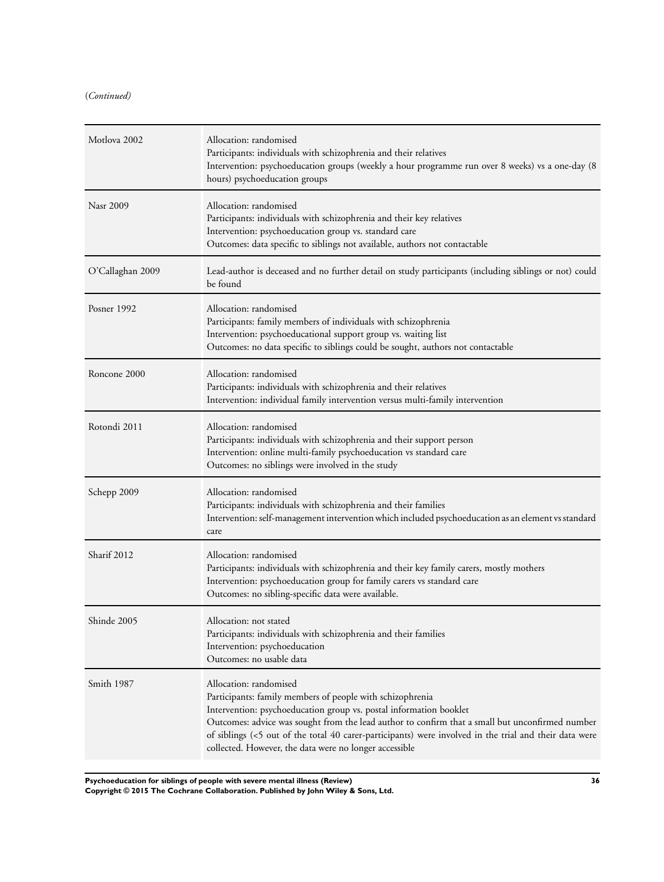(*Continued*)

| | |
|---|---|
| Motlova 2002 | Allocation: randomised<br>Participants: individuals with schizophrenia and their relatives<br>Intervention: psychoeducation groups (weekly a hour programme run over 8 weeks) vs a one-day (8 hours) psychoeducation groups |
| Nasr 2009 | Allocation: randomised<br>Participants: individuals with schizophrenia and their key relatives<br>Intervention: psychoeducation group vs. standard care<br>Outcomes: data specific to siblings not available, authors not contactable |
| O'Callaghan 2009 | Lead-author is deceased and no further detail on study participants (including siblings or not) could be found |
| Posner 1992 | Allocation: randomised<br>Participants: family members of individuals with schizophrenia<br>Intervention: psychoeducational support group vs. waiting list<br>Outcomes: no data specific to siblings could be sought, authors not contactable |
| Roncone 2000 | Allocation: randomised<br>Participants: individuals with schizophrenia and their relatives<br>Intervention: individual family intervention versus multi-family intervention |
| Rotondi 2011 | Allocation: randomised<br>Participants: individuals with schizophrenia and their support person<br>Intervention: online multi-family psychoeducation vs standard care<br>Outcomes: no siblings were involved in the study |
| Schepp 2009 | Allocation: randomised<br>Participants: individuals with schizophrenia and their families<br>Intervention: self-management intervention which included psychoeducation as an element vs standard care |
| Sharif 2012 | Allocation: randomised<br>Participants: individuals with schizophrenia and their key family carers, mostly mothers<br>Intervention: psychoeducation group for family carers vs standard care<br>Outcomes: no sibling-specific data were available. |
| Shinde 2005 | Allocation: not stated<br>Participants: individuals with schizophrenia and their families<br>Intervention: psychoeducation<br>Outcomes: no usable data |
| Smith 1987 | Allocation: randomised<br>Participants: family members of people with schizophrenia<br>Intervention: psychoeducation group vs. postal information booklet<br>Outcomes: advice was sought from the lead author to confirm that a small but unconfirmed number of siblings (<5 out of the total 40 carer-participants) were involved in the trial and their data were collected. However, the data were no longer accessible |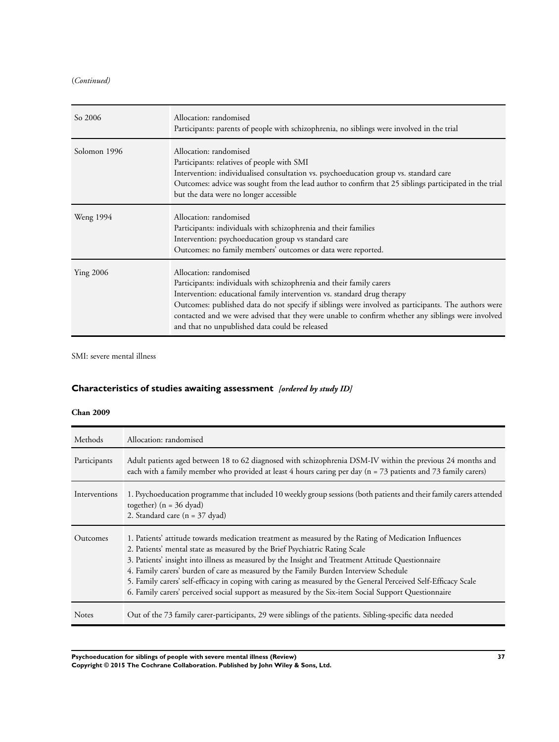(*Continued*)

| | |
|---|---|
| So 2006 | Allocation: randomised<br>Participants: parents of people with schizophrenia, no siblings were involved in the trial |
| Solomon 1996 | Allocation: randomised<br>Participants: relatives of people with SMI<br>Intervention: individualised consultation vs. psychoeducation group vs. standard care<br>Outcomes: advice was sought from the lead author to confirm that 25 siblings participated in the trial but the data were no longer accessible |
| Weng 1994 | Allocation: randomised<br>Participants: individuals with schizophrenia and their families<br>Intervention: psychoeducation group vs standard care<br>Outcomes: no family members' outcomes or data were reported. |
| Ying 2006 | Allocation: randomised<br>Participants: individuals with schizophrenia and their family carers<br>Intervention: educational family intervention vs. standard drug therapy<br>Outcomes: published data do not specify if siblings were involved as participants. The authors were contacted and we were advised that they were unable to confirm whether any siblings were involved and that no unpublished data could be released |

SMI: severe mental illness

## Characteristics of studies awaiting assessment *[ordered by study ID]*

**Chan 2009**

| | |
|---|---|
| Methods | Allocation: randomised |
| Participants | Adult patients aged between 18 to 62 diagnosed with schizophrenia DSM-IV within the previous 24 months and each with a family member who provided at least 4 hours caring per day (n = 73 patients and 73 family carers) |
| Interventions | 1. Psychoeducation programme that included 10 weekly group sessions (both patients and their family carers attended together) (n = 36 dyad)<br>2. Standard care (n = 37 dyad) |
| Outcomes | 1. Patients' attitude towards medication treatment as measured by the Rating of Medication Influences<br>2. Patients' mental state as measured by the Brief Psychiatric Rating Scale<br>3. Patients' insight into illness as measured by the Insight and Treatment Attitude Questionnaire<br>4. Family carers' burden of care as measured by the Family Burden Interview Schedule<br>5. Family carers' self-efficacy in coping with caring as measured by the General Perceived Self-Efficacy Scale<br>6. Family carers' perceived social support as measured by the Six-item Social Support Questionnaire |
| Notes | Out of the 73 family carer-participants, 29 were siblings of the patients. Sibling-specific data needed |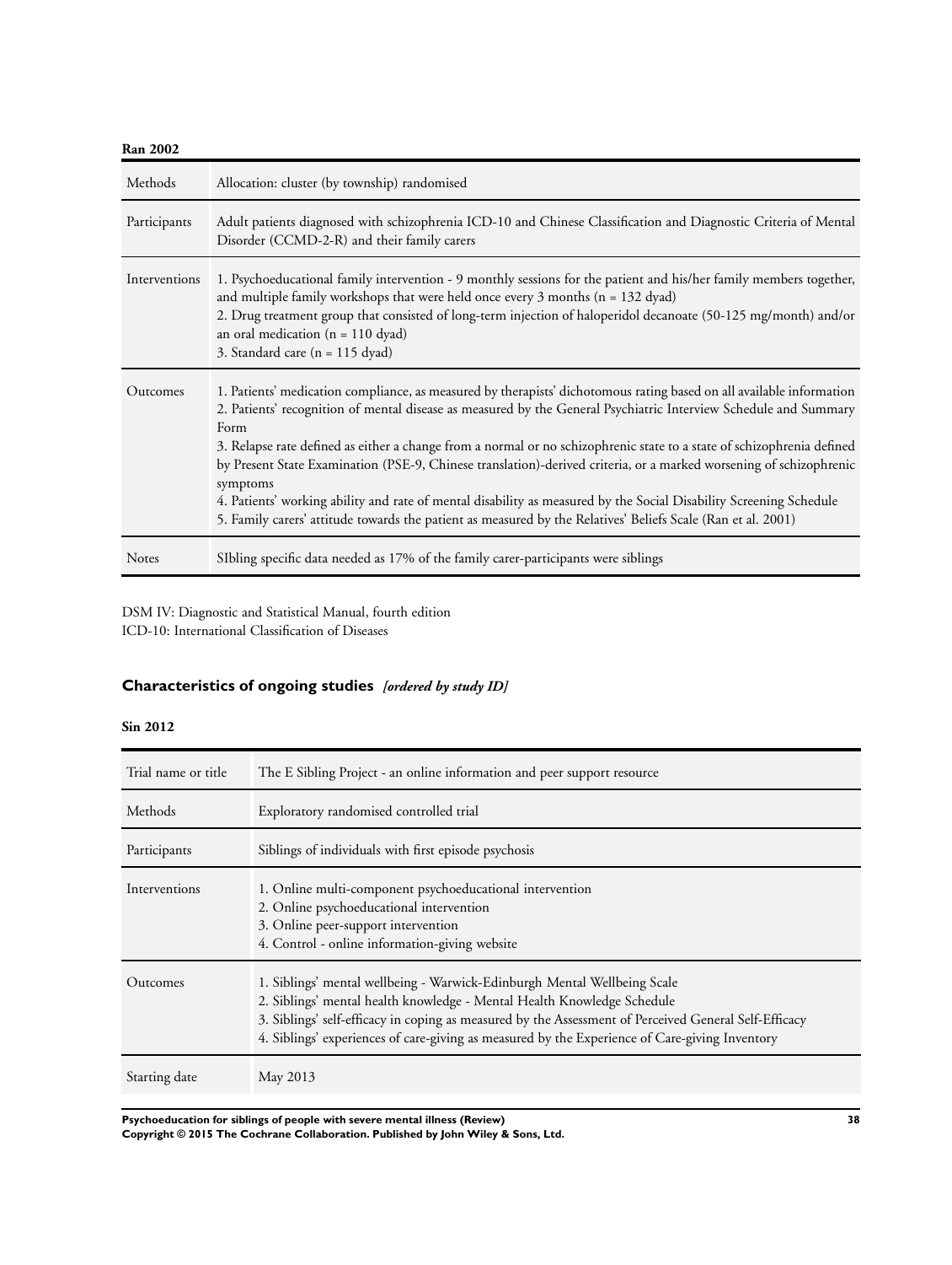**Ran 2002**

| | |
|---|---|
| Methods | Allocation: cluster (by township) randomised |
| Participants | Adult patients diagnosed with schizophrenia ICD-10 and Chinese Classification and Diagnostic Criteria of Mental Disorder (CCMD-2-R) and their family carers |
| Interventions | 1. Psychoeducational family intervention - 9 monthly sessions for the patient and his/her family members together, and multiple family workshops that were held once every 3 months (n = 132 dyad)<br>2. Drug treatment group that consisted of long-term injection of haloperidol decanoate (50-125 mg/month) and/or an oral medication (n = 110 dyad)<br>3. Standard care (n = 115 dyad) |
| Outcomes | 1. Patients' medication compliance, as measured by therapists' dichotomous rating based on all available information<br>2. Patients' recognition of mental disease as measured by the General Psychiatric Interview Schedule and Summary Form<br>3. Relapse rate defined as either a change from a normal or no schizophrenic state to a state of schizophrenia defined by Present State Examination (PSE-9, Chinese translation)-derived criteria, or a marked worsening of schizophrenic symptoms<br>4. Patients' working ability and rate of mental disability as measured by the Social Disability Screening Schedule<br>5. Family carers' attitude towards the patient as measured by the Relatives' Beliefs Scale (Ran et al. 2001) |
| Notes | SIbling specific data needed as 17% of the family carer-participants were siblings |

DSM IV: Diagnostic and Statistical Manual, fourth edition
ICD-10: International Classification of Diseases

## Characteristics of ongoing studies *[ordered by study ID]*

**Sin 2012**

| | |
|---|---|
| Trial name or title | The E Sibling Project - an online information and peer support resource |
| Methods | Exploratory randomised controlled trial |
| Participants | Siblings of individuals with first episode psychosis |
| Interventions | 1. Online multi-component psychoeducational intervention<br>2. Online psychoeducational intervention<br>3. Online peer-support intervention<br>4. Control - online information-giving website |
| Outcomes | 1. Siblings' mental wellbeing - Warwick-Edinburgh Mental Wellbeing Scale<br>2. Siblings' mental health knowledge - Mental Health Knowledge Schedule<br>3. Siblings' self-efficacy in coping as measured by the Assessment of Perceived General Self-Efficacy<br>4. Siblings' experiences of care-giving as measured by the Experience of Care-giving Inventory |
| Starting date | May 2013 |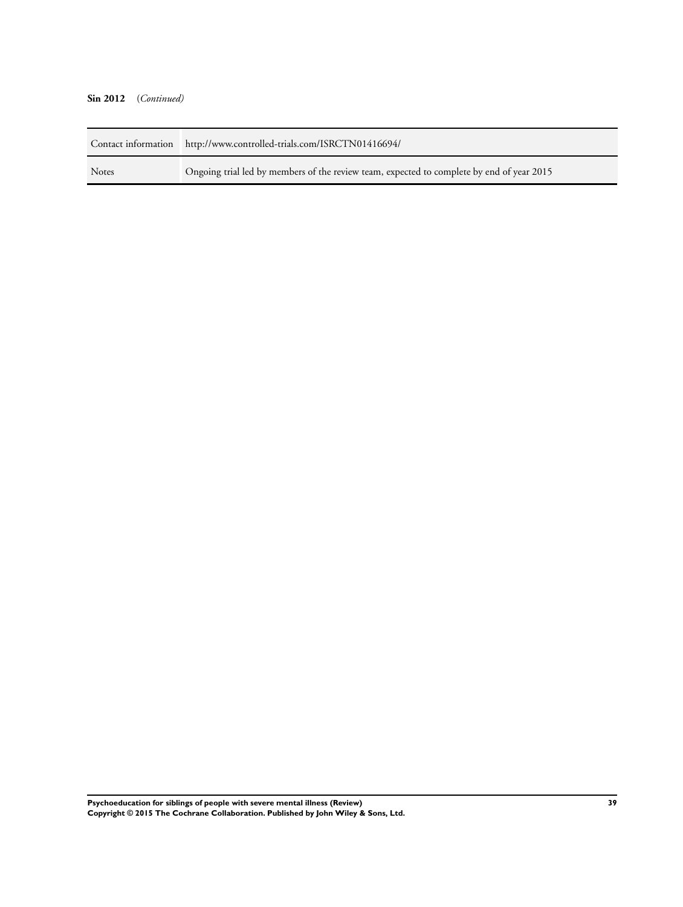**Sin 2012** (*Continued*)

| | |
|---|---|
| Contact information | http://www.controlled-trials.com/ISRCTN01416694/ |
| Notes | Ongoing trial led by members of the review team, expected to complete by end of year 2015 |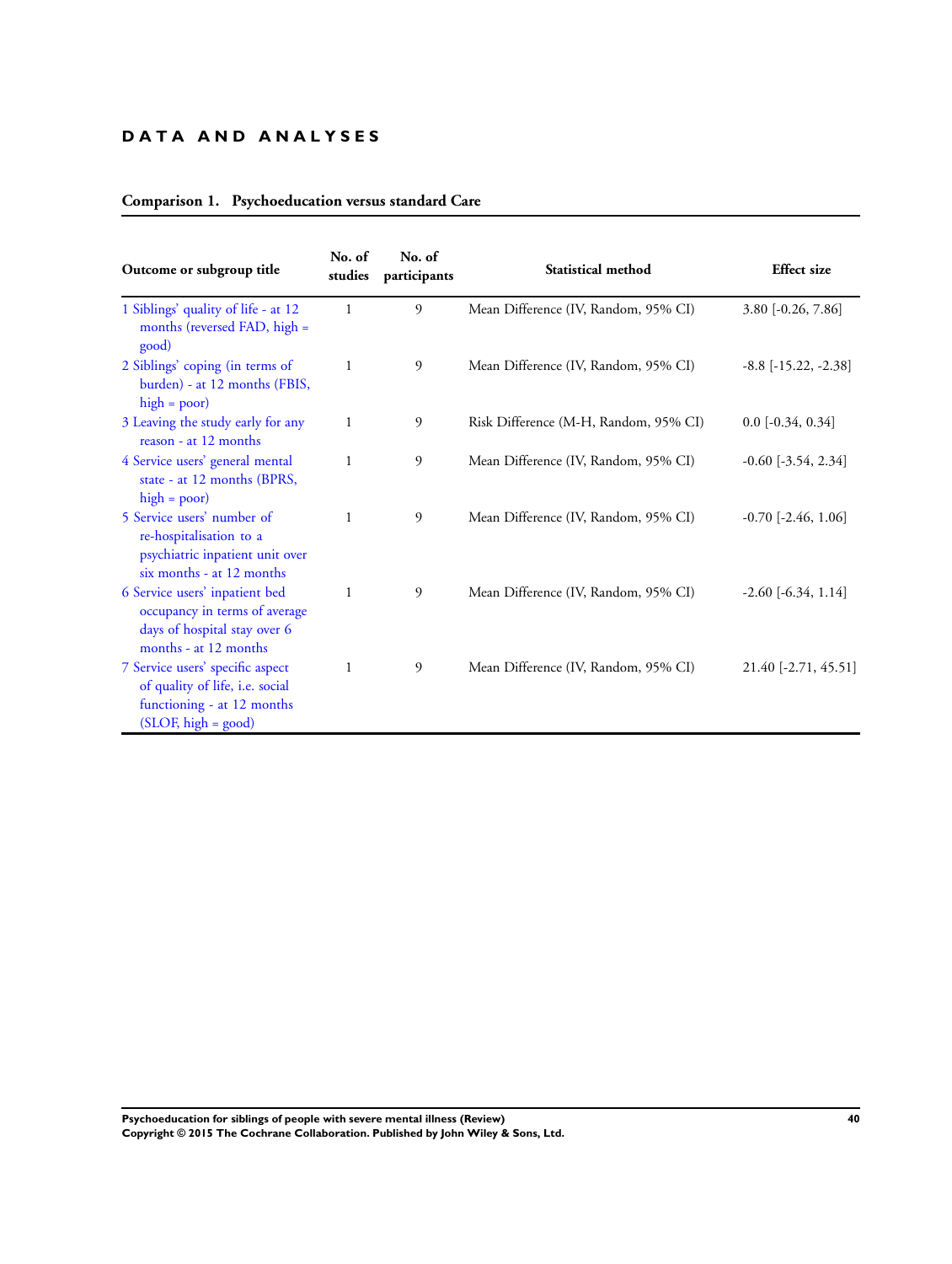# DATA AND ANALYSES

## Comparison 1. Psychoeducation versus standard Care

| Outcome or subgroup title | No. of studies | No. of participants | Statistical method | Effect size |
|---|---|---|---|---|
| 1 Siblings' quality of life - at 12 months (reversed FAD, high = good) | 1 | 9 | Mean Difference (IV, Random, 95% CI) | 3.80 [-0.26, 7.86] |
| 2 Siblings' coping (in terms of burden) - at 12 months (FBIS, high = poor) | 1 | 9 | Mean Difference (IV, Random, 95% CI) | -8.8 [-15.22, -2.38] |
| 3 Leaving the study early for any reason - at 12 months | 1 | 9 | Risk Difference (M-H, Random, 95% CI) | 0.0 [-0.34, 0.34] |
| 4 Service users' general mental state - at 12 months (BPRS, high = poor) | 1 | 9 | Mean Difference (IV, Random, 95% CI) | -0.60 [-3.54, 2.34] |
| 5 Service users' number of re-hospitalisation to a psychiatric inpatient unit over six months - at 12 months | 1 | 9 | Mean Difference (IV, Random, 95% CI) | -0.70 [-2.46, 1.06] |
| 6 Service users' inpatient bed occupancy in terms of average days of hospital stay over 6 months - at 12 months | 1 | 9 | Mean Difference (IV, Random, 95% CI) | -2.60 [-6.34, 1.14] |
| 7 Service users' specific aspect of quality of life, i.e. social functioning - at 12 months (SLOF, high = good) | 1 | 9 | Mean Difference (IV, Random, 95% CI) | 21.40 [-2.71, 45.51] |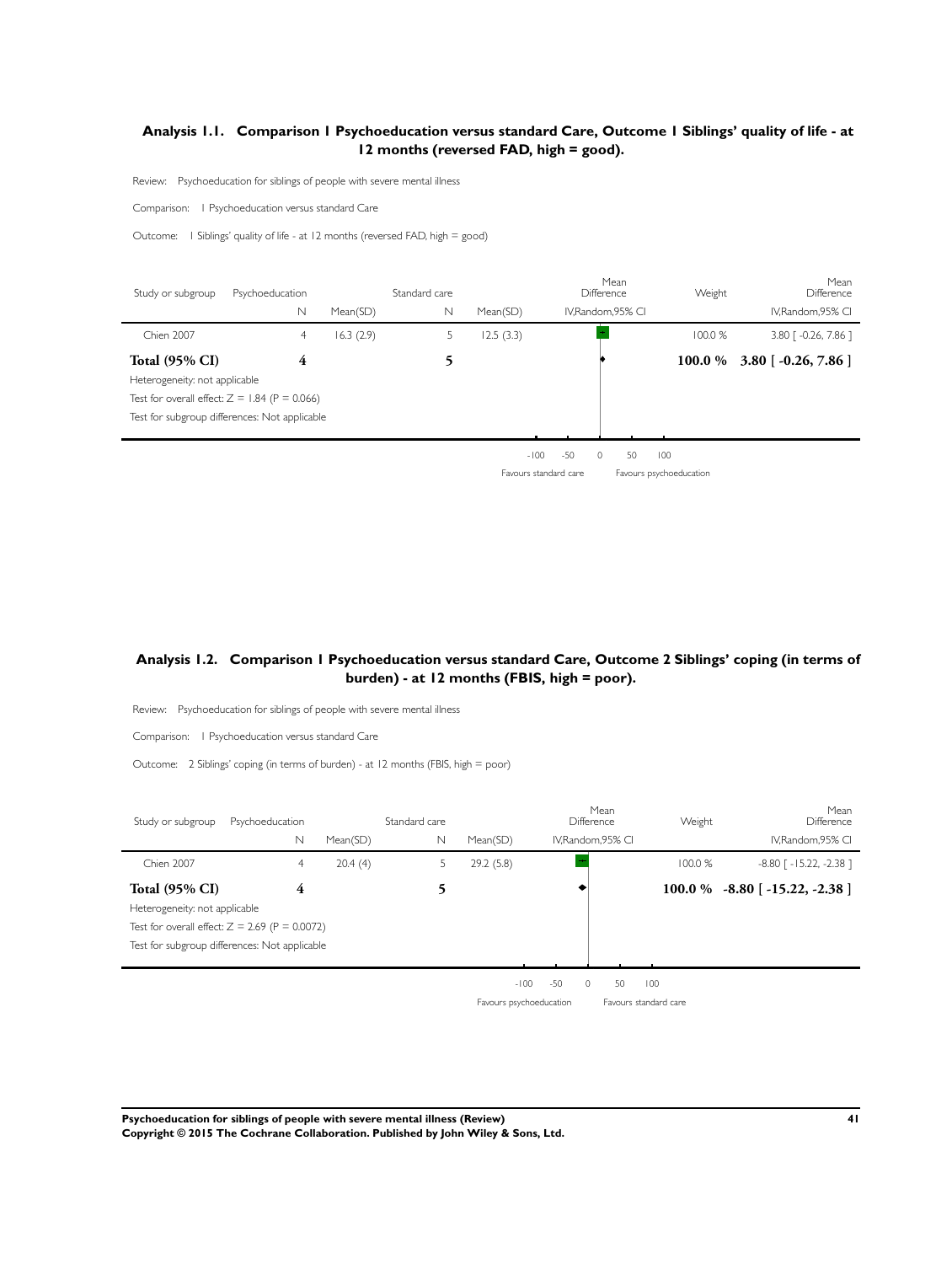### Analysis 1.1. Comparison 1 Psychoeducation versus standard Care, Outcome 1 Siblings' quality of life - at 12 months (reversed FAD, high = good).

Review: Psychoeducation for siblings of people with severe mental illness

Comparison: 1 Psychoeducation versus standard Care

Outcome: 1 Siblings' quality of life - at 12 months (reversed FAD, high = good)

| Study or subgroup | Psychoeducation | | Standard care | | Mean Difference | Weight | Mean Difference |
|---|---|---|---|---|---|---|---|
| | N | Mean(SD) | N | Mean(SD) | IV,Random,95% CI | | IV,Random,95% CI |
| Chien 2007 | 4 | 16.3 (2.9) | 5 | 12.5 (3.3) | | 100.0 % | 3.80 [ -0.26, 7.86 ] |
| **Total (95% CI)** | **4** | | **5** | | | **100.0 %** | **3.80 [ -0.26, 7.86 ]** |

Heterogeneity: not applicable

Test for overall effect: Z = 1.84 (P = 0.066)

Test for subgroup differences: Not applicable

-100 -50 0 50 100

Favours standard care | Favours psychoeducation

### Analysis 1.2. Comparison 1 Psychoeducation versus standard Care, Outcome 2 Siblings' coping (in terms of burden) - at 12 months (FBIS, high = poor).

Review: Psychoeducation for siblings of people with severe mental illness

Comparison: 1 Psychoeducation versus standard Care

Outcome: 2 Siblings' coping (in terms of burden) - at 12 months (FBIS, high = poor)

| Study or subgroup | Psychoeducation | | Standard care | | Mean Difference | Weight | Mean Difference |
|---|---|---|---|---|---|---|---|
| | N | Mean(SD) | N | Mean(SD) | IV,Random,95% CI | | IV,Random,95% CI |
| Chien 2007 | 4 | 20.4 (4) | 5 | 29.2 (5.8) | | 100.0 % | -8.80 [ -15.22, -2.38 ] |
| **Total (95% CI)** | **4** | | **5** | | | **100.0 %** | **-8.80 [ -15.22, -2.38 ]** |

Heterogeneity: not applicable

Test for overall effect: Z = 2.69 (P = 0.0072)

Test for subgroup differences: Not applicable

-100 -50 0 50 100

Favours psychoeducation | Favours standard care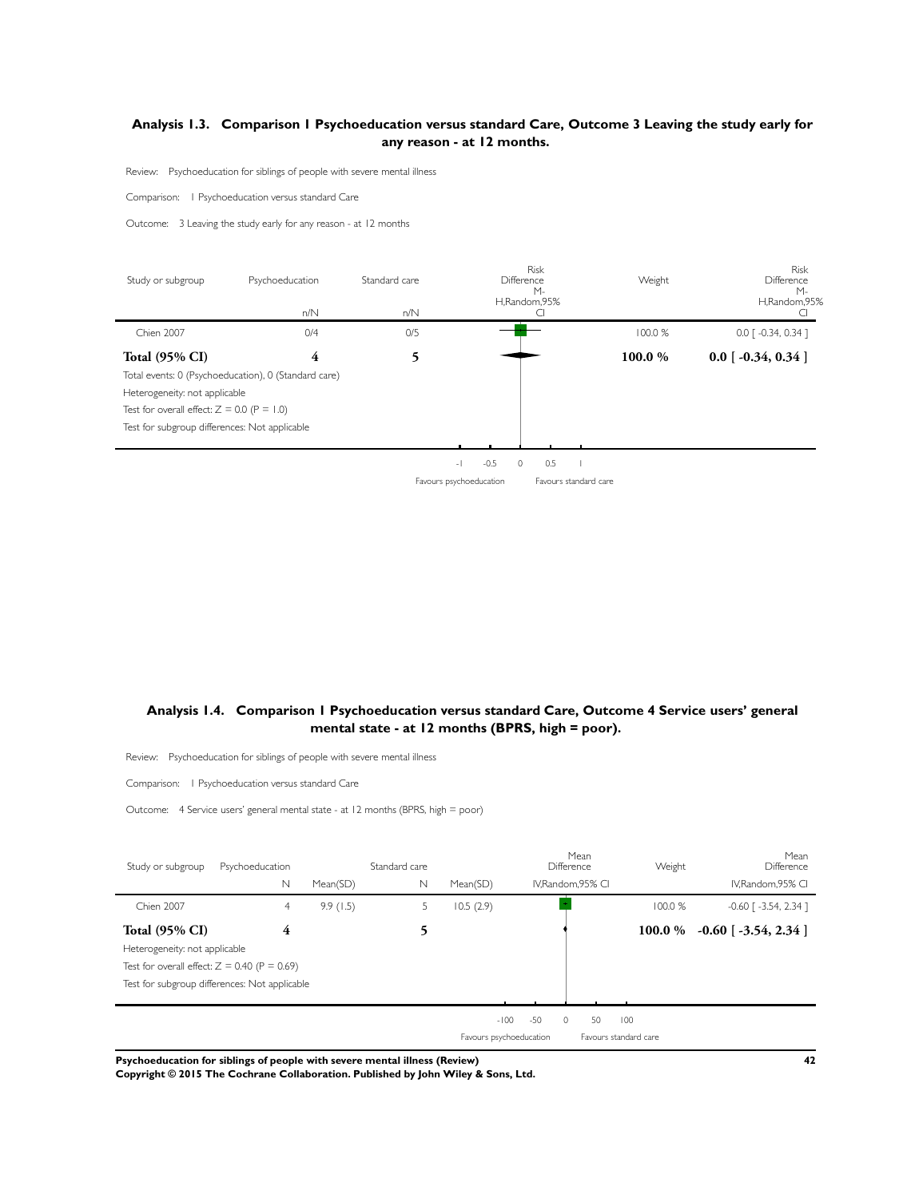## Analysis 1.3. Comparison 1 Psychoeducation versus standard Care, Outcome 3 Leaving the study early for any reason - at 12 months.

Review: Psychoeducation for siblings of people with severe mental illness

Comparison: 1 Psychoeducation versus standard Care

Outcome: 3 Leaving the study early for any reason - at 12 months

| Study or subgroup | Psychoeducation n/N | Standard care n/N | Risk Difference M-H,Random,95% CI | Weight | Risk Difference M-H,Random,95% CI |
|---|---|---|---|---|---|
| Chien 2007 | 0/4 | 0/5 | | 100.0 % | 0.0 [ -0.34, 0.34 ] |
| **Total (95% CI)** | **4** | **5** | | **100.0 %** | **0.0 [ -0.34, 0.34 ]** |

Total events: 0 (Psychoeducation), 0 (Standard care)

Heterogeneity: not applicable

Test for overall effect: $Z = 0.0$ ($P = 1.0$)

Test for subgroup differences: Not applicable

-1 -0.5 0 0.5 1

Favours psychoeducation Favours standard care

## Analysis 1.4. Comparison 1 Psychoeducation versus standard Care, Outcome 4 Service users' general mental state - at 12 months (BPRS, high = poor).

Review: Psychoeducation for siblings of people with severe mental illness

Comparison: 1 Psychoeducation versus standard Care

Outcome: 4 Service users' general mental state - at 12 months (BPRS, high = poor)

| Study or subgroup | Psychoeducation N | Mean(SD) | Standard care N | Mean(SD) | Mean Difference IV,Random,95% CI | Weight | Mean Difference IV,Random,95% CI |
|---|---|---|---|---|---|---|---|
| Chien 2007 | 4 | 9.9 (1.5) | 5 | 10.5 (2.9) | | 100.0 % | -0.60 [ -3.54, 2.34 ] |
| **Total (95% CI)** | **4** | | **5** | | | **100.0 %** | **-0.60 [ -3.54, 2.34 ]** |

Heterogeneity: not applicable

Test for overall effect: $Z = 0.40$ ($P = 0.69$)

Test for subgroup differences: Not applicable

-100 -50 0 50 100

Favours psychoeducation Favours standard care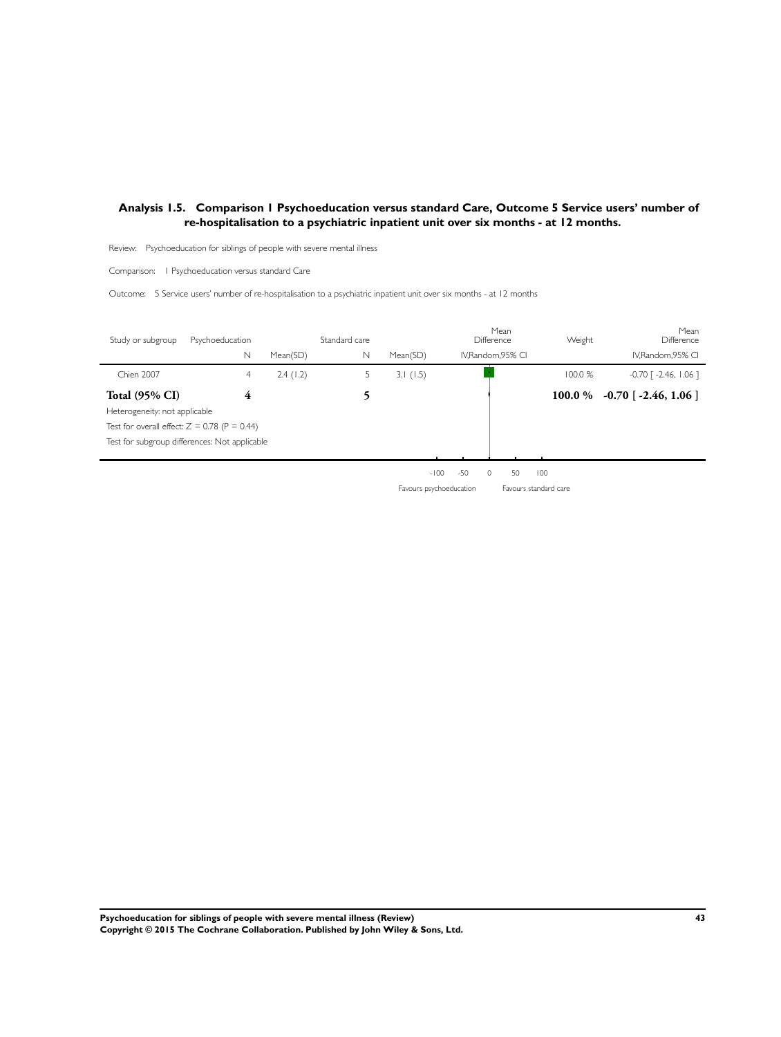### Analysis 1.5. Comparison 1 Psychoeducation versus standard Care, Outcome 5 Service users' number of re-hospitalisation to a psychiatric inpatient unit over six months - at 12 months.

Review: Psychoeducation for siblings of people with severe mental illness

Comparison: 1 Psychoeducation versus standard Care

Outcome: 5 Service users' number of re-hospitalisation to a psychiatric inpatient unit over six months - at 12 months

| Study or subgroup | Psychoeducation | | Standard care | | Mean Difference | Weight | Mean Difference |
|---|---|---|---|---|---|---|---|
| | N | Mean(SD) | N | Mean(SD) | IV,Random,95% CI | | IV,Random,95% CI |
| Chien 2007 | 4 | 2.4 (1.2) | 5 | 3.1 (1.5) | | 100.0 % | -0.70 [ -2.46, 1.06 ] |
| **Total (95% CI)** | **4** | | **5** | | | **100.0 %** | **-0.70 [ -2.46, 1.06 ]** |

Heterogeneity: not applicable

Test for overall effect: Z = 0.78 (P = 0.44)

Test for subgroup differences: Not applicable

-100 -50 0 50 100

Favours psychoeducation Favours standard care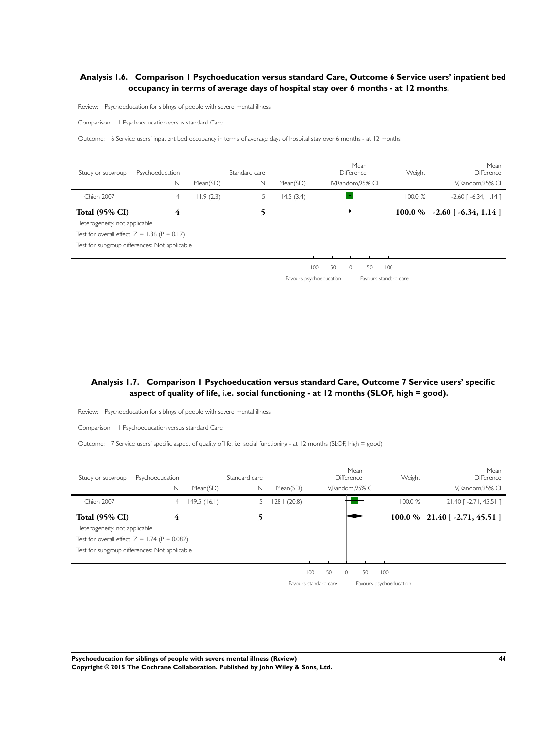### Analysis 1.6. Comparison 1 Psychoeducation versus standard Care, Outcome 6 Service users' inpatient bed occupancy in terms of average days of hospital stay over 6 months - at 12 months.

Review: Psychoeducation for siblings of people with severe mental illness

Comparison: 1 Psychoeducation versus standard Care

Outcome: 6 Service users' inpatient bed occupancy in terms of average days of hospital stay over 6 months - at 12 months

| Study or subgroup | Psychoeducation | | Standard care | | Mean Difference | Weight | Mean Difference |
|---|---|---|---|---|---|---|---|
| | N | Mean(SD) | N | Mean(SD) | IV,Random,95% CI | | IV,Random,95% CI |
| Chien 2007 | 4 | 11.9 (2.3) | 5 | 14.5 (3.4) | | 100.0 % | -2.60 [ -6.34, 1.14 ] |
| **Total (95% CI)** | **4** | | **5** | | | **100.0 %** | **-2.60 [ -6.34, 1.14 ]** |

Heterogeneity: not applicable

Test for overall effect: Z = 1.36 (P = 0.17)

Test for subgroup differences: Not applicable

-100 -50 0 50 100

Favours psychoeducation Favours standard care

### Analysis 1.7. Comparison 1 Psychoeducation versus standard Care, Outcome 7 Service users' specific aspect of quality of life, i.e. social functioning - at 12 months (SLOF, high = good).

Review: Psychoeducation for siblings of people with severe mental illness

Comparison: 1 Psychoeducation versus standard Care

Outcome: 7 Service users' specific aspect of quality of life, i.e. social functioning - at 12 months (SLOF, high = good)

| Study or subgroup | Psychoeducation | | Standard care | | Mean Difference | Weight | Mean Difference |
|---|---|---|---|---|---|---|---|
| | N | Mean(SD) | N | Mean(SD) | IV,Random,95% CI | | IV,Random,95% CI |
| Chien 2007 | 4 | 149.5 (16.1) | 5 | 128.1 (20.8) | | 100.0 % | 21.40 [ -2.71, 45.51 ] |
| **Total (95% CI)** | **4** | | **5** | | | **100.0 %** | **21.40 [ -2.71, 45.51 ]** |

Heterogeneity: not applicable

Test for overall effect: Z = 1.74 (P = 0.082)

Test for subgroup differences: Not applicable

-100 -50 0 50 100

Favours standard care Favours psychoeducation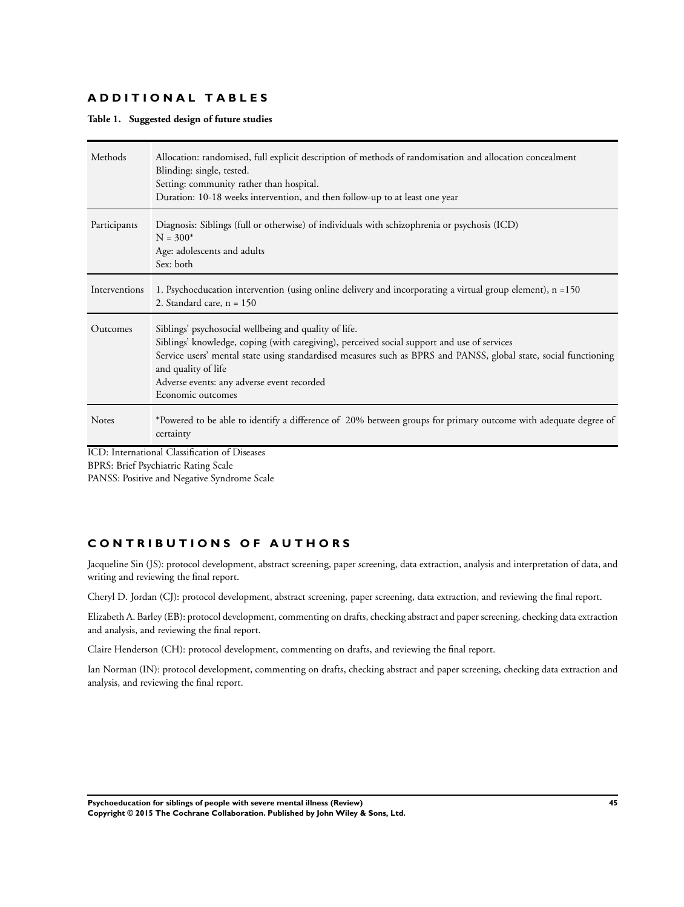## ADDITIONAL TABLES

**Table 1. Suggested design of future studies**

| | |
|---|---|
| Methods | Allocation: randomised, full explicit description of methods of randomisation and allocation concealment<br>Blinding: single, tested.<br>Setting: community rather than hospital.<br>Duration: 10-18 weeks intervention, and then follow-up to at least one year |
| Participants | Diagnosis: Siblings (full or otherwise) of individuals with schizophrenia or psychosis (ICD)<br>N = 300*<br>Age: adolescents and adults<br>Sex: both |
| Interventions | 1. Psychoeducation intervention (using online delivery and incorporating a virtual group element), n =150<br>2. Standard care, n = 150 |
| Outcomes | Siblings' psychosocial wellbeing and quality of life.<br>Siblings' knowledge, coping (with caregiving), perceived social support and use of services<br>Service users' mental state using standardised measures such as BPRS and PANSS, global state, social functioning and quality of life<br>Adverse events: any adverse event recorded<br>Economic outcomes |
| Notes | *Powered to be able to identify a difference of 20% between groups for primary outcome with adequate degree of certainty |

ICD: International Classification of Diseases
BPRS: Brief Psychiatric Rating Scale
PANSS: Positive and Negative Syndrome Scale

## CONTRIBUTIONS OF AUTHORS

Jacqueline Sin (JS): protocol development, abstract screening, paper screening, data extraction, analysis and interpretation of data, and writing and reviewing the final report.

Cheryl D. Jordan (CJ): protocol development, abstract screening, paper screening, data extraction, and reviewing the final report.

Elizabeth A. Barley (EB): protocol development, commenting on drafts, checking abstract and paper screening, checking data extraction and analysis, and reviewing the final report.

Claire Henderson (CH): protocol development, commenting on drafts, and reviewing the final report.

Ian Norman (IN): protocol development, commenting on drafts, checking abstract and paper screening, checking data extraction and analysis, and reviewing the final report.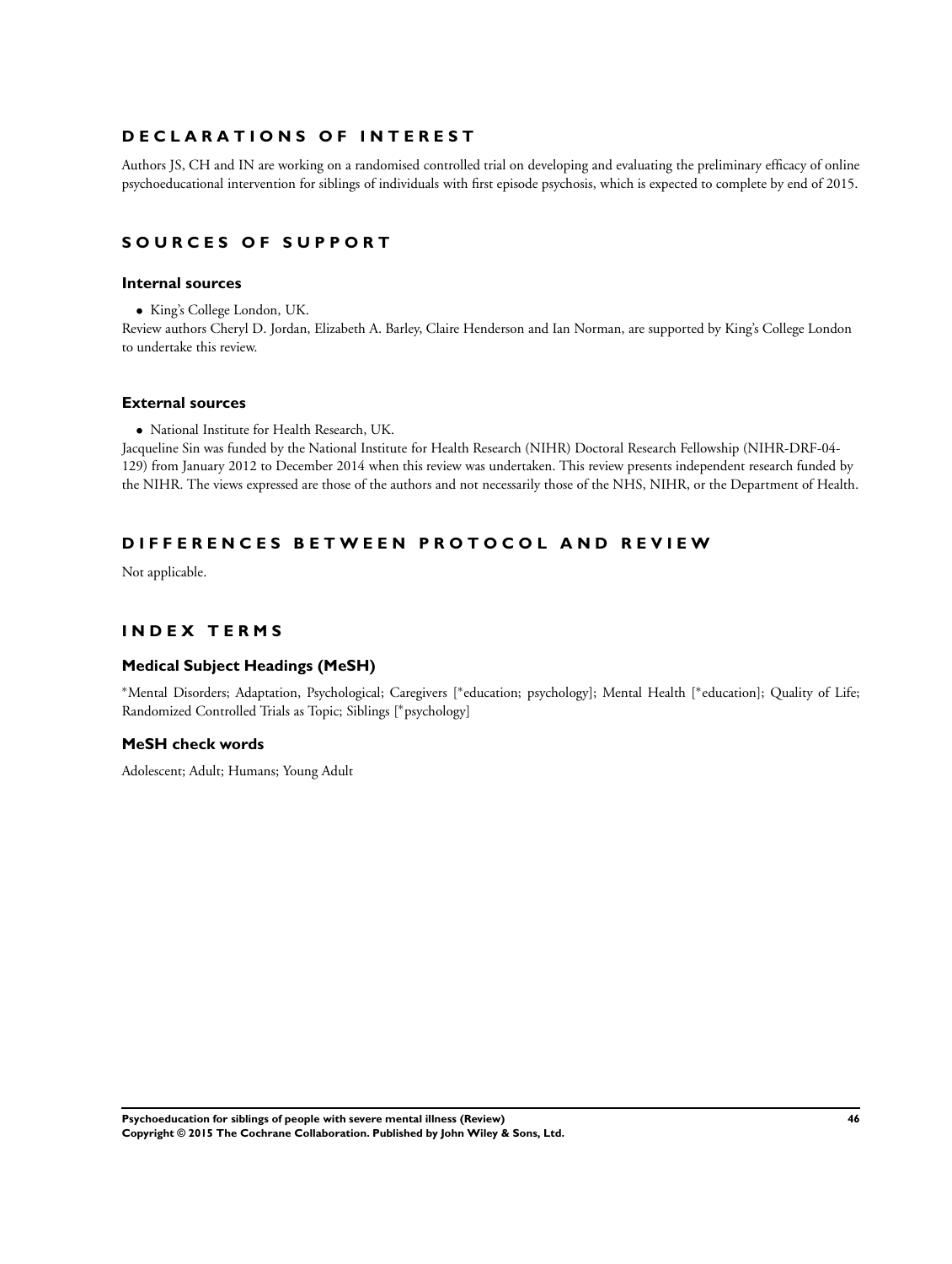## DECLARATIONS OF INTEREST

Authors JS, CH and IN are working on a randomised controlled trial on developing and evaluating the preliminary efficacy of online psychoeducational intervention for siblings of individuals with first episode psychosis, which is expected to complete by end of 2015.

## SOURCES OF SUPPORT

### Internal sources

- King's College London, UK.

Review authors Cheryl D. Jordan, Elizabeth A. Barley, Claire Henderson and Ian Norman, are supported by King's College London to undertake this review.

### External sources

- National Institute for Health Research, UK.

Jacqueline Sin was funded by the National Institute for Health Research (NIHR) Doctoral Research Fellowship (NIHR-DRF-04-129) from January 2012 to December 2014 when this review was undertaken. This review presents independent research funded by the NIHR. The views expressed are those of the authors and not necessarily those of the NHS, NIHR, or the Department of Health.

## DIFFERENCES BETWEEN PROTOCOL AND REVIEW

Not applicable.

## INDEX TERMS

### Medical Subject Headings (MeSH)

*Mental Disorders; Adaptation, Psychological; Caregivers [*education; psychology]; Mental Health [*education]; Quality of Life; Randomized Controlled Trials as Topic; Siblings [*psychology]

### MeSH check words

Adolescent; Adult; Humans; Young Adult